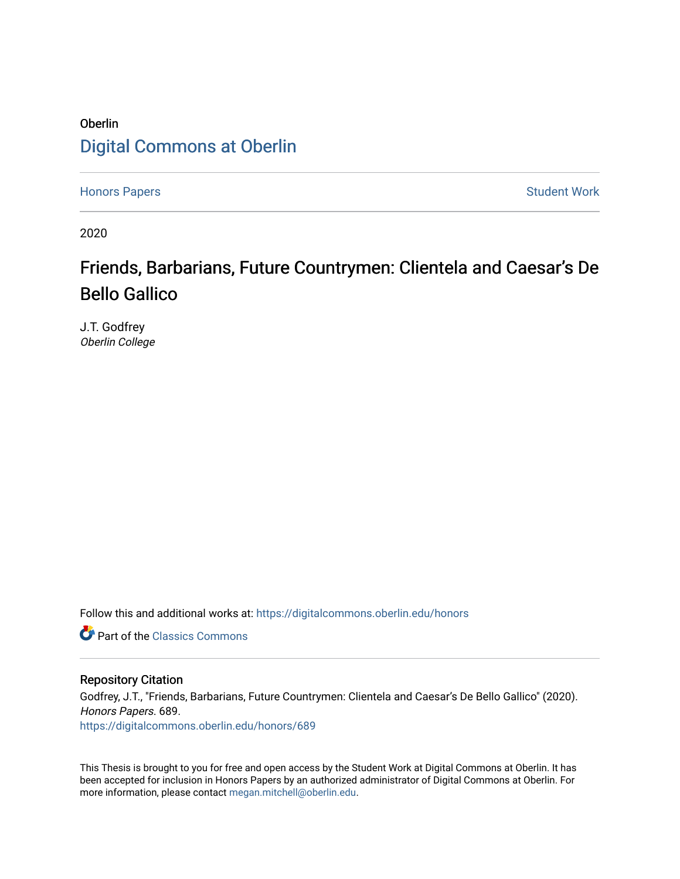Oberlin

Digital Commons at Oberlin

Honors Papers | Student Work

2020

# Friends, Barbarians, Future Countrymen: Clientela and Caesar's De Bello Gallico

J.T. Godfrey
*Oberlin College*

Follow this and additional works at: https://digitalcommons.oberlin.edu/honors

Part of the Classics Commons

### Repository Citation

Godfrey, J.T., "Friends, Barbarians, Future Countrymen: Clientela and Caesar's De Bello Gallico" (2020). *Honors Papers*. 689.
https://digitalcommons.oberlin.edu/honors/689

This Thesis is brought to you for free and open access by the Student Work at Digital Commons at Oberlin. It has been accepted for inclusion in Honors Papers by an authorized administrator of Digital Commons at Oberlin. For more information, please contact megan.mitchell@oberlin.edu.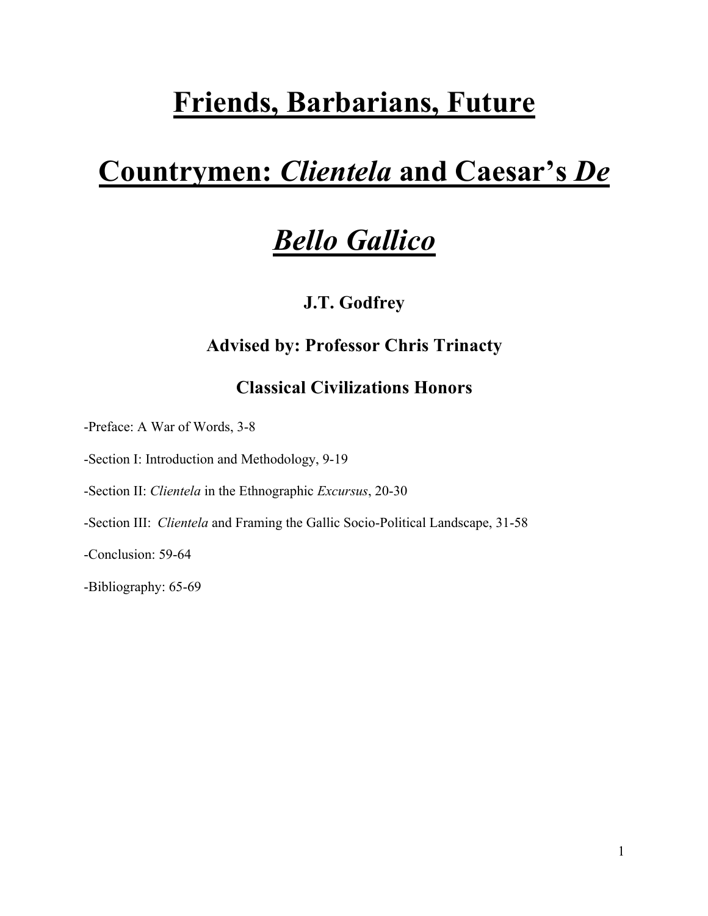# Friends, Barbarians, Future Countrymen: *Clientela* and Caesar's *De Bello Gallico*

**J.T. Godfrey**

**Advised by: Professor Chris Trinacty**

**Classical Civilizations Honors**

-Preface: A War of Words, 3-8

-Section I: Introduction and Methodology, 9-19

-Section II: *Clientela* in the Ethnographic *Excursus*, 20-30

-Section III: *Clientela* and Framing the Gallic Socio-Political Landscape, 31-58

-Conclusion: 59-64

-Bibliography: 65-69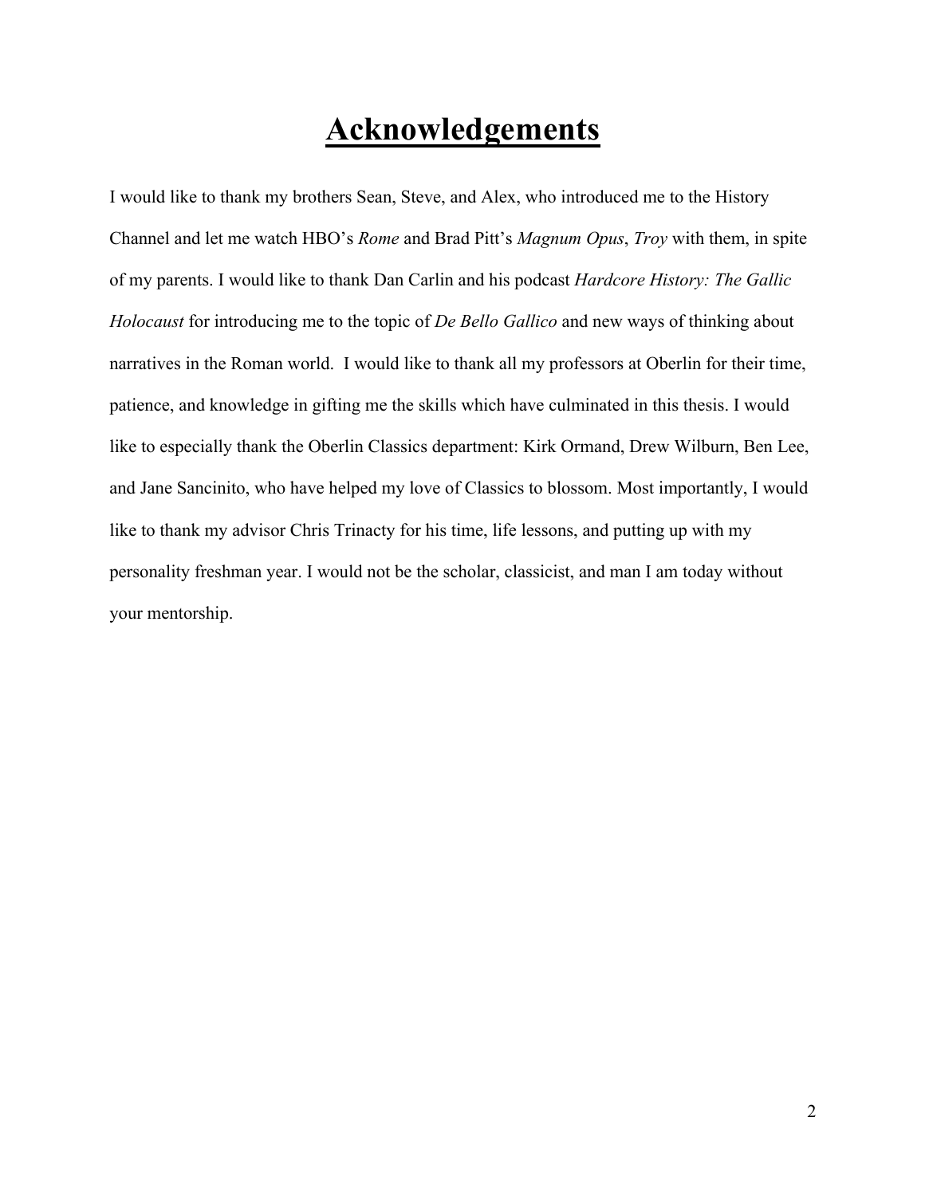# Acknowledgements

I would like to thank my brothers Sean, Steve, and Alex, who introduced me to the History Channel and let me watch HBO's *Rome* and Brad Pitt's *Magnum Opus*, *Troy* with them, in spite of my parents. I would like to thank Dan Carlin and his podcast *Hardcore History: The Gallic Holocaust* for introducing me to the topic of *De Bello Gallico* and new ways of thinking about narratives in the Roman world. I would like to thank all my professors at Oberlin for their time, patience, and knowledge in gifting me the skills which have culminated in this thesis. I would like to especially thank the Oberlin Classics department: Kirk Ormand, Drew Wilburn, Ben Lee, and Jane Sancinito, who have helped my love of Classics to blossom. Most importantly, I would like to thank my advisor Chris Trinacty for his time, life lessons, and putting up with my personality freshman year. I would not be the scholar, classicist, and man I am today without your mentorship.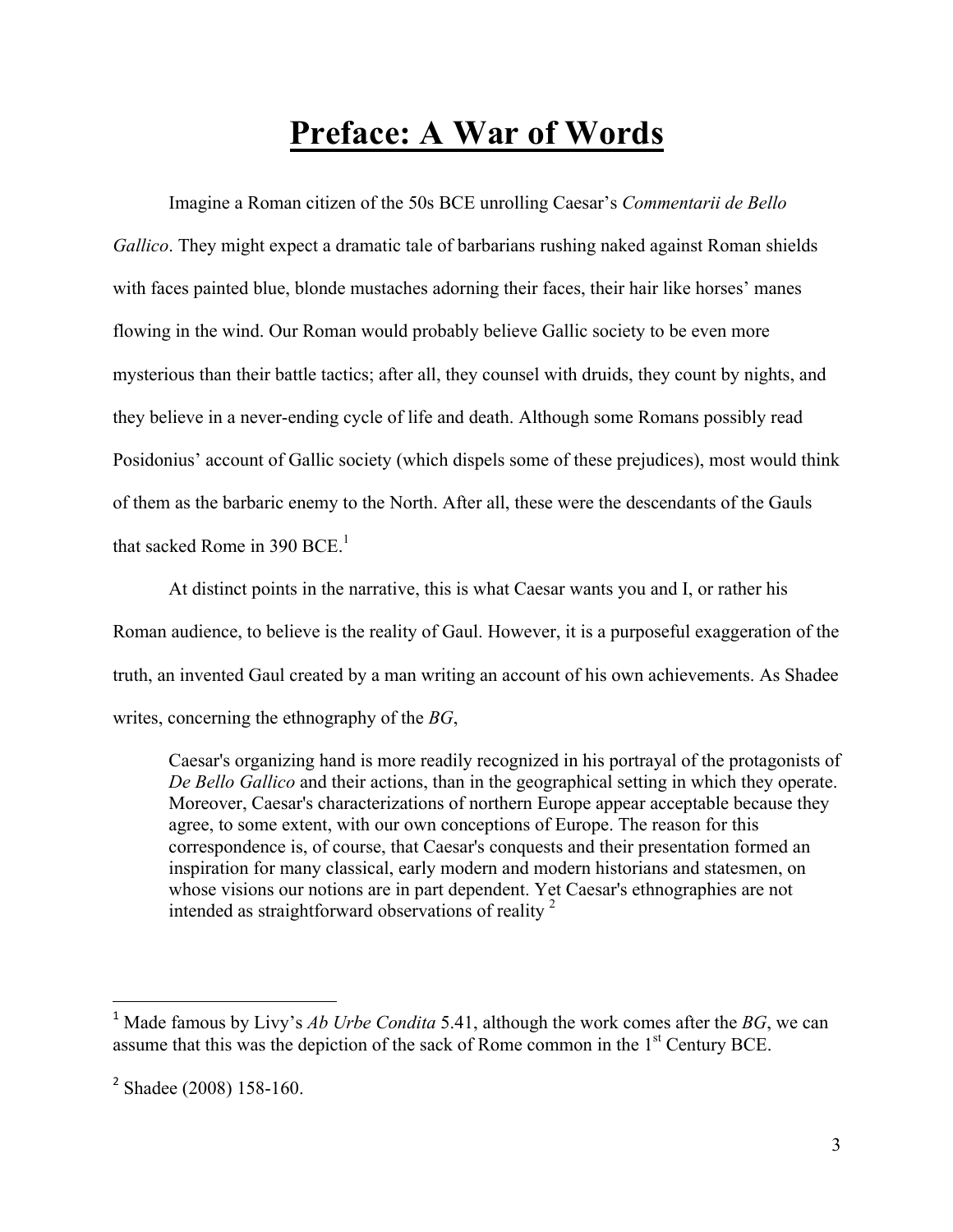# Preface: A War of Words

Imagine a Roman citizen of the 50s BCE unrolling Caesar's *Commentarii de Bello Gallico*. They might expect a dramatic tale of barbarians rushing naked against Roman shields with faces painted blue, blonde mustaches adorning their faces, their hair like horses' manes flowing in the wind. Our Roman would probably believe Gallic society to be even more mysterious than their battle tactics; after all, they counsel with druids, they count by nights, and they believe in a never-ending cycle of life and death. Although some Romans possibly read Posidonius' account of Gallic society (which dispels some of these prejudices), most would think of them as the barbaric enemy to the North. After all, these were the descendants of the Gauls that sacked Rome in 390 BCE.[1]

At distinct points in the narrative, this is what Caesar wants you and I, or rather his Roman audience, to believe is the reality of Gaul. However, it is a purposeful exaggeration of the truth, an invented Gaul created by a man writing an account of his own achievements. As Shadee writes, concerning the ethnography of the *BG*,

> Caesar's organizing hand is more readily recognized in his portrayal of the protagonists of *De Bello Gallico* and their actions, than in the geographical setting in which they operate. Moreover, Caesar's characterizations of northern Europe appear acceptable because they agree, to some extent, with our own conceptions of Europe. The reason for this correspondence is, of course, that Caesar's conquests and their presentation formed an inspiration for many classical, early modern and modern historians and statesmen, on whose visions our notions are in part dependent. Yet Caesar's ethnographies are not intended as straightforward observations of reality [2]

---

[1] Made famous by Livy's *Ab Urbe Condita* 5.41, although the work comes after the *BG*, we can assume that this was the depiction of the sack of Rome common in the 1st Century BCE.

[2] Shadee (2008) 158-160.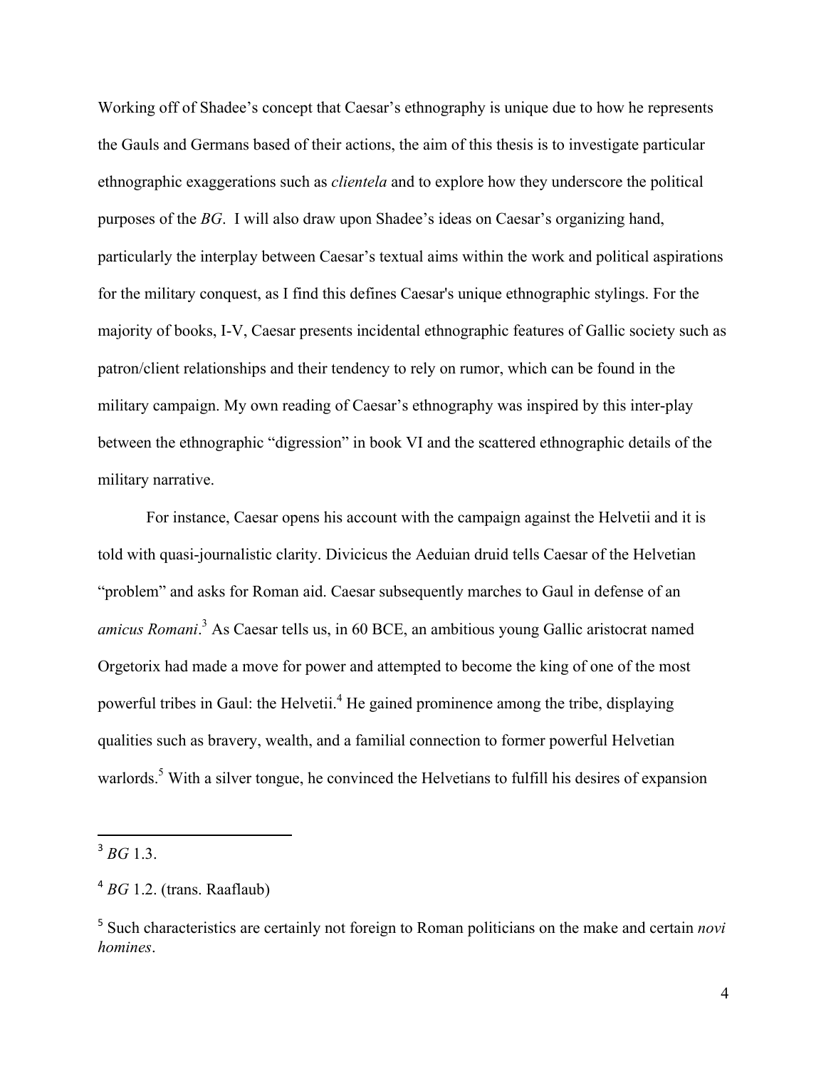Working off of Shadee's concept that Caesar's ethnography is unique due to how he represents the Gauls and Germans based of their actions, the aim of this thesis is to investigate particular ethnographic exaggerations such as *clientela* and to explore how they underscore the political purposes of the *BG*. I will also draw upon Shadee's ideas on Caesar's organizing hand, particularly the interplay between Caesar's textual aims within the work and political aspirations for the military conquest, as I find this defines Caesar's unique ethnographic stylings. For the majority of books, I-V, Caesar presents incidental ethnographic features of Gallic society such as patron/client relationships and their tendency to rely on rumor, which can be found in the military campaign. My own reading of Caesar's ethnography was inspired by this inter-play between the ethnographic "digression" in book VI and the scattered ethnographic details of the military narrative.

For instance, Caesar opens his account with the campaign against the Helvetii and it is told with quasi-journalistic clarity. Divicicus the Aeduian druid tells Caesar of the Helvetian "problem" and asks for Roman aid. Caesar subsequently marches to Gaul in defense of an *amicus Romani*.[3] As Caesar tells us, in 60 BCE, an ambitious young Gallic aristocrat named Orgetorix had made a move for power and attempted to become the king of one of the most powerful tribes in Gaul: the Helvetii.[4] He gained prominence among the tribe, displaying qualities such as bravery, wealth, and a familial connection to former powerful Helvetian warlords.[5] With a silver tongue, he convinced the Helvetians to fulfill his desires of expansion

---

[3] *BG* 1.3.

[4] *BG* 1.2. (trans. Raaflaub)

[5] Such characteristics are certainly not foreign to Roman politicians on the make and certain *novi homines*.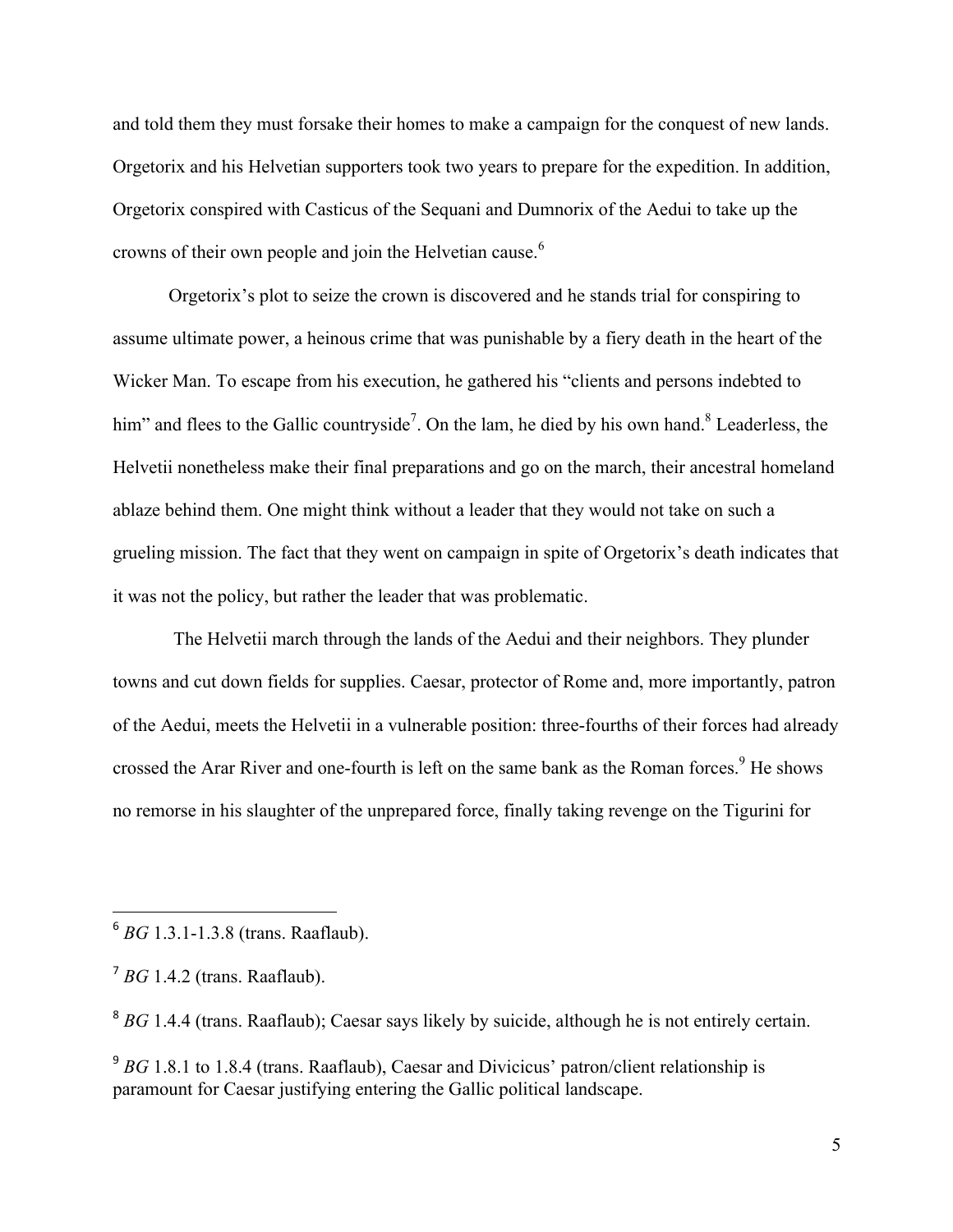and told them they must forsake their homes to make a campaign for the conquest of new lands. Orgetorix and his Helvetian supporters took two years to prepare for the expedition. In addition, Orgetorix conspired with Casticus of the Sequani and Dumnorix of the Aedui to take up the crowns of their own people and join the Helvetian cause.[6]

Orgetorix's plot to seize the crown is discovered and he stands trial for conspiring to assume ultimate power, a heinous crime that was punishable by a fiery death in the heart of the Wicker Man. To escape from his execution, he gathered his "clients and persons indebted to him" and flees to the Gallic countryside[7]. On the lam, he died by his own hand.[8] Leaderless, the Helvetii nonetheless make their final preparations and go on the march, their ancestral homeland ablaze behind them. One might think without a leader that they would not take on such a grueling mission. The fact that they went on campaign in spite of Orgetorix's death indicates that it was not the policy, but rather the leader that was problematic.

The Helvetii march through the lands of the Aedui and their neighbors. They plunder towns and cut down fields for supplies. Caesar, protector of Rome and, more importantly, patron of the Aedui, meets the Helvetii in a vulnerable position: three-fourths of their forces had already crossed the Arar River and one-fourth is left on the same bank as the Roman forces.[9] He shows no remorse in his slaughter of the unprepared force, finally taking revenge on the Tigurini for

---

[6] *BG* 1.3.1-1.3.8 (trans. Raaflaub).

[7] *BG* 1.4.2 (trans. Raaflaub).

[8] *BG* 1.4.4 (trans. Raaflaub); Caesar says likely by suicide, although he is not entirely certain.

[9] *BG* 1.8.1 to 1.8.4 (trans. Raaflaub), Caesar and Divicicus' patron/client relationship is paramount for Caesar justifying entering the Gallic political landscape.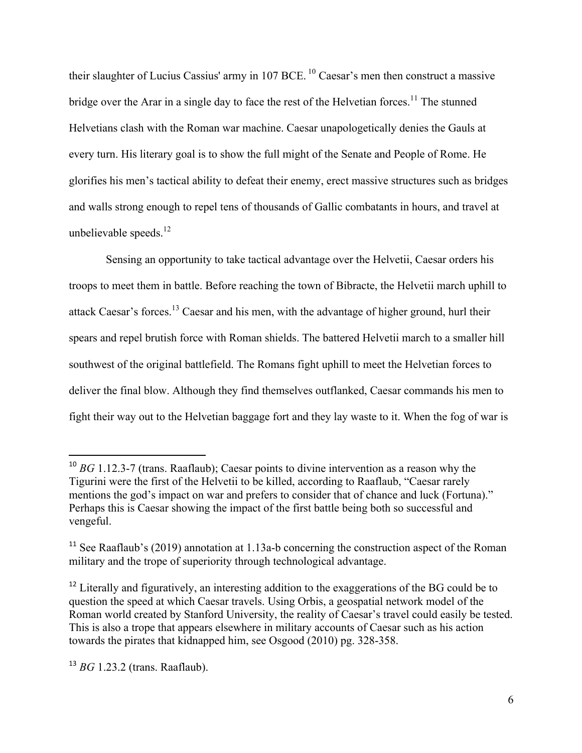their slaughter of Lucius Cassius' army in 107 BCE. [10] Caesar's men then construct a massive bridge over the Arar in a single day to face the rest of the Helvetian forces.[11] The stunned Helvetians clash with the Roman war machine. Caesar unapologetically denies the Gauls at every turn. His literary goal is to show the full might of the Senate and People of Rome. He glorifies his men's tactical ability to defeat their enemy, erect massive structures such as bridges and walls strong enough to repel tens of thousands of Gallic combatants in hours, and travel at unbelievable speeds.[12]

Sensing an opportunity to take tactical advantage over the Helvetii, Caesar orders his troops to meet them in battle. Before reaching the town of Bibracte, the Helvetii march uphill to attack Caesar's forces.[13] Caesar and his men, with the advantage of higher ground, hurl their spears and repel brutish force with Roman shields. The battered Helvetii march to a smaller hill southwest of the original battlefield. The Romans fight uphill to meet the Helvetian forces to deliver the final blow. Although they find themselves outflanked, Caesar commands his men to fight their way out to the Helvetian baggage fort and they lay waste to it. When the fog of war is

---

[10] *BG* 1.12.3-7 (trans. Raaflaub); Caesar points to divine intervention as a reason why the Tigurini were the first of the Helvetii to be killed, according to Raaflaub, "Caesar rarely mentions the god's impact on war and prefers to consider that of chance and luck (Fortuna)." Perhaps this is Caesar showing the impact of the first battle being both so successful and vengeful.

[11] See Raaflaub's (2019) annotation at 1.13a-b concerning the construction aspect of the Roman military and the trope of superiority through technological advantage.

[12] Literally and figuratively, an interesting addition to the exaggerations of the BG could be to question the speed at which Caesar travels. Using Orbis, a geospatial network model of the Roman world created by Stanford University, the reality of Caesar's travel could easily be tested. This is also a trope that appears elsewhere in military accounts of Caesar such as his action towards the pirates that kidnapped him, see Osgood (2010) pg. 328-358.

[13] *BG* 1.23.2 (trans. Raaflaub).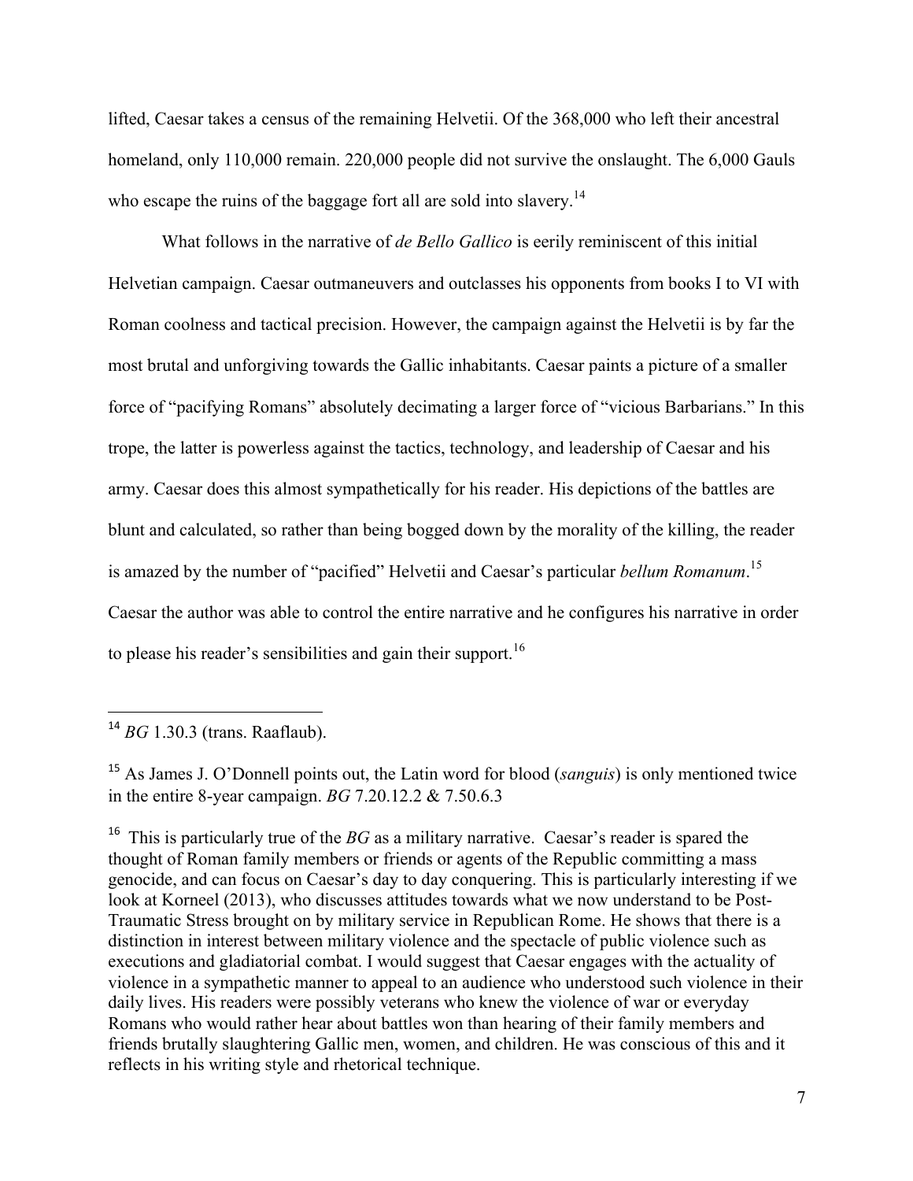lifted, Caesar takes a census of the remaining Helvetii. Of the 368,000 who left their ancestral homeland, only 110,000 remain. 220,000 people did not survive the onslaught. The 6,000 Gauls who escape the ruins of the baggage fort all are sold into slavery.[14]

What follows in the narrative of *de Bello Gallico* is eerily reminiscent of this initial Helvetian campaign. Caesar outmaneuvers and outclasses his opponents from books I to VI with Roman coolness and tactical precision. However, the campaign against the Helvetii is by far the most brutal and unforgiving towards the Gallic inhabitants. Caesar paints a picture of a smaller force of "pacifying Romans" absolutely decimating a larger force of "vicious Barbarians." In this trope, the latter is powerless against the tactics, technology, and leadership of Caesar and his army. Caesar does this almost sympathetically for his reader. His depictions of the battles are blunt and calculated, so rather than being bogged down by the morality of the killing, the reader is amazed by the number of "pacified" Helvetii and Caesar's particular *bellum Romanum*.[15] Caesar the author was able to control the entire narrative and he configures his narrative in order to please his reader's sensibilities and gain their support.[16]

---

[14] *BG* 1.30.3 (trans. Raaflaub).

[15] As James J. O'Donnell points out, the Latin word for blood (*sanguis*) is only mentioned twice in the entire 8-year campaign. *BG* 7.20.12.2 & 7.50.6.3

[16] This is particularly true of the *BG* as a military narrative. Caesar's reader is spared the thought of Roman family members or friends or agents of the Republic committing a mass genocide, and can focus on Caesar's day to day conquering. This is particularly interesting if we look at Korneel (2013), who discusses attitudes towards what we now understand to be Post-Traumatic Stress brought on by military service in Republican Rome. He shows that there is a distinction in interest between military violence and the spectacle of public violence such as executions and gladiatorial combat. I would suggest that Caesar engages with the actuality of violence in a sympathetic manner to appeal to an audience who understood such violence in their daily lives. His readers were possibly veterans who knew the violence of war or everyday Romans who would rather hear about battles won than hearing of their family members and friends brutally slaughtering Gallic men, women, and children. He was conscious of this and it reflects in his writing style and rhetorical technique.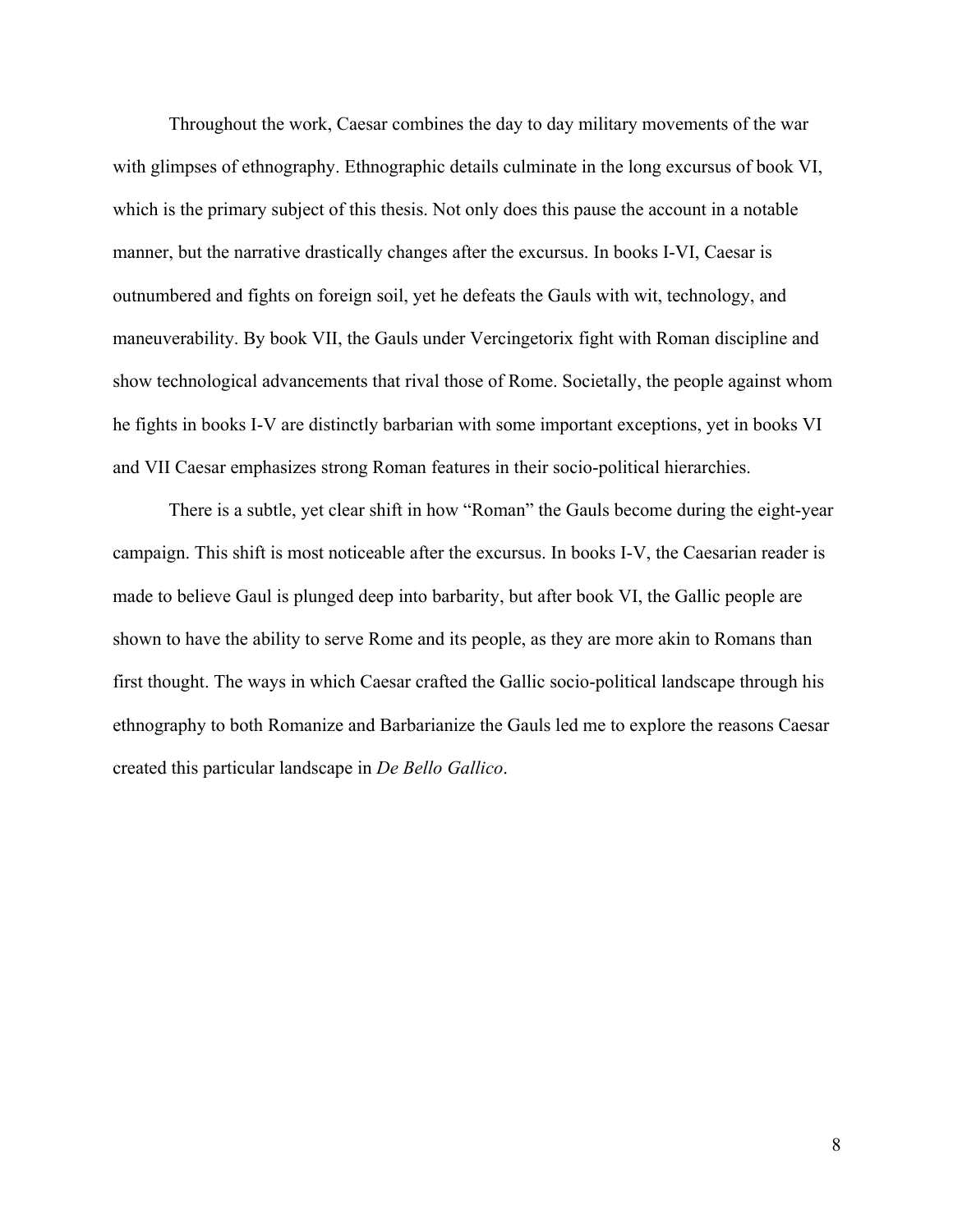Throughout the work, Caesar combines the day to day military movements of the war with glimpses of ethnography. Ethnographic details culminate in the long excursus of book VI, which is the primary subject of this thesis. Not only does this pause the account in a notable manner, but the narrative drastically changes after the excursus. In books I-VI, Caesar is outnumbered and fights on foreign soil, yet he defeats the Gauls with wit, technology, and maneuverability. By book VII, the Gauls under Vercingetorix fight with Roman discipline and show technological advancements that rival those of Rome. Societally, the people against whom he fights in books I-V are distinctly barbarian with some important exceptions, yet in books VI and VII Caesar emphasizes strong Roman features in their socio-political hierarchies.

There is a subtle, yet clear shift in how "Roman" the Gauls become during the eight-year campaign. This shift is most noticeable after the excursus. In books I-V, the Caesarian reader is made to believe Gaul is plunged deep into barbarity, but after book VI, the Gallic people are shown to have the ability to serve Rome and its people, as they are more akin to Romans than first thought. The ways in which Caesar crafted the Gallic socio-political landscape through his ethnography to both Romanize and Barbarianize the Gauls led me to explore the reasons Caesar created this particular landscape in *De Bello Gallico*.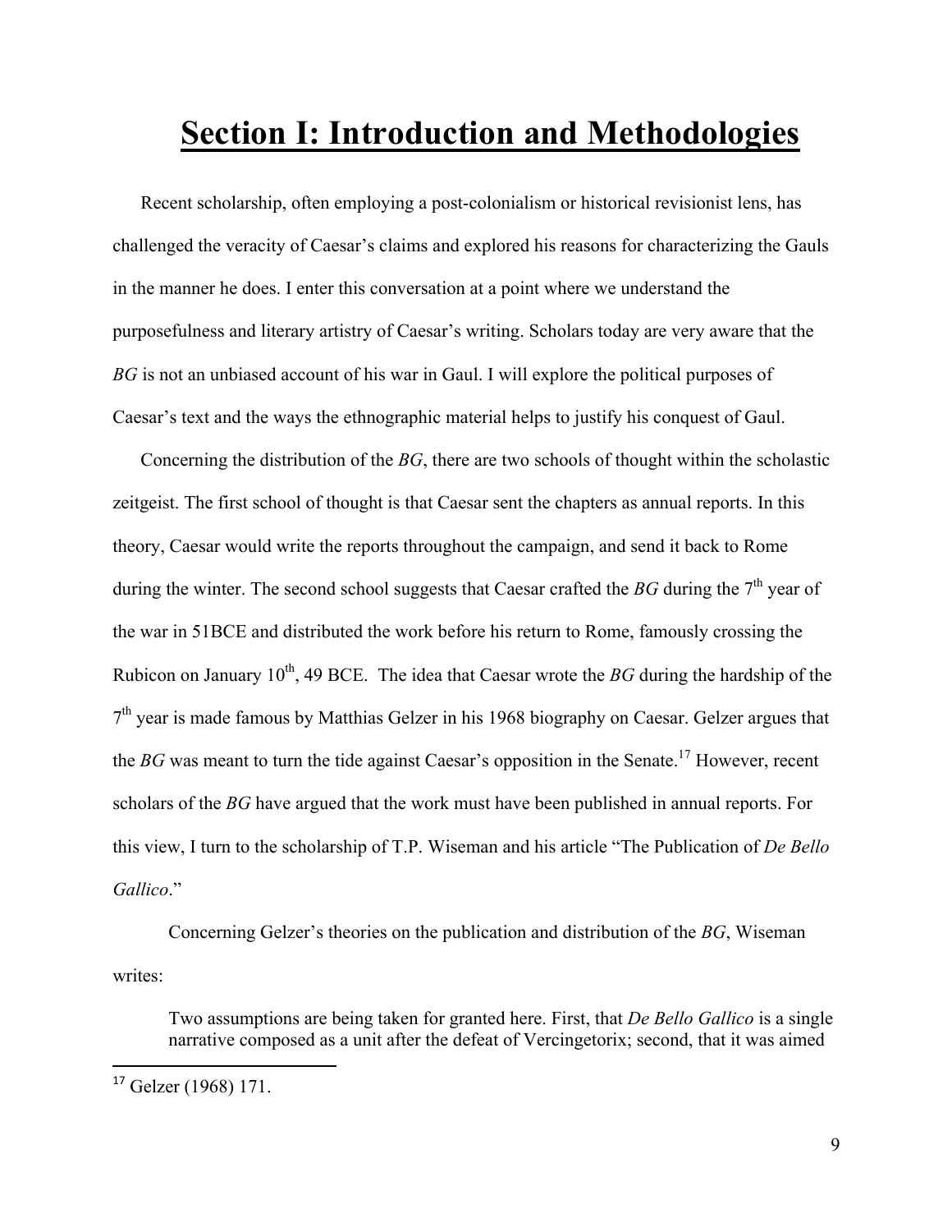# Section I: Introduction and Methodologies

Recent scholarship, often employing a post-colonialism or historical revisionist lens, has challenged the veracity of Caesar's claims and explored his reasons for characterizing the Gauls in the manner he does. I enter this conversation at a point where we understand the purposefulness and literary artistry of Caesar's writing. Scholars today are very aware that the *BG* is not an unbiased account of his war in Gaul. I will explore the political purposes of Caesar's text and the ways the ethnographic material helps to justify his conquest of Gaul.

Concerning the distribution of the *BG*, there are two schools of thought within the scholastic zeitgeist. The first school of thought is that Caesar sent the chapters as annual reports. In this theory, Caesar would write the reports throughout the campaign, and send it back to Rome during the winter. The second school suggests that Caesar crafted the *BG* during the 7th year of the war in 51BCE and distributed the work before his return to Rome, famously crossing the Rubicon on January 10th, 49 BCE. The idea that Caesar wrote the *BG* during the hardship of the 7th year is made famous by Matthias Gelzer in his 1968 biography on Caesar. Gelzer argues that the *BG* was meant to turn the tide against Caesar's opposition in the Senate.[17] However, recent scholars of the *BG* have argued that the work must have been published in annual reports. For this view, I turn to the scholarship of T.P. Wiseman and his article "The Publication of *De Bello Gallico*."

Concerning Gelzer's theories on the publication and distribution of the *BG*, Wiseman writes:

> Two assumptions are being taken for granted here. First, that *De Bello Gallico* is a single narrative composed as a unit after the defeat of Vercingetorix; second, that it was aimed

[17] Gelzer (1968) 171.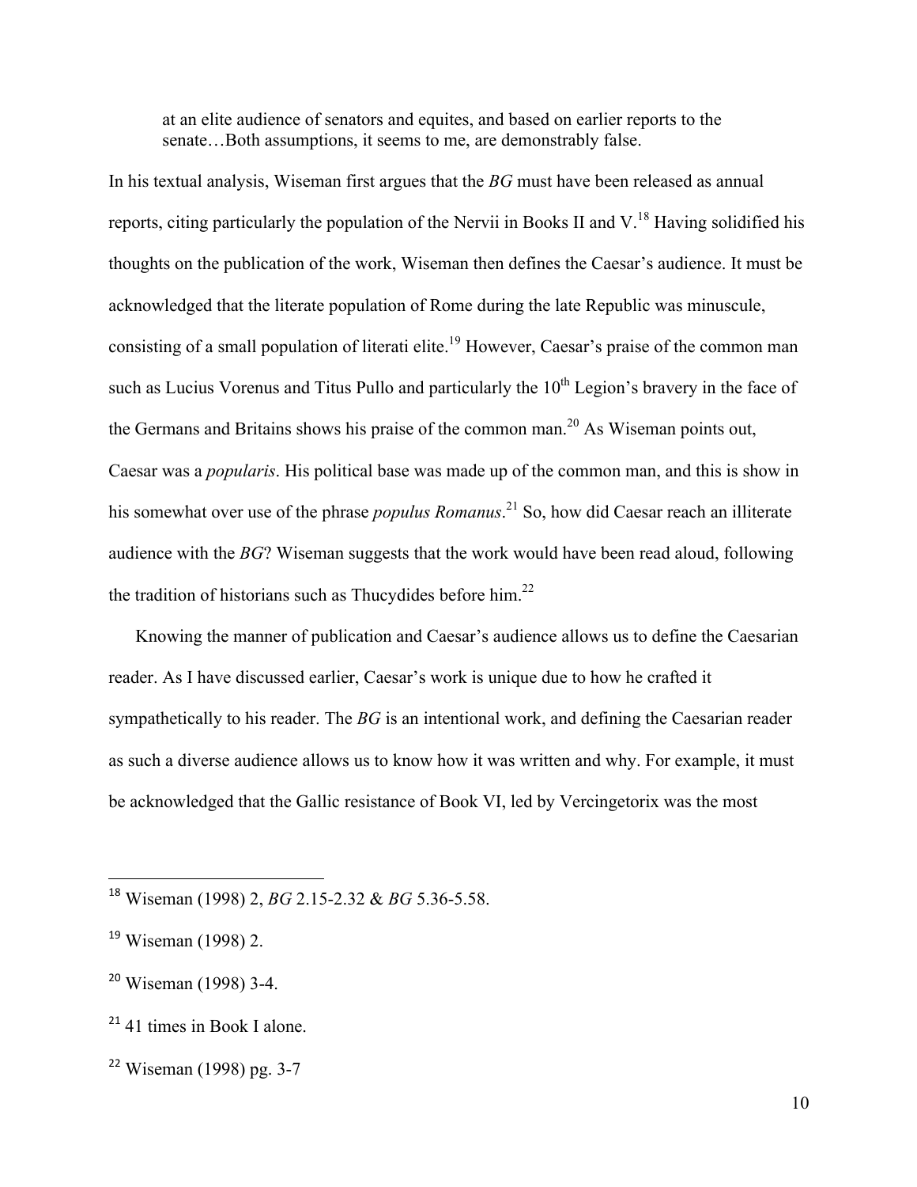> at an elite audience of senators and equites, and based on earlier reports to the senate…Both assumptions, it seems to me, are demonstrably false.

In his textual analysis, Wiseman first argues that the *BG* must have been released as annual reports, citing particularly the population of the Nervii in Books II and V.[18] Having solidified his thoughts on the publication of the work, Wiseman then defines the Caesar's audience. It must be acknowledged that the literate population of Rome during the late Republic was minuscule, consisting of a small population of literati elite.[19] However, Caesar's praise of the common man such as Lucius Vorenus and Titus Pullo and particularly the 10th Legion's bravery in the face of the Germans and Britains shows his praise of the common man.[20] As Wiseman points out, Caesar was a *popularis*. His political base was made up of the common man, and this is show in his somewhat over use of the phrase *populus Romanus*.[21] So, how did Caesar reach an illiterate audience with the *BG*? Wiseman suggests that the work would have been read aloud, following the tradition of historians such as Thucydides before him.[22]

Knowing the manner of publication and Caesar's audience allows us to define the Caesarian reader. As I have discussed earlier, Caesar's work is unique due to how he crafted it sympathetically to his reader. The *BG* is an intentional work, and defining the Caesarian reader as such a diverse audience allows us to know how it was written and why. For example, it must be acknowledged that the Gallic resistance of Book VI, led by Vercingetorix was the most

---

[18] Wiseman (1998) 2, *BG* 2.15-2.32 & *BG* 5.36-5.58.

[19] Wiseman (1998) 2.

[20] Wiseman (1998) 3-4.

[21] 41 times in Book I alone.

[22] Wiseman (1998) pg. 3-7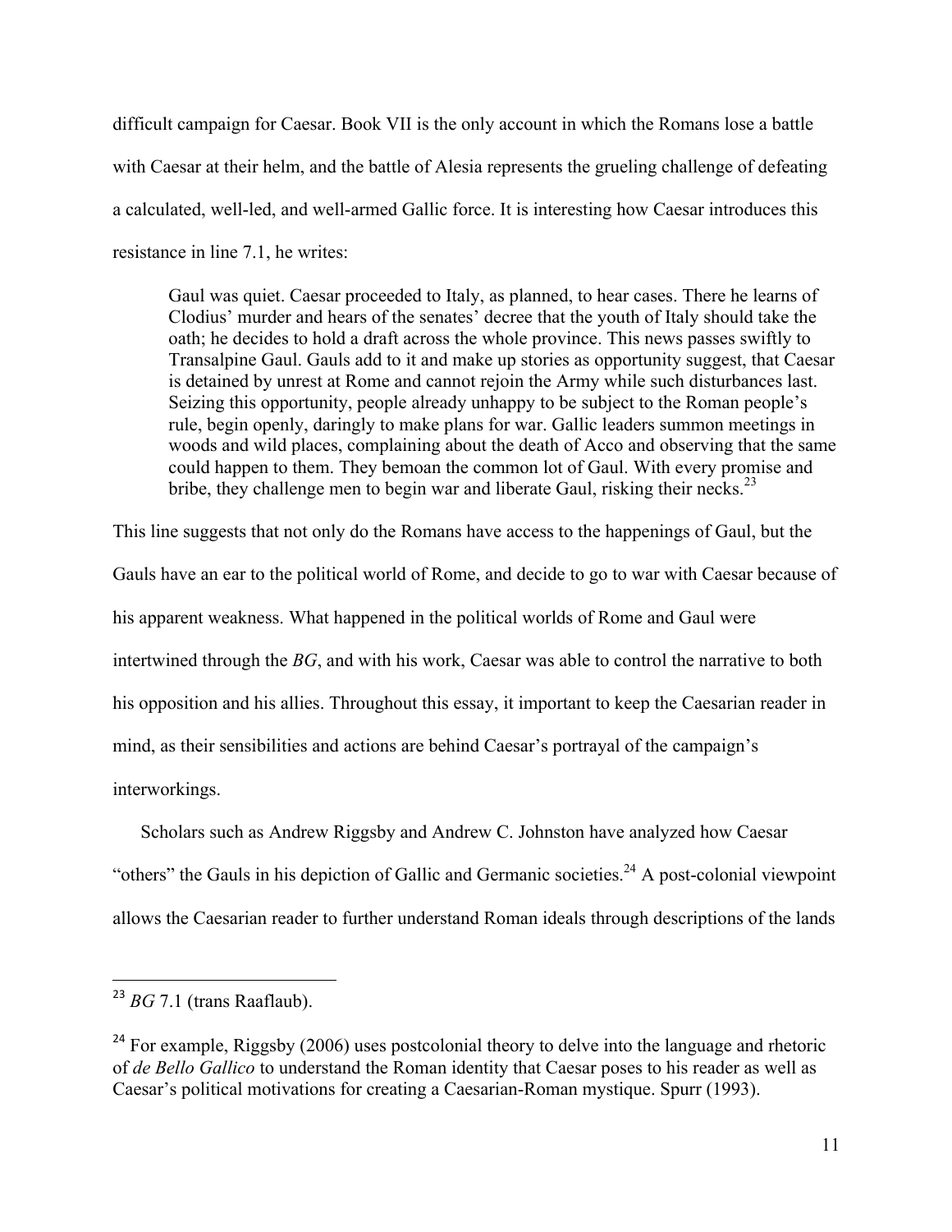difficult campaign for Caesar. Book VII is the only account in which the Romans lose a battle with Caesar at their helm, and the battle of Alesia represents the grueling challenge of defeating a calculated, well-led, and well-armed Gallic force. It is interesting how Caesar introduces this resistance in line 7.1, he writes:

> Gaul was quiet. Caesar proceeded to Italy, as planned, to hear cases. There he learns of Clodius' murder and hears of the senates' decree that the youth of Italy should take the oath; he decides to hold a draft across the whole province. This news passes swiftly to Transalpine Gaul. Gauls add to it and make up stories as opportunity suggest, that Caesar is detained by unrest at Rome and cannot rejoin the Army while such disturbances last. Seizing this opportunity, people already unhappy to be subject to the Roman people's rule, begin openly, daringly to make plans for war. Gallic leaders summon meetings in woods and wild places, complaining about the death of Acco and observing that the same could happen to them. They bemoan the common lot of Gaul. With every promise and bribe, they challenge men to begin war and liberate Gaul, risking their necks.[23]

This line suggests that not only do the Romans have access to the happenings of Gaul, but the Gauls have an ear to the political world of Rome, and decide to go to war with Caesar because of his apparent weakness. What happened in the political worlds of Rome and Gaul were intertwined through the *BG*, and with his work, Caesar was able to control the narrative to both his opposition and his allies. Throughout this essay, it important to keep the Caesarian reader in mind, as their sensibilities and actions are behind Caesar's portrayal of the campaign's interworkings.

Scholars such as Andrew Riggsby and Andrew C. Johnston have analyzed how Caesar "others" the Gauls in his depiction of Gallic and Germanic societies.[24] A post-colonial viewpoint allows the Caesarian reader to further understand Roman ideals through descriptions of the lands

---

[23] *BG* 7.1 (trans Raaflaub).

[24] For example, Riggsby (2006) uses postcolonial theory to delve into the language and rhetoric of *de Bello Gallico* to understand the Roman identity that Caesar poses to his reader as well as Caesar's political motivations for creating a Caesarian-Roman mystique. Spurr (1993).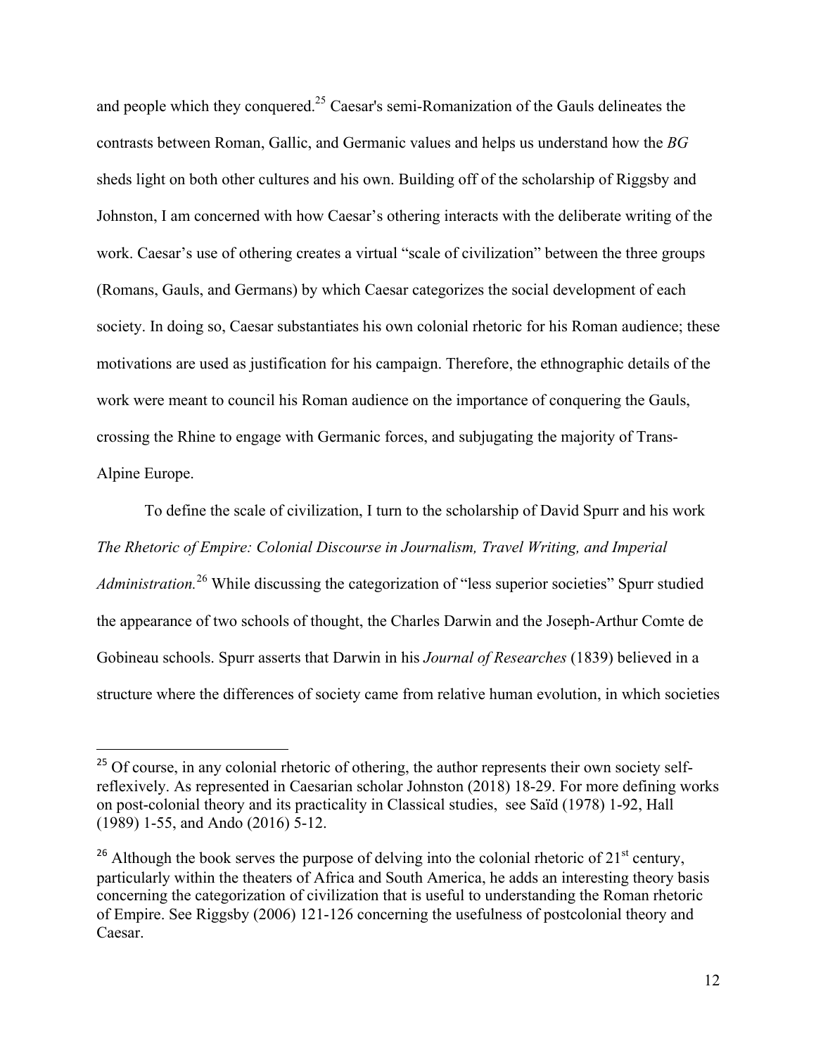and people which they conquered.[25] Caesar's semi-Romanization of the Gauls delineates the contrasts between Roman, Gallic, and Germanic values and helps us understand how the *BG* sheds light on both other cultures and his own. Building off of the scholarship of Riggsby and Johnston, I am concerned with how Caesar's othering interacts with the deliberate writing of the work. Caesar's use of othering creates a virtual "scale of civilization" between the three groups (Romans, Gauls, and Germans) by which Caesar categorizes the social development of each society. In doing so, Caesar substantiates his own colonial rhetoric for his Roman audience; these motivations are used as justification for his campaign. Therefore, the ethnographic details of the work were meant to council his Roman audience on the importance of conquering the Gauls, crossing the Rhine to engage with Germanic forces, and subjugating the majority of Trans-Alpine Europe.

To define the scale of civilization, I turn to the scholarship of David Spurr and his work *The Rhetoric of Empire: Colonial Discourse in Journalism, Travel Writing, and Imperial Administration.*[26] While discussing the categorization of "less superior societies" Spurr studied the appearance of two schools of thought, the Charles Darwin and the Joseph-Arthur Comte de Gobineau schools. Spurr asserts that Darwin in his *Journal of Researches* (1839) believed in a structure where the differences of society came from relative human evolution, in which societies

---

[25] Of course, in any colonial rhetoric of othering, the author represents their own society self-reflexively. As represented in Caesarian scholar Johnston (2018) 18-29. For more defining works on post-colonial theory and its practicality in Classical studies, see Saïd (1978) 1-92, Hall (1989) 1-55, and Ando (2016) 5-12.

[26] Although the book serves the purpose of delving into the colonial rhetoric of 21st century, particularly within the theaters of Africa and South America, he adds an interesting theory basis concerning the categorization of civilization that is useful to understanding the Roman rhetoric of Empire. See Riggsby (2006) 121-126 concerning the usefulness of postcolonial theory and Caesar.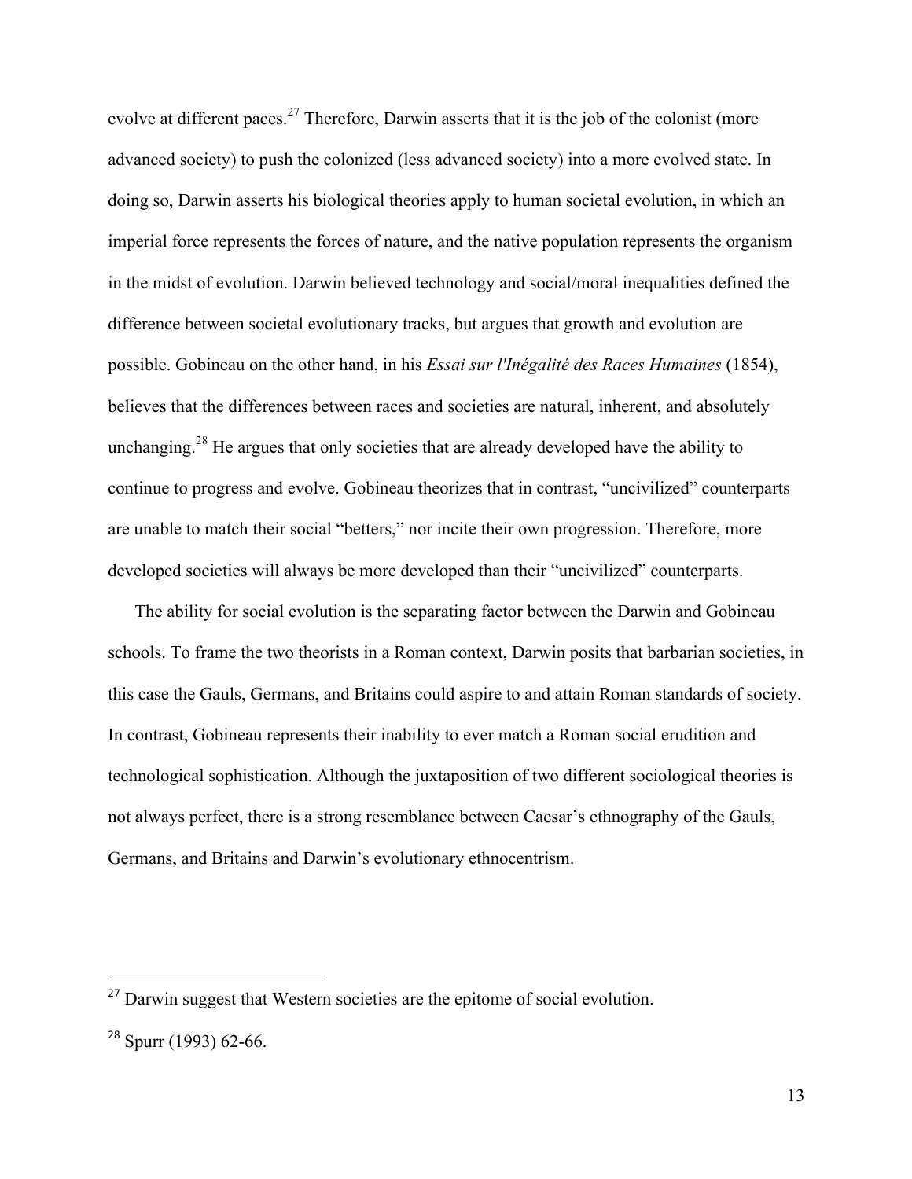evolve at different paces.[27] Therefore, Darwin asserts that it is the job of the colonist (more advanced society) to push the colonized (less advanced society) into a more evolved state. In doing so, Darwin asserts his biological theories apply to human societal evolution, in which an imperial force represents the forces of nature, and the native population represents the organism in the midst of evolution. Darwin believed technology and social/moral inequalities defined the difference between societal evolutionary tracks, but argues that growth and evolution are possible. Gobineau on the other hand, in his *Essai sur l'Inégalité des Races Humaines* (1854), believes that the differences between races and societies are natural, inherent, and absolutely unchanging.[28] He argues that only societies that are already developed have the ability to continue to progress and evolve. Gobineau theorizes that in contrast, "uncivilized" counterparts are unable to match their social "betters," nor incite their own progression. Therefore, more developed societies will always be more developed than their "uncivilized" counterparts.

The ability for social evolution is the separating factor between the Darwin and Gobineau schools. To frame the two theorists in a Roman context, Darwin posits that barbarian societies, in this case the Gauls, Germans, and Britains could aspire to and attain Roman standards of society. In contrast, Gobineau represents their inability to ever match a Roman social erudition and technological sophistication. Although the juxtaposition of two different sociological theories is not always perfect, there is a strong resemblance between Caesar's ethnography of the Gauls, Germans, and Britains and Darwin's evolutionary ethnocentrism.

---

[27] Darwin suggest that Western societies are the epitome of social evolution.

[28] Spurr (1993) 62-66.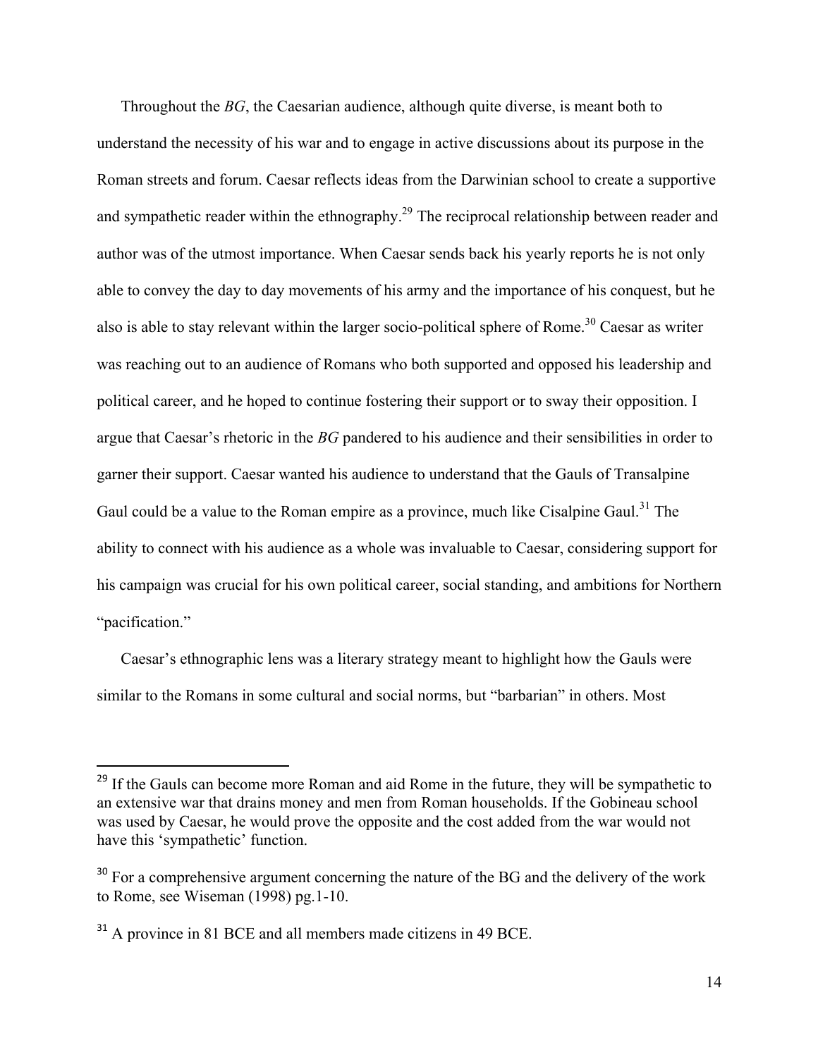Throughout the *BG*, the Caesarian audience, although quite diverse, is meant both to understand the necessity of his war and to engage in active discussions about its purpose in the Roman streets and forum. Caesar reflects ideas from the Darwinian school to create a supportive and sympathetic reader within the ethnography.[29] The reciprocal relationship between reader and author was of the utmost importance. When Caesar sends back his yearly reports he is not only able to convey the day to day movements of his army and the importance of his conquest, but he also is able to stay relevant within the larger socio-political sphere of Rome.[30] Caesar as writer was reaching out to an audience of Romans who both supported and opposed his leadership and political career, and he hoped to continue fostering their support or to sway their opposition. I argue that Caesar's rhetoric in the *BG* pandered to his audience and their sensibilities in order to garner their support. Caesar wanted his audience to understand that the Gauls of Transalpine Gaul could be a value to the Roman empire as a province, much like Cisalpine Gaul.[31] The ability to connect with his audience as a whole was invaluable to Caesar, considering support for his campaign was crucial for his own political career, social standing, and ambitions for Northern "pacification."

Caesar's ethnographic lens was a literary strategy meant to highlight how the Gauls were similar to the Romans in some cultural and social norms, but "barbarian" in others. Most

---

[29] If the Gauls can become more Roman and aid Rome in the future, they will be sympathetic to an extensive war that drains money and men from Roman households. If the Gobineau school was used by Caesar, he would prove the opposite and the cost added from the war would not have this 'sympathetic' function.

[30] For a comprehensive argument concerning the nature of the BG and the delivery of the work to Rome, see Wiseman (1998) pg.1-10.

[31] A province in 81 BCE and all members made citizens in 49 BCE.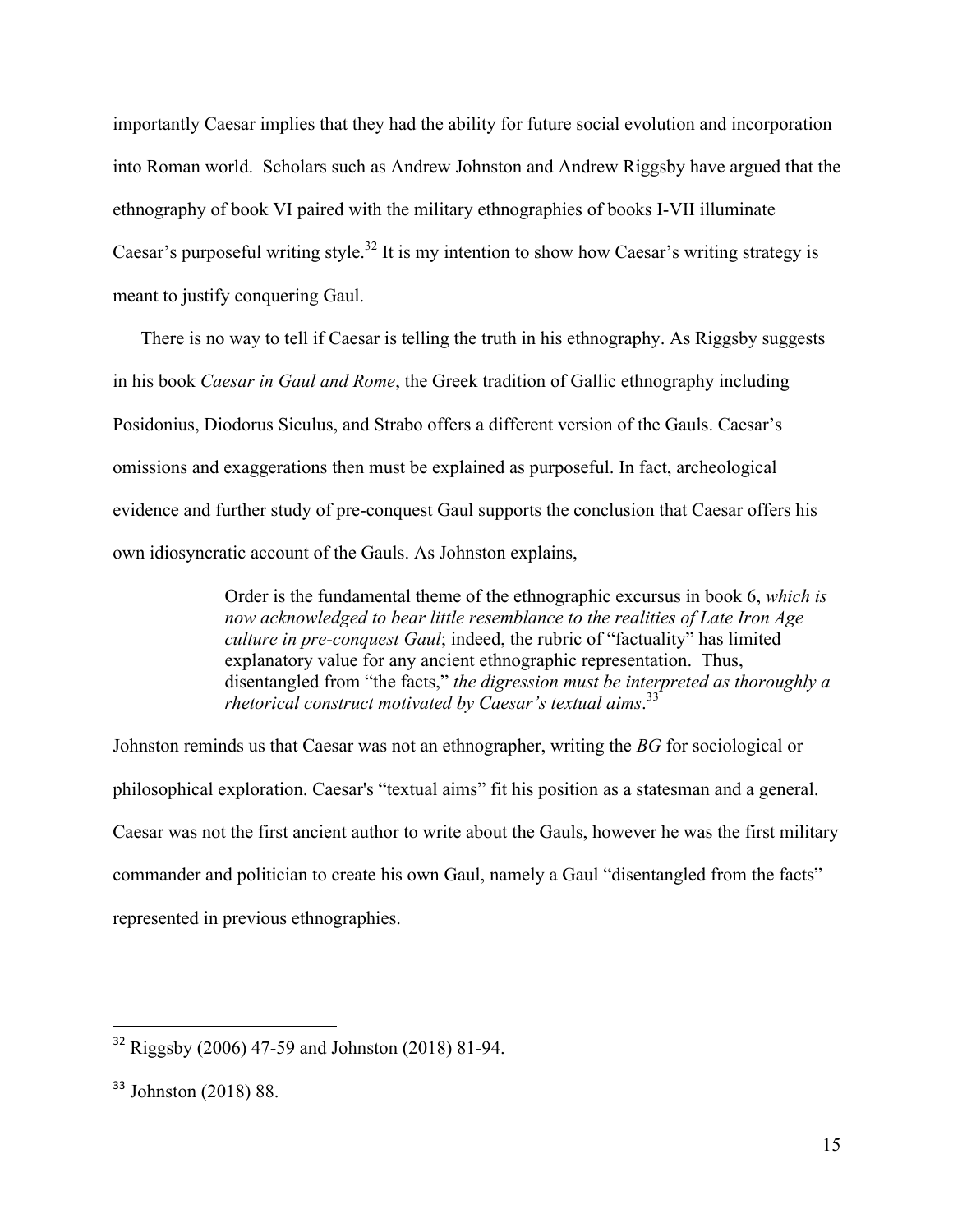importantly Caesar implies that they had the ability for future social evolution and incorporation into Roman world. Scholars such as Andrew Johnston and Andrew Riggsby have argued that the ethnography of book VI paired with the military ethnographies of books I-VII illuminate Caesar's purposeful writing style.[32] It is my intention to show how Caesar's writing strategy is meant to justify conquering Gaul.

There is no way to tell if Caesar is telling the truth in his ethnography. As Riggsby suggests in his book *Caesar in Gaul and Rome*, the Greek tradition of Gallic ethnography including Posidonius, Diodorus Siculus, and Strabo offers a different version of the Gauls. Caesar's omissions and exaggerations then must be explained as purposeful. In fact, archeological evidence and further study of pre-conquest Gaul supports the conclusion that Caesar offers his own idiosyncratic account of the Gauls. As Johnston explains,

> Order is the fundamental theme of the ethnographic excursus in book 6, *which is now acknowledged to bear little resemblance to the realities of Late Iron Age culture in pre-conquest Gaul*; indeed, the rubric of "factuality" has limited explanatory value for any ancient ethnographic representation. Thus, disentangled from "the facts," *the digression must be interpreted as thoroughly a rhetorical construct motivated by Caesar's textual aims*.[33]

Johnston reminds us that Caesar was not an ethnographer, writing the *BG* for sociological or philosophical exploration. Caesar's "textual aims" fit his position as a statesman and a general. Caesar was not the first ancient author to write about the Gauls, however he was the first military commander and politician to create his own Gaul, namely a Gaul "disentangled from the facts" represented in previous ethnographies.

---

[32] Riggsby (2006) 47-59 and Johnston (2018) 81-94.

[33] Johnston (2018) 88.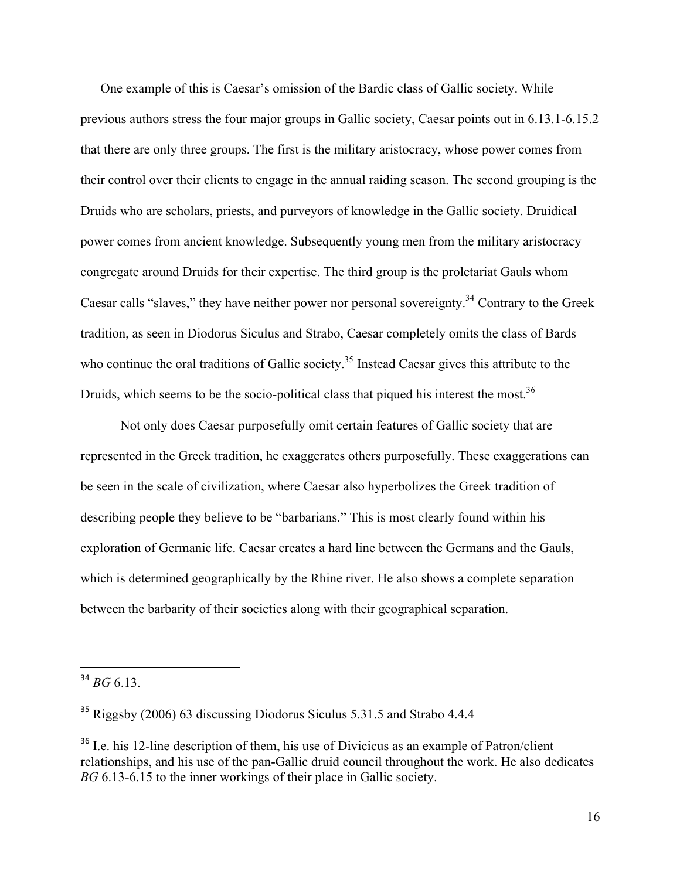One example of this is Caesar's omission of the Bardic class of Gallic society. While previous authors stress the four major groups in Gallic society, Caesar points out in 6.13.1-6.15.2 that there are only three groups. The first is the military aristocracy, whose power comes from their control over their clients to engage in the annual raiding season. The second grouping is the Druids who are scholars, priests, and purveyors of knowledge in the Gallic society. Druidical power comes from ancient knowledge. Subsequently young men from the military aristocracy congregate around Druids for their expertise. The third group is the proletariat Gauls whom Caesar calls "slaves," they have neither power nor personal sovereignty.[34] Contrary to the Greek tradition, as seen in Diodorus Siculus and Strabo, Caesar completely omits the class of Bards who continue the oral traditions of Gallic society.[35] Instead Caesar gives this attribute to the Druids, which seems to be the socio-political class that piqued his interest the most.[36]

Not only does Caesar purposefully omit certain features of Gallic society that are represented in the Greek tradition, he exaggerates others purposefully. These exaggerations can be seen in the scale of civilization, where Caesar also hyperbolizes the Greek tradition of describing people they believe to be "barbarians." This is most clearly found within his exploration of Germanic life. Caesar creates a hard line between the Germans and the Gauls, which is determined geographically by the Rhine river. He also shows a complete separation between the barbarity of their societies along with their geographical separation.

---

[34] *BG* 6.13.

[35] Riggsby (2006) 63 discussing Diodorus Siculus 5.31.5 and Strabo 4.4.4

[36] I.e. his 12-line description of them, his use of Divicicus as an example of Patron/client relationships, and his use of the pan-Gallic druid council throughout the work. He also dedicates *BG* 6.13-6.15 to the inner workings of their place in Gallic society.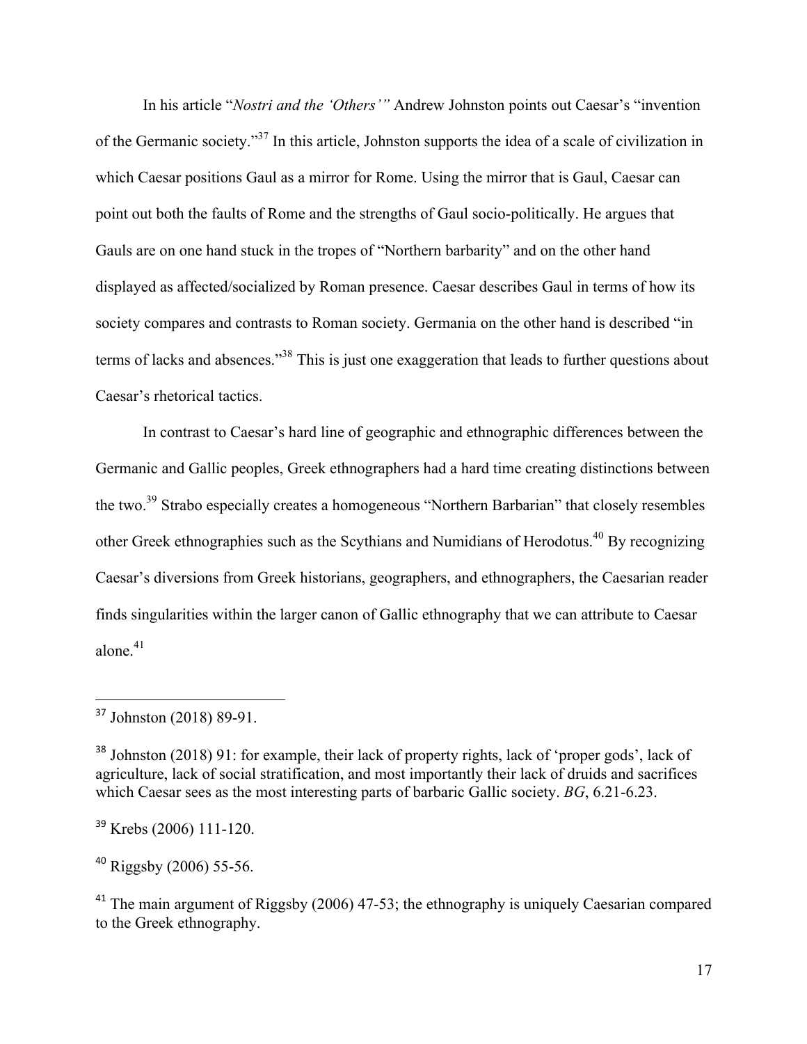In his article "*Nostri and the 'Others'*" Andrew Johnston points out Caesar's "invention of the Germanic society."[37] In this article, Johnston supports the idea of a scale of civilization in which Caesar positions Gaul as a mirror for Rome. Using the mirror that is Gaul, Caesar can point out both the faults of Rome and the strengths of Gaul socio-politically. He argues that Gauls are on one hand stuck in the tropes of "Northern barbarity" and on the other hand displayed as affected/socialized by Roman presence. Caesar describes Gaul in terms of how its society compares and contrasts to Roman society. Germania on the other hand is described "in terms of lacks and absences."[38] This is just one exaggeration that leads to further questions about Caesar's rhetorical tactics.

In contrast to Caesar's hard line of geographic and ethnographic differences between the Germanic and Gallic peoples, Greek ethnographers had a hard time creating distinctions between the two.[39] Strabo especially creates a homogeneous "Northern Barbarian" that closely resembles other Greek ethnographies such as the Scythians and Numidians of Herodotus.[40] By recognizing Caesar's diversions from Greek historians, geographers, and ethnographers, the Caesarian reader finds singularities within the larger canon of Gallic ethnography that we can attribute to Caesar alone.[41]

---

[37] Johnston (2018) 89-91.

[38] Johnston (2018) 91: for example, their lack of property rights, lack of 'proper gods', lack of agriculture, lack of social stratification, and most importantly their lack of druids and sacrifices which Caesar sees as the most interesting parts of barbaric Gallic society. *BG*, 6.21-6.23.

[39] Krebs (2006) 111-120.

[40] Riggsby (2006) 55-56.

[41] The main argument of Riggsby (2006) 47-53; the ethnography is uniquely Caesarian compared to the Greek ethnography.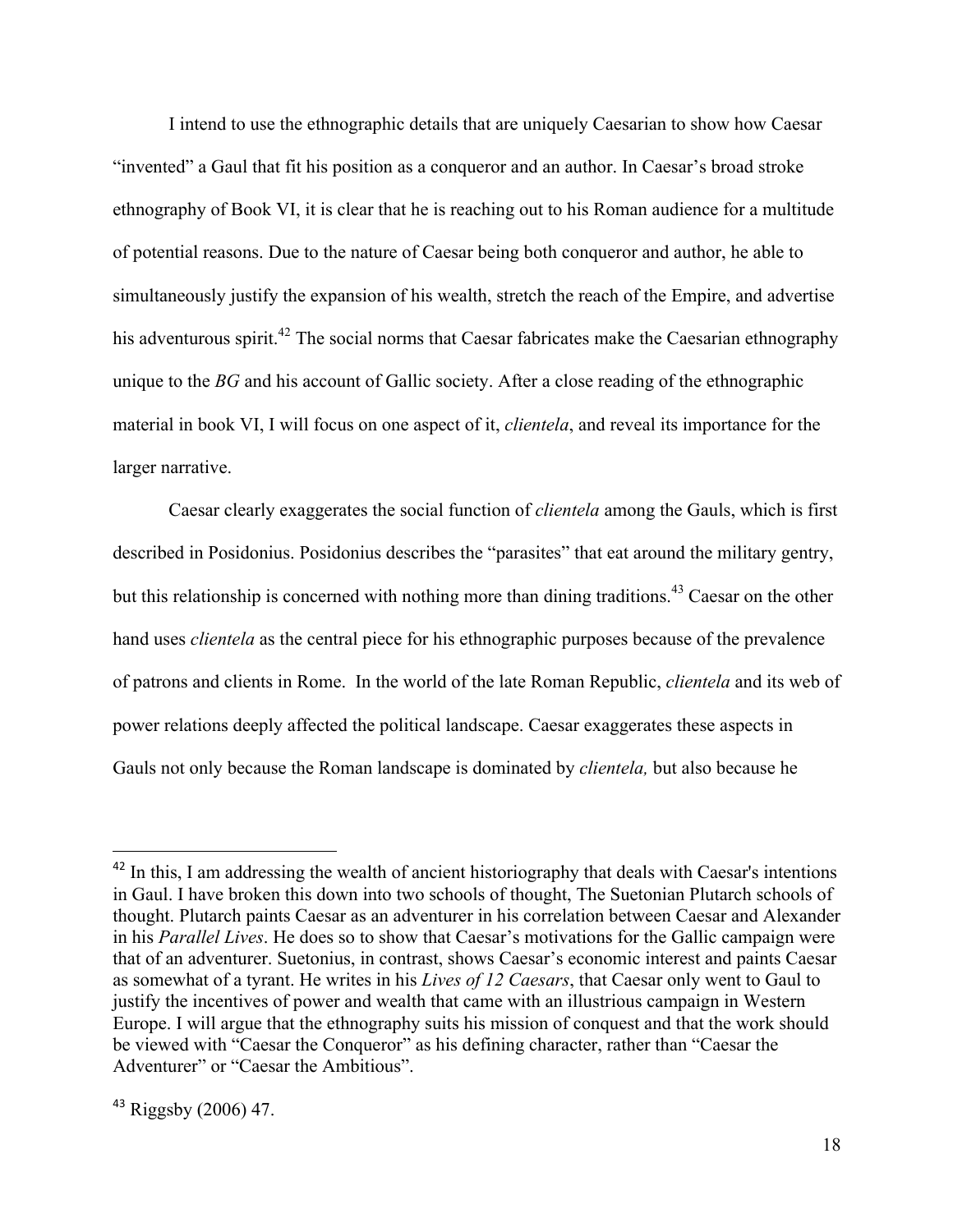I intend to use the ethnographic details that are uniquely Caesarian to show how Caesar "invented" a Gaul that fit his position as a conqueror and an author. In Caesar's broad stroke ethnography of Book VI, it is clear that he is reaching out to his Roman audience for a multitude of potential reasons. Due to the nature of Caesar being both conqueror and author, he able to simultaneously justify the expansion of his wealth, stretch the reach of the Empire, and advertise his adventurous spirit.[42] The social norms that Caesar fabricates make the Caesarian ethnography unique to the *BG* and his account of Gallic society. After a close reading of the ethnographic material in book VI, I will focus on one aspect of it, *clientela*, and reveal its importance for the larger narrative.

Caesar clearly exaggerates the social function of *clientela* among the Gauls, which is first described in Posidonius. Posidonius describes the "parasites" that eat around the military gentry, but this relationship is concerned with nothing more than dining traditions.[43] Caesar on the other hand uses *clientela* as the central piece for his ethnographic purposes because of the prevalence of patrons and clients in Rome. In the world of the late Roman Republic, *clientela* and its web of power relations deeply affected the political landscape. Caesar exaggerates these aspects in Gauls not only because the Roman landscape is dominated by *clientela,* but also because he

---

[42] In this, I am addressing the wealth of ancient historiography that deals with Caesar's intentions in Gaul. I have broken this down into two schools of thought, The Suetonian Plutarch schools of thought. Plutarch paints Caesar as an adventurer in his correlation between Caesar and Alexander in his *Parallel Lives*. He does so to show that Caesar's motivations for the Gallic campaign were that of an adventurer. Suetonius, in contrast, shows Caesar's economic interest and paints Caesar as somewhat of a tyrant. He writes in his *Lives of 12 Caesars*, that Caesar only went to Gaul to justify the incentives of power and wealth that came with an illustrious campaign in Western Europe. I will argue that the ethnography suits his mission of conquest and that the work should be viewed with "Caesar the Conqueror" as his defining character, rather than "Caesar the Adventurer" or "Caesar the Ambitious".

[43] Riggsby (2006) 47.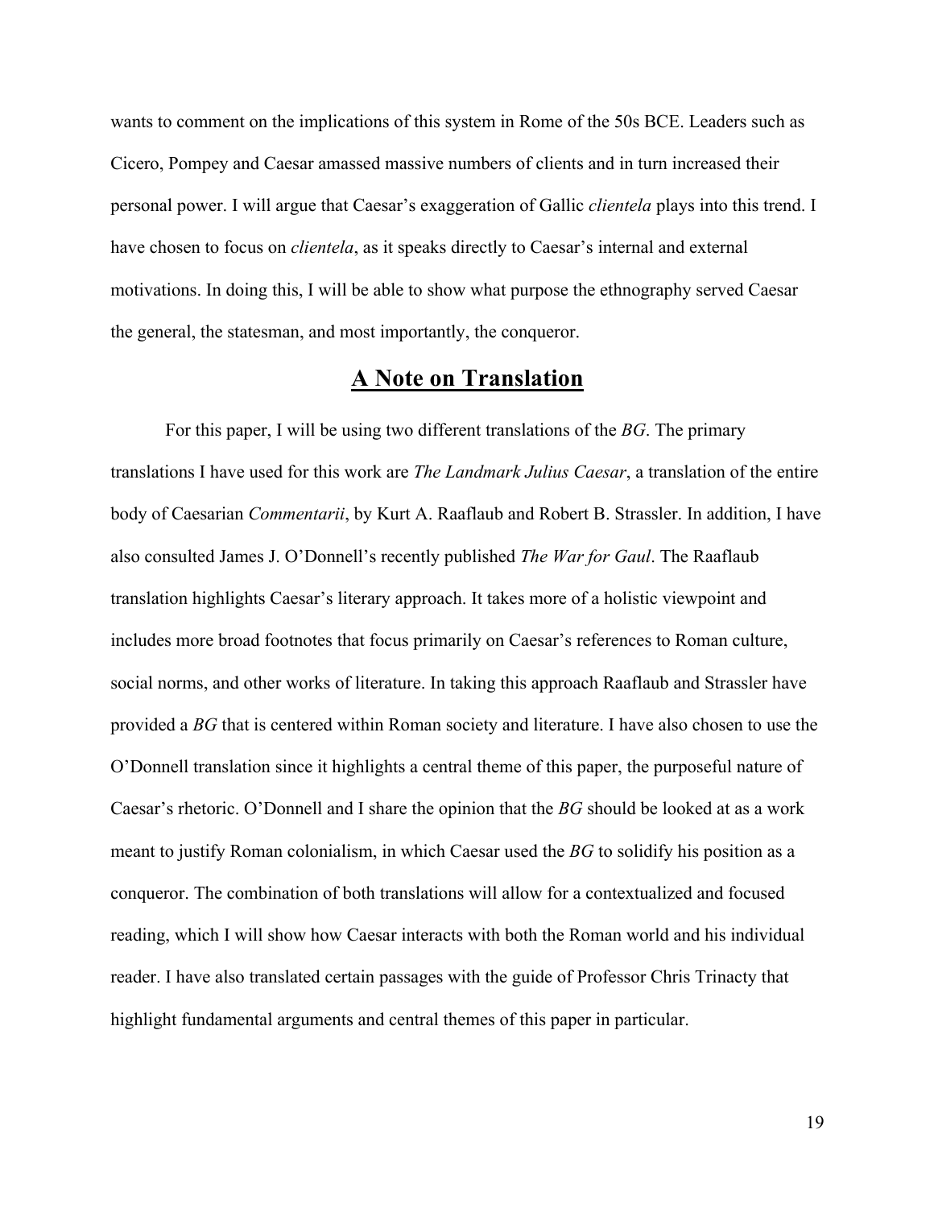wants to comment on the implications of this system in Rome of the 50s BCE. Leaders such as Cicero, Pompey and Caesar amassed massive numbers of clients and in turn increased their personal power. I will argue that Caesar's exaggeration of Gallic *clientela* plays into this trend. I have chosen to focus on *clientela*, as it speaks directly to Caesar's internal and external motivations. In doing this, I will be able to show what purpose the ethnography served Caesar the general, the statesman, and most importantly, the conqueror.

## A Note on Translation

For this paper, I will be using two different translations of the *BG*. The primary translations I have used for this work are *The Landmark Julius Caesar*, a translation of the entire body of Caesarian *Commentarii*, by Kurt A. Raaflaub and Robert B. Strassler. In addition, I have also consulted James J. O'Donnell's recently published *The War for Gaul*. The Raaflaub translation highlights Caesar's literary approach. It takes more of a holistic viewpoint and includes more broad footnotes that focus primarily on Caesar's references to Roman culture, social norms, and other works of literature. In taking this approach Raaflaub and Strassler have provided a *BG* that is centered within Roman society and literature. I have also chosen to use the O'Donnell translation since it highlights a central theme of this paper, the purposeful nature of Caesar's rhetoric. O'Donnell and I share the opinion that the *BG* should be looked at as a work meant to justify Roman colonialism, in which Caesar used the *BG* to solidify his position as a conqueror. The combination of both translations will allow for a contextualized and focused reading, which I will show how Caesar interacts with both the Roman world and his individual reader. I have also translated certain passages with the guide of Professor Chris Trinacty that highlight fundamental arguments and central themes of this paper in particular.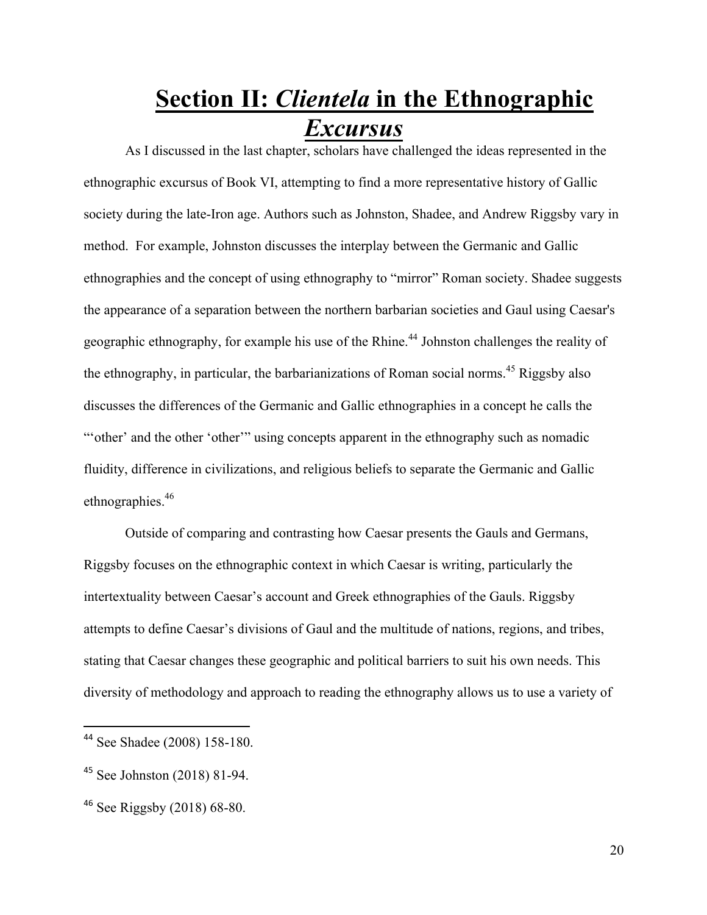# Section II: *Clientela* in the Ethnographic *Excursus*

As I discussed in the last chapter, scholars have challenged the ideas represented in the ethnographic excursus of Book VI, attempting to find a more representative history of Gallic society during the late-Iron age. Authors such as Johnston, Shadee, and Andrew Riggsby vary in method. For example, Johnston discusses the interplay between the Germanic and Gallic ethnographies and the concept of using ethnography to "mirror" Roman society. Shadee suggests the appearance of a separation between the northern barbarian societies and Gaul using Caesar's geographic ethnography, for example his use of the Rhine.[44] Johnston challenges the reality of the ethnography, in particular, the barbarianizations of Roman social norms.[45] Riggsby also discusses the differences of the Germanic and Gallic ethnographies in a concept he calls the "'other' and the other 'other'" using concepts apparent in the ethnography such as nomadic fluidity, difference in civilizations, and religious beliefs to separate the Germanic and Gallic ethnographies.[46]

Outside of comparing and contrasting how Caesar presents the Gauls and Germans, Riggsby focuses on the ethnographic context in which Caesar is writing, particularly the intertextuality between Caesar's account and Greek ethnographies of the Gauls. Riggsby attempts to define Caesar's divisions of Gaul and the multitude of nations, regions, and tribes, stating that Caesar changes these geographic and political barriers to suit his own needs. This diversity of methodology and approach to reading the ethnography allows us to use a variety of

---

[44] See Shadee (2008) 158-180.

[45] See Johnston (2018) 81-94.

[46] See Riggsby (2018) 68-80.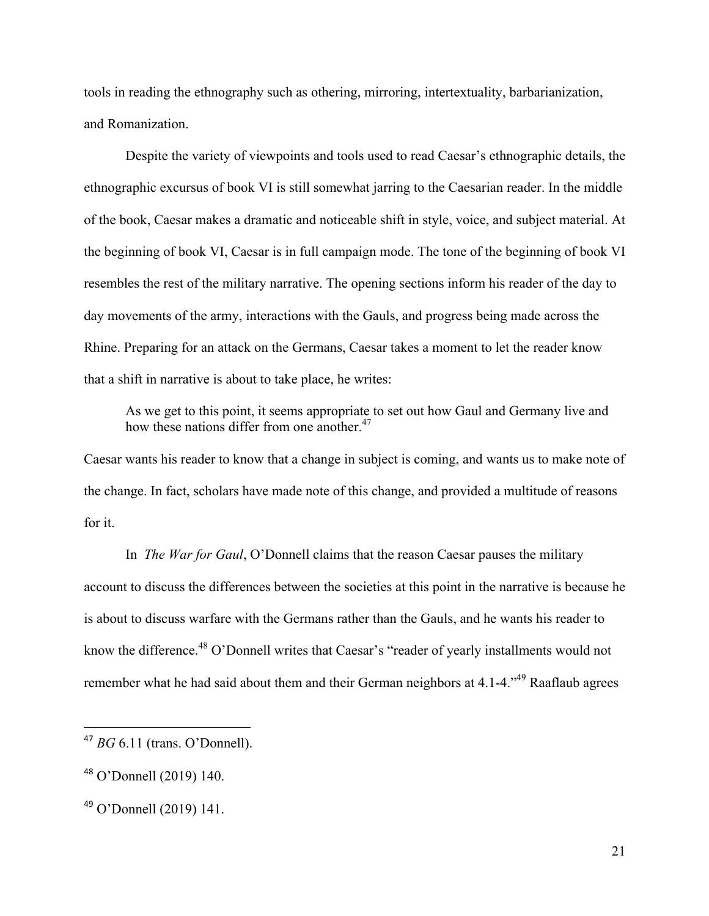tools in reading the ethnography such as othering, mirroring, intertextuality, barbarianization, and Romanization.

Despite the variety of viewpoints and tools used to read Caesar's ethnographic details, the ethnographic excursus of book VI is still somewhat jarring to the Caesarian reader. In the middle of the book, Caesar makes a dramatic and noticeable shift in style, voice, and subject material. At the beginning of book VI, Caesar is in full campaign mode. The tone of the beginning of book VI resembles the rest of the military narrative. The opening sections inform his reader of the day to day movements of the army, interactions with the Gauls, and progress being made across the Rhine. Preparing for an attack on the Germans, Caesar takes a moment to let the reader know that a shift in narrative is about to take place, he writes:

> As we get to this point, it seems appropriate to set out how Gaul and Germany live and how these nations differ from one another.[47]

Caesar wants his reader to know that a change in subject is coming, and wants us to make note of the change. In fact, scholars have made note of this change, and provided a multitude of reasons for it.

In *The War for Gaul*, O'Donnell claims that the reason Caesar pauses the military account to discuss the differences between the societies at this point in the narrative is because he is about to discuss warfare with the Germans rather than the Gauls, and he wants his reader to know the difference.[48] O'Donnell writes that Caesar's "reader of yearly installments would not remember what he had said about them and their German neighbors at 4.1-4."[49] Raaflaub agrees

---

[47] *BG* 6.11 (trans. O'Donnell).

[48] O'Donnell (2019) 140.

[49] O'Donnell (2019) 141.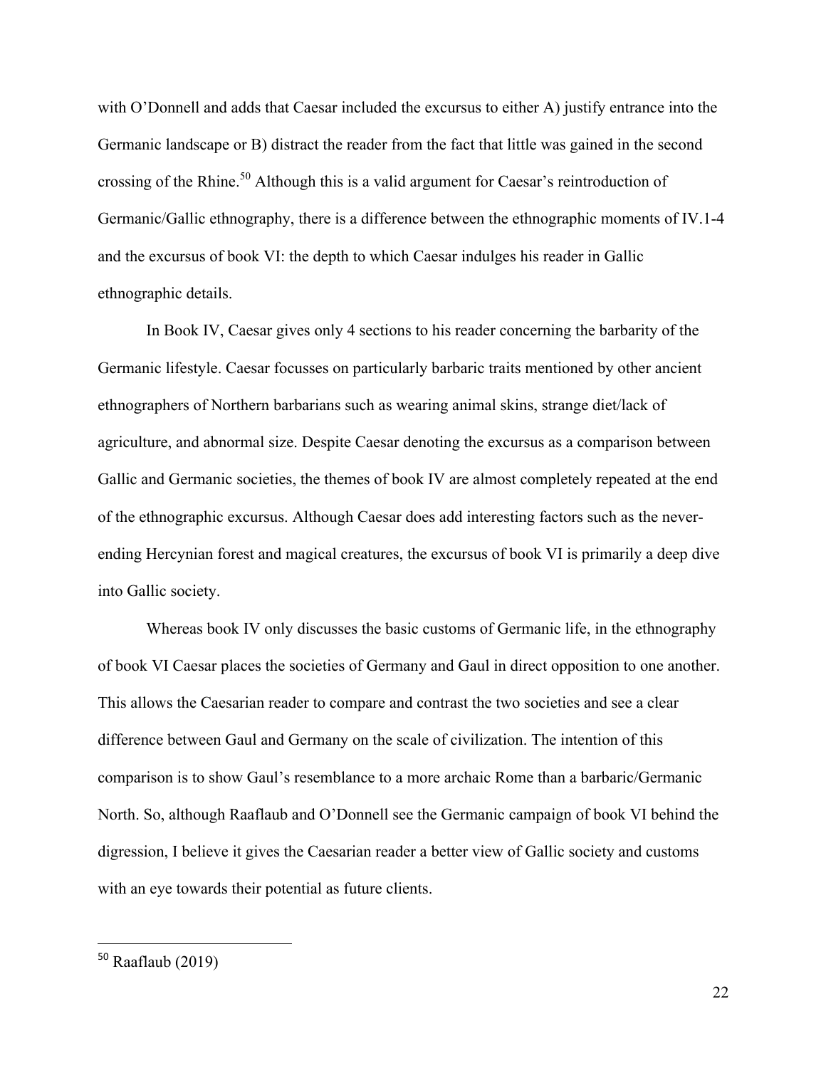with O'Donnell and adds that Caesar included the excursus to either A) justify entrance into the Germanic landscape or B) distract the reader from the fact that little was gained in the second crossing of the Rhine.[50] Although this is a valid argument for Caesar's reintroduction of Germanic/Gallic ethnography, there is a difference between the ethnographic moments of IV.1-4 and the excursus of book VI: the depth to which Caesar indulges his reader in Gallic ethnographic details.

In Book IV, Caesar gives only 4 sections to his reader concerning the barbarity of the Germanic lifestyle. Caesar focusses on particularly barbaric traits mentioned by other ancient ethnographers of Northern barbarians such as wearing animal skins, strange diet/lack of agriculture, and abnormal size. Despite Caesar denoting the excursus as a comparison between Gallic and Germanic societies, the themes of book IV are almost completely repeated at the end of the ethnographic excursus. Although Caesar does add interesting factors such as the never-ending Hercynian forest and magical creatures, the excursus of book VI is primarily a deep dive into Gallic society.

Whereas book IV only discusses the basic customs of Germanic life, in the ethnography of book VI Caesar places the societies of Germany and Gaul in direct opposition to one another. This allows the Caesarian reader to compare and contrast the two societies and see a clear difference between Gaul and Germany on the scale of civilization. The intention of this comparison is to show Gaul's resemblance to a more archaic Rome than a barbaric/Germanic North. So, although Raaflaub and O'Donnell see the Germanic campaign of book VI behind the digression, I believe it gives the Caesarian reader a better view of Gallic society and customs with an eye towards their potential as future clients.

---

[50] Raaflaub (2019)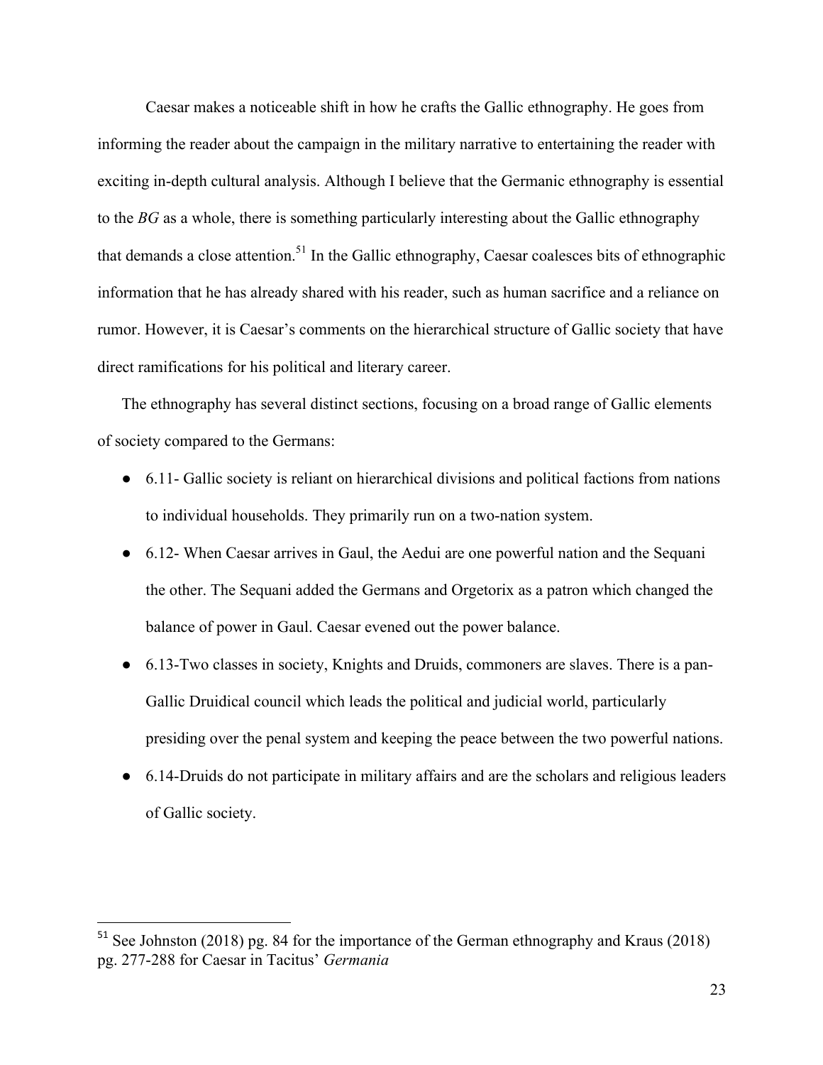Caesar makes a noticeable shift in how he crafts the Gallic ethnography. He goes from informing the reader about the campaign in the military narrative to entertaining the reader with exciting in-depth cultural analysis. Although I believe that the Germanic ethnography is essential to the *BG* as a whole, there is something particularly interesting about the Gallic ethnography that demands a close attention.[51] In the Gallic ethnography, Caesar coalesces bits of ethnographic information that he has already shared with his reader, such as human sacrifice and a reliance on rumor. However, it is Caesar's comments on the hierarchical structure of Gallic society that have direct ramifications for his political and literary career.

The ethnography has several distinct sections, focusing on a broad range of Gallic elements of society compared to the Germans:

- 6.11- Gallic society is reliant on hierarchical divisions and political factions from nations to individual households. They primarily run on a two-nation system.
- 6.12- When Caesar arrives in Gaul, the Aedui are one powerful nation and the Sequani the other. The Sequani added the Germans and Orgetorix as a patron which changed the balance of power in Gaul. Caesar evened out the power balance.
- 6.13-Two classes in society, Knights and Druids, commoners are slaves. There is a pan-Gallic Druidical council which leads the political and judicial world, particularly presiding over the penal system and keeping the peace between the two powerful nations.
- 6.14-Druids do not participate in military affairs and are the scholars and religious leaders of Gallic society.

[51] See Johnston (2018) pg. 84 for the importance of the German ethnography and Kraus (2018) pg. 277-288 for Caesar in Tacitus' *Germania*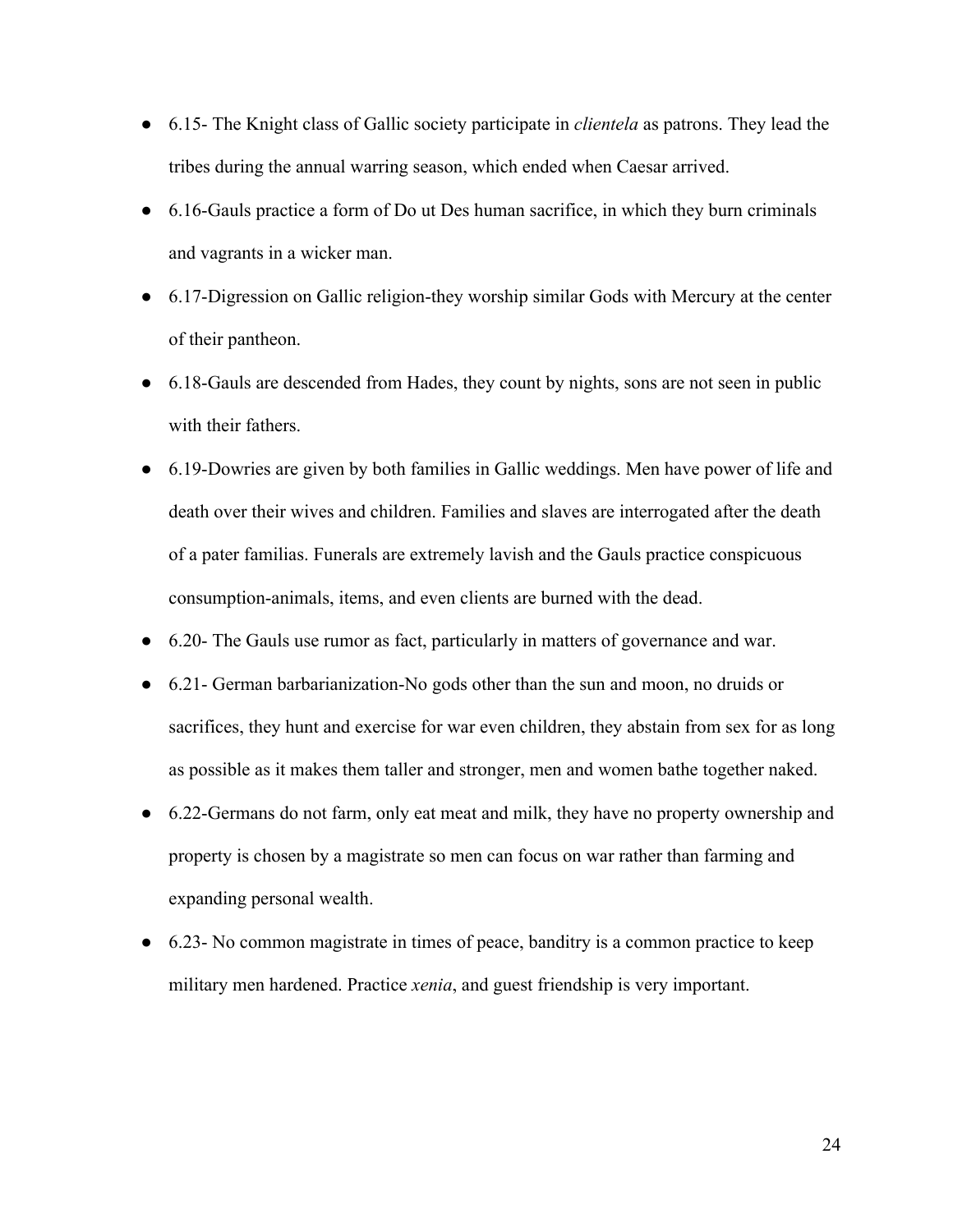- 6.15- The Knight class of Gallic society participate in *clientela* as patrons. They lead the tribes during the annual warring season, which ended when Caesar arrived.
- 6.16-Gauls practice a form of Do ut Des human sacrifice, in which they burn criminals and vagrants in a wicker man.
- 6.17-Digression on Gallic religion-they worship similar Gods with Mercury at the center of their pantheon.
- 6.18-Gauls are descended from Hades, they count by nights, sons are not seen in public with their fathers.
- 6.19-Dowries are given by both families in Gallic weddings. Men have power of life and death over their wives and children. Families and slaves are interrogated after the death of a pater familias. Funerals are extremely lavish and the Gauls practice conspicuous consumption-animals, items, and even clients are burned with the dead.
- 6.20- The Gauls use rumor as fact, particularly in matters of governance and war.
- 6.21- German barbarianization-No gods other than the sun and moon, no druids or sacrifices, they hunt and exercise for war even children, they abstain from sex for as long as possible as it makes them taller and stronger, men and women bathe together naked.
- 6.22-Germans do not farm, only eat meat and milk, they have no property ownership and property is chosen by a magistrate so men can focus on war rather than farming and expanding personal wealth.
- 6.23- No common magistrate in times of peace, banditry is a common practice to keep military men hardened. Practice *xenia*, and guest friendship is very important.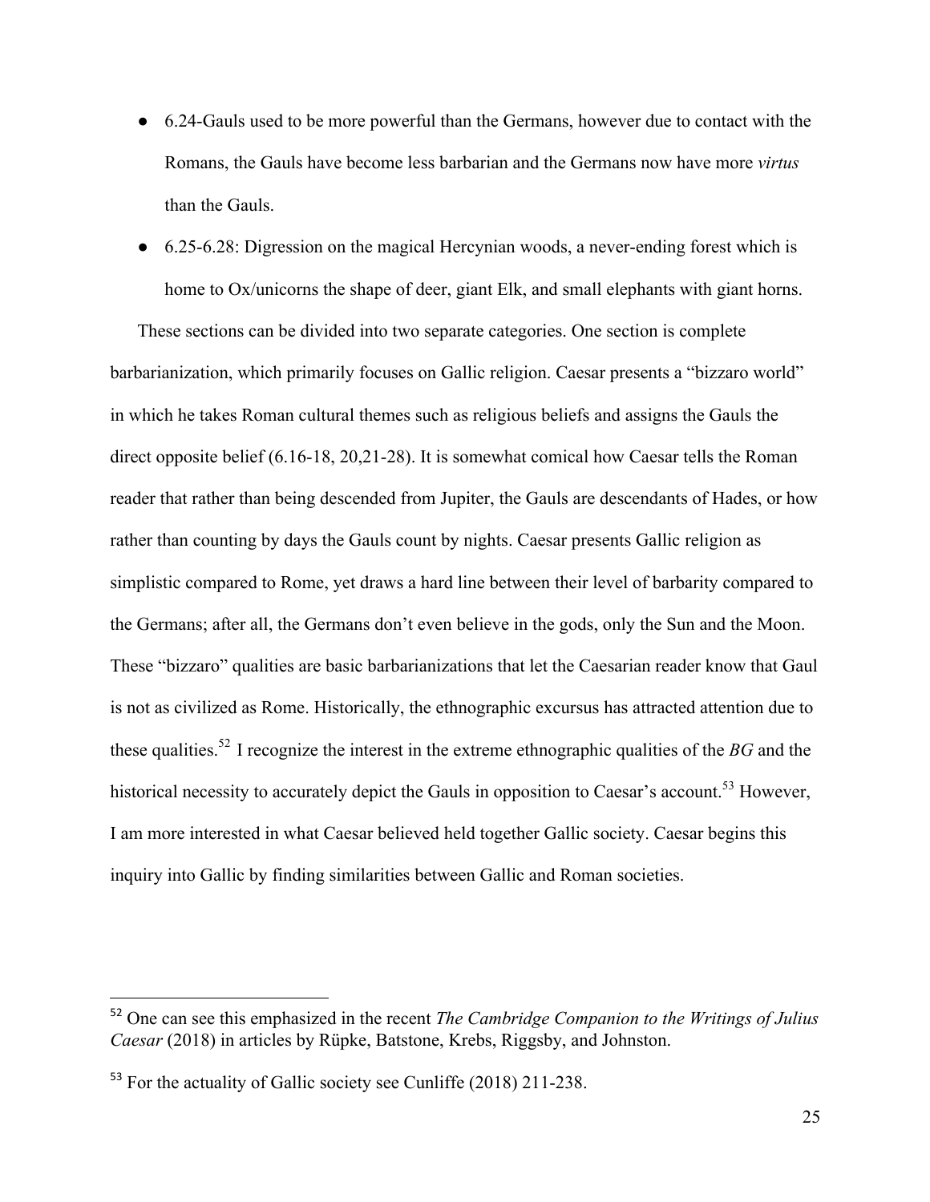- 6.24-Gauls used to be more powerful than the Germans, however due to contact with the Romans, the Gauls have become less barbarian and the Germans now have more *virtus* than the Gauls.
- 6.25-6.28: Digression on the magical Hercynian woods, a never-ending forest which is home to Ox/unicorns the shape of deer, giant Elk, and small elephants with giant horns.

These sections can be divided into two separate categories. One section is complete barbarianization, which primarily focuses on Gallic religion. Caesar presents a "bizzaro world" in which he takes Roman cultural themes such as religious beliefs and assigns the Gauls the direct opposite belief (6.16-18, 20,21-28). It is somewhat comical how Caesar tells the Roman reader that rather than being descended from Jupiter, the Gauls are descendants of Hades, or how rather than counting by days the Gauls count by nights. Caesar presents Gallic religion as simplistic compared to Rome, yet draws a hard line between their level of barbarity compared to the Germans; after all, the Germans don't even believe in the gods, only the Sun and the Moon. These "bizzaro" qualities are basic barbarianizations that let the Caesarian reader know that Gaul is not as civilized as Rome. Historically, the ethnographic excursus has attracted attention due to these qualities.[52] I recognize the interest in the extreme ethnographic qualities of the *BG* and the historical necessity to accurately depict the Gauls in opposition to Caesar's account.[53] However, I am more interested in what Caesar believed held together Gallic society. Caesar begins this inquiry into Gallic by finding similarities between Gallic and Roman societies.

---

[52] One can see this emphasized in the recent *The Cambridge Companion to the Writings of Julius Caesar* (2018) in articles by Rüpke, Batstone, Krebs, Riggsby, and Johnston.

[53] For the actuality of Gallic society see Cunliffe (2018) 211-238.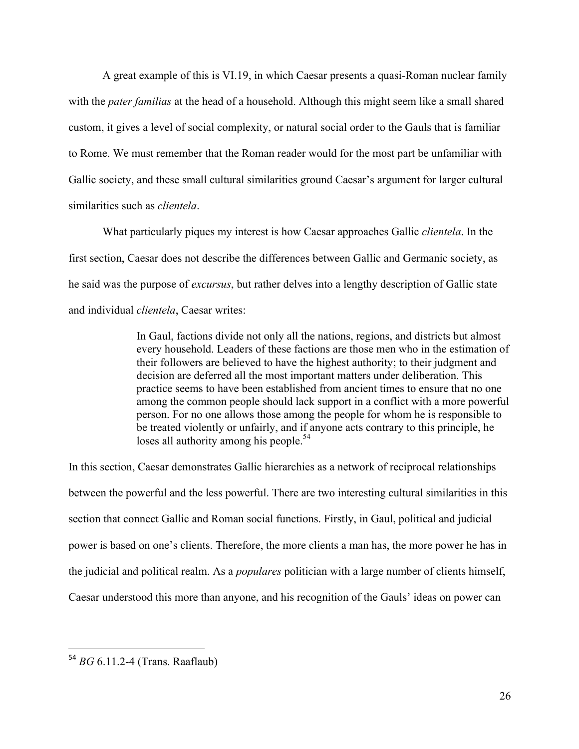A great example of this is VI.19, in which Caesar presents a quasi-Roman nuclear family with the *pater familias* at the head of a household. Although this might seem like a small shared custom, it gives a level of social complexity, or natural social order to the Gauls that is familiar to Rome. We must remember that the Roman reader would for the most part be unfamiliar with Gallic society, and these small cultural similarities ground Caesar's argument for larger cultural similarities such as *clientela*.

What particularly piques my interest is how Caesar approaches Gallic *clientela*. In the first section, Caesar does not describe the differences between Gallic and Germanic society, as he said was the purpose of *excursus*, but rather delves into a lengthy description of Gallic state and individual *clientela*, Caesar writes:

> In Gaul, factions divide not only all the nations, regions, and districts but almost every household. Leaders of these factions are those men who in the estimation of their followers are believed to have the highest authority; to their judgment and decision are deferred all the most important matters under deliberation. This practice seems to have been established from ancient times to ensure that no one among the common people should lack support in a conflict with a more powerful person. For no one allows those among the people for whom he is responsible to be treated violently or unfairly, and if anyone acts contrary to this principle, he loses all authority among his people.[54]

In this section, Caesar demonstrates Gallic hierarchies as a network of reciprocal relationships between the powerful and the less powerful. There are two interesting cultural similarities in this section that connect Gallic and Roman social functions. Firstly, in Gaul, political and judicial power is based on one's clients. Therefore, the more clients a man has, the more power he has in the judicial and political realm. As a *populares* politician with a large number of clients himself, Caesar understood this more than anyone, and his recognition of the Gauls' ideas on power can

---

[54] *BG* 6.11.2-4 (Trans. Raaflaub)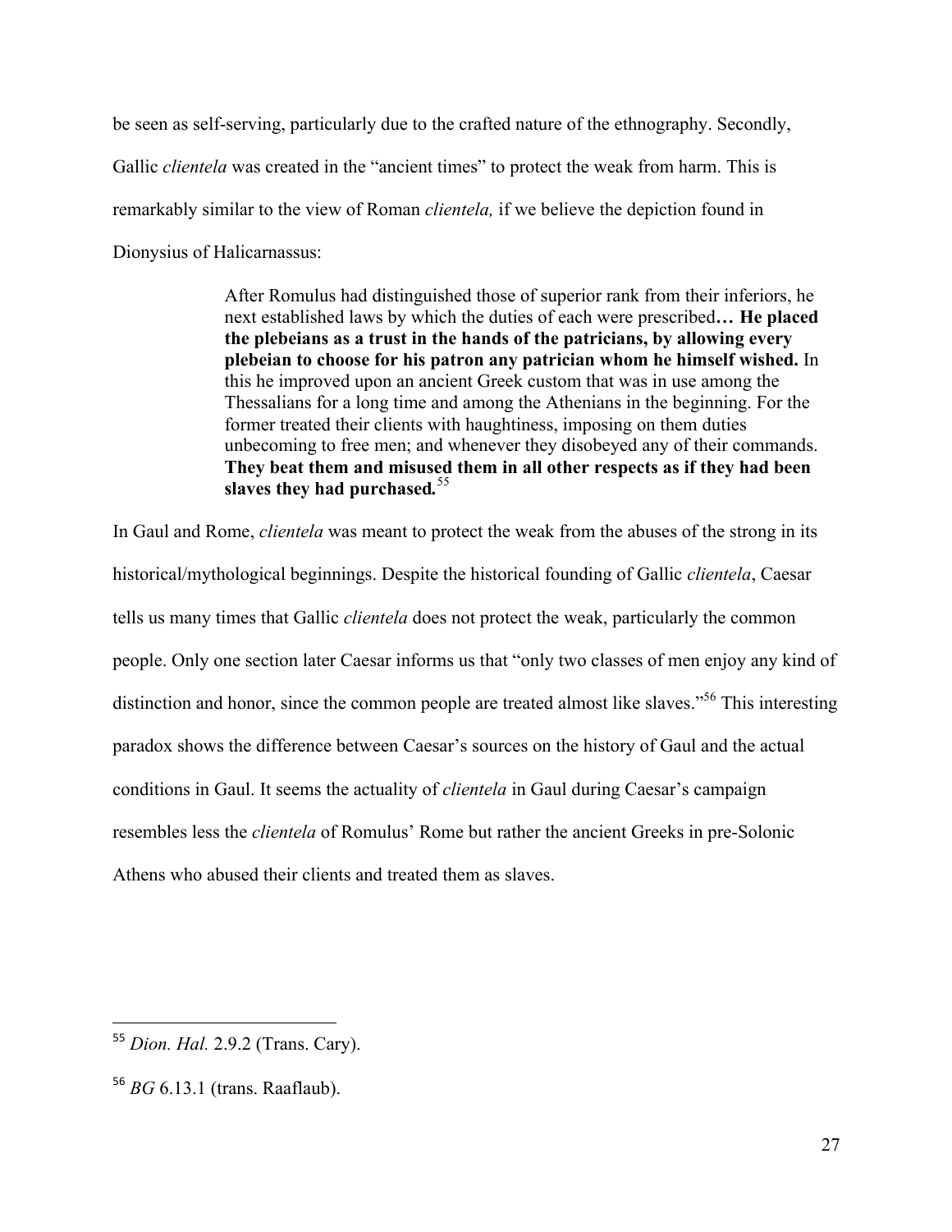be seen as self-serving, particularly due to the crafted nature of the ethnography. Secondly, Gallic *clientela* was created in the "ancient times" to protect the weak from harm. This is remarkably similar to the view of Roman *clientela,* if we believe the depiction found in Dionysius of Halicarnassus:

> After Romulus had distinguished those of superior rank from their inferiors, he next established laws by which the duties of each were prescribed**… He placed the plebeians as a trust in the hands of the patricians, by allowing every plebeian to choose for his patron any patrician whom he himself wished.** In this he improved upon an ancient Greek custom that was in use among the Thessalians for a long time and among the Athenians in the beginning. For the former treated their clients with haughtiness, imposing on them duties unbecoming to free men; and whenever they disobeyed any of their commands. **They beat them and misused them in all other respects as if they had been slaves they had purchased.**[55]

In Gaul and Rome, *clientela* was meant to protect the weak from the abuses of the strong in its historical/mythological beginnings. Despite the historical founding of Gallic *clientela*, Caesar tells us many times that Gallic *clientela* does not protect the weak, particularly the common people. Only one section later Caesar informs us that "only two classes of men enjoy any kind of distinction and honor, since the common people are treated almost like slaves."[56] This interesting paradox shows the difference between Caesar's sources on the history of Gaul and the actual conditions in Gaul. It seems the actuality of *clientela* in Gaul during Caesar's campaign resembles less the *clientela* of Romulus' Rome but rather the ancient Greeks in pre-Solonic Athens who abused their clients and treated them as slaves.

---

[55] *Dion. Hal.* 2.9.2 (Trans. Cary).

[56] *BG* 6.13.1 (trans. Raaflaub).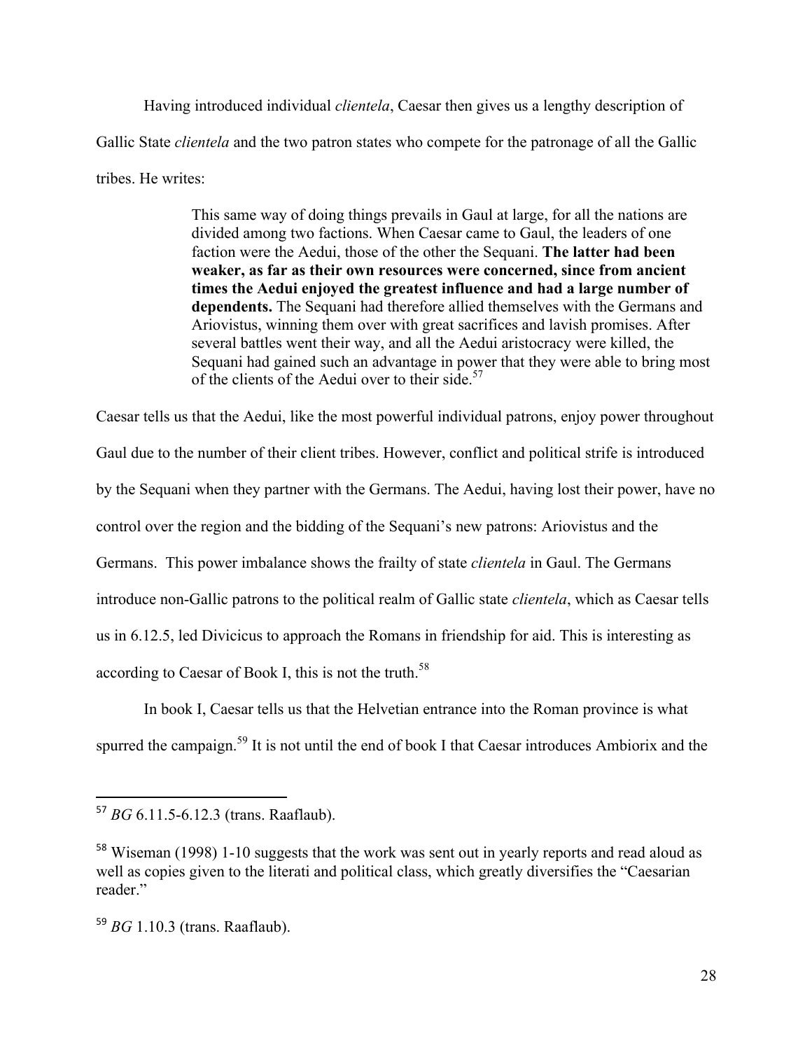Having introduced individual *clientela*, Caesar then gives us a lengthy description of Gallic State *clientela* and the two patron states who compete for the patronage of all the Gallic tribes. He writes:

> This same way of doing things prevails in Gaul at large, for all the nations are divided among two factions. When Caesar came to Gaul, the leaders of one faction were the Aedui, those of the other the Sequani. **The latter had been weaker, as far as their own resources were concerned, since from ancient times the Aedui enjoyed the greatest influence and had a large number of dependents.** The Sequani had therefore allied themselves with the Germans and Ariovistus, winning them over with great sacrifices and lavish promises. After several battles went their way, and all the Aedui aristocracy were killed, the Sequani had gained such an advantage in power that they were able to bring most of the clients of the Aedui over to their side.[57]

Caesar tells us that the Aedui, like the most powerful individual patrons, enjoy power throughout Gaul due to the number of their client tribes. However, conflict and political strife is introduced by the Sequani when they partner with the Germans. The Aedui, having lost their power, have no control over the region and the bidding of the Sequani's new patrons: Ariovistus and the Germans. This power imbalance shows the frailty of state *clientela* in Gaul. The Germans introduce non-Gallic patrons to the political realm of Gallic state *clientela*, which as Caesar tells us in 6.12.5, led Divicicus to approach the Romans in friendship for aid. This is interesting as according to Caesar of Book I, this is not the truth.[58]

In book I, Caesar tells us that the Helvetian entrance into the Roman province is what spurred the campaign.[59] It is not until the end of book I that Caesar introduces Ambiorix and the

---

[57] *BG* 6.11.5-6.12.3 (trans. Raaflaub).

[58] Wiseman (1998) 1-10 suggests that the work was sent out in yearly reports and read aloud as well as copies given to the literati and political class, which greatly diversifies the "Caesarian reader."

[59] *BG* 1.10.3 (trans. Raaflaub).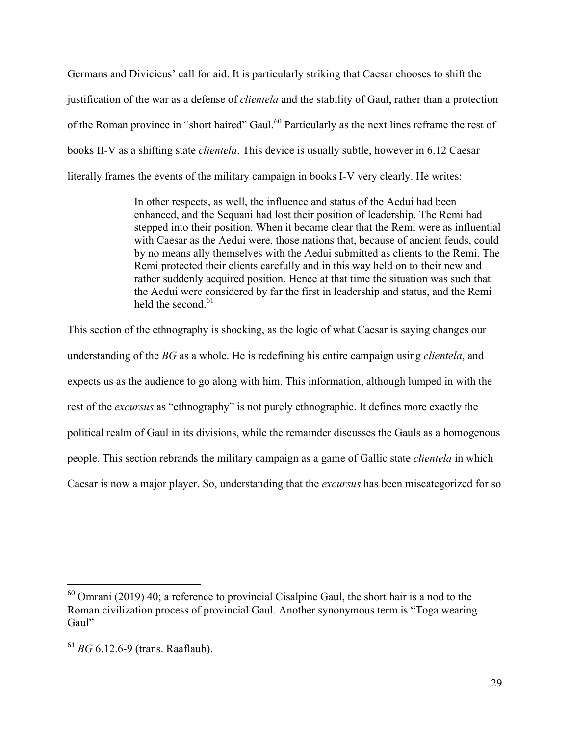Germans and Divicicus' call for aid. It is particularly striking that Caesar chooses to shift the justification of the war as a defense of *clientela* and the stability of Gaul, rather than a protection of the Roman province in "short haired" Gaul.[60] Particularly as the next lines reframe the rest of books II-V as a shifting state *clientela*. This device is usually subtle, however in 6.12 Caesar literally frames the events of the military campaign in books I-V very clearly. He writes:

> In other respects, as well, the influence and status of the Aedui had been enhanced, and the Sequani had lost their position of leadership. The Remi had stepped into their position. When it became clear that the Remi were as influential with Caesar as the Aedui were, those nations that, because of ancient feuds, could by no means ally themselves with the Aedui submitted as clients to the Remi. The Remi protected their clients carefully and in this way held on to their new and rather suddenly acquired position. Hence at that time the situation was such that the Aedui were considered by far the first in leadership and status, and the Remi held the second.[61]

This section of the ethnography is shocking, as the logic of what Caesar is saying changes our understanding of the *BG* as a whole. He is redefining his entire campaign using *clientela*, and expects us as the audience to go along with him. This information, although lumped in with the rest of the *excursus* as "ethnography" is not purely ethnographic. It defines more exactly the political realm of Gaul in its divisions, while the remainder discusses the Gauls as a homogenous people. This section rebrands the military campaign as a game of Gallic state *clientela* in which Caesar is now a major player. So, understanding that the *excursus* has been miscategorized for so

---

[60] Omrani (2019) 40; a reference to provincial Cisalpine Gaul, the short hair is a nod to the Roman civilization process of provincial Gaul. Another synonymous term is "Toga wearing Gaul"

[61] *BG* 6.12.6-9 (trans. Raaflaub).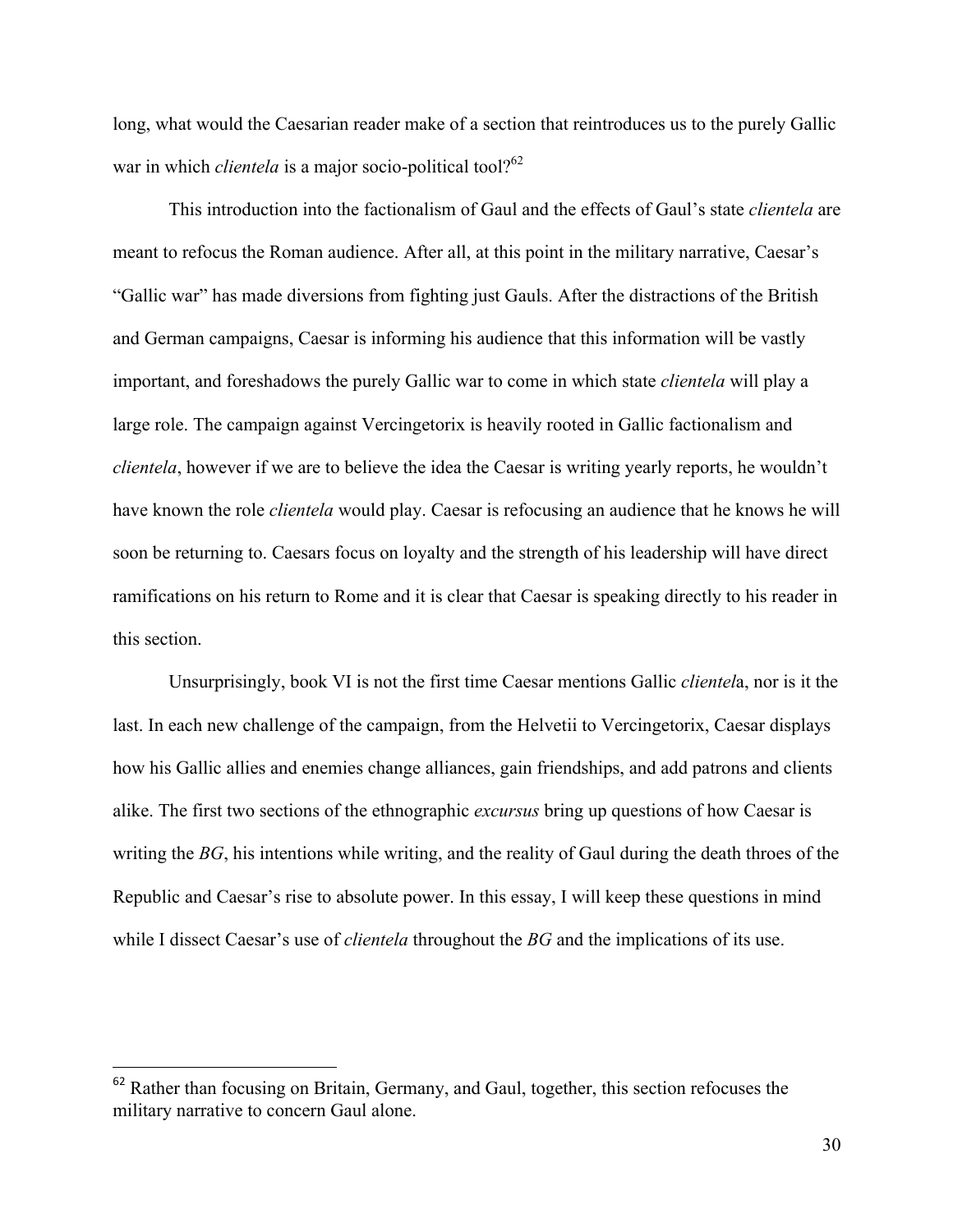long, what would the Caesarian reader make of a section that reintroduces us to the purely Gallic war in which *clientela* is a major socio-political tool?[62]

This introduction into the factionalism of Gaul and the effects of Gaul's state *clientela* are meant to refocus the Roman audience. After all, at this point in the military narrative, Caesar's "Gallic war" has made diversions from fighting just Gauls. After the distractions of the British and German campaigns, Caesar is informing his audience that this information will be vastly important, and foreshadows the purely Gallic war to come in which state *clientela* will play a large role. The campaign against Vercingetorix is heavily rooted in Gallic factionalism and *clientela*, however if we are to believe the idea the Caesar is writing yearly reports, he wouldn't have known the role *clientela* would play. Caesar is refocusing an audience that he knows he will soon be returning to. Caesars focus on loyalty and the strength of his leadership will have direct ramifications on his return to Rome and it is clear that Caesar is speaking directly to his reader in this section.

Unsurprisingly, book VI is not the first time Caesar mentions Gallic *clientel*a, nor is it the last. In each new challenge of the campaign, from the Helvetii to Vercingetorix, Caesar displays how his Gallic allies and enemies change alliances, gain friendships, and add patrons and clients alike. The first two sections of the ethnographic *excursus* bring up questions of how Caesar is writing the *BG*, his intentions while writing, and the reality of Gaul during the death throes of the Republic and Caesar's rise to absolute power. In this essay, I will keep these questions in mind while I dissect Caesar's use of *clientela* throughout the *BG* and the implications of its use.

---

[62] Rather than focusing on Britain, Germany, and Gaul, together, this section refocuses the military narrative to concern Gaul alone.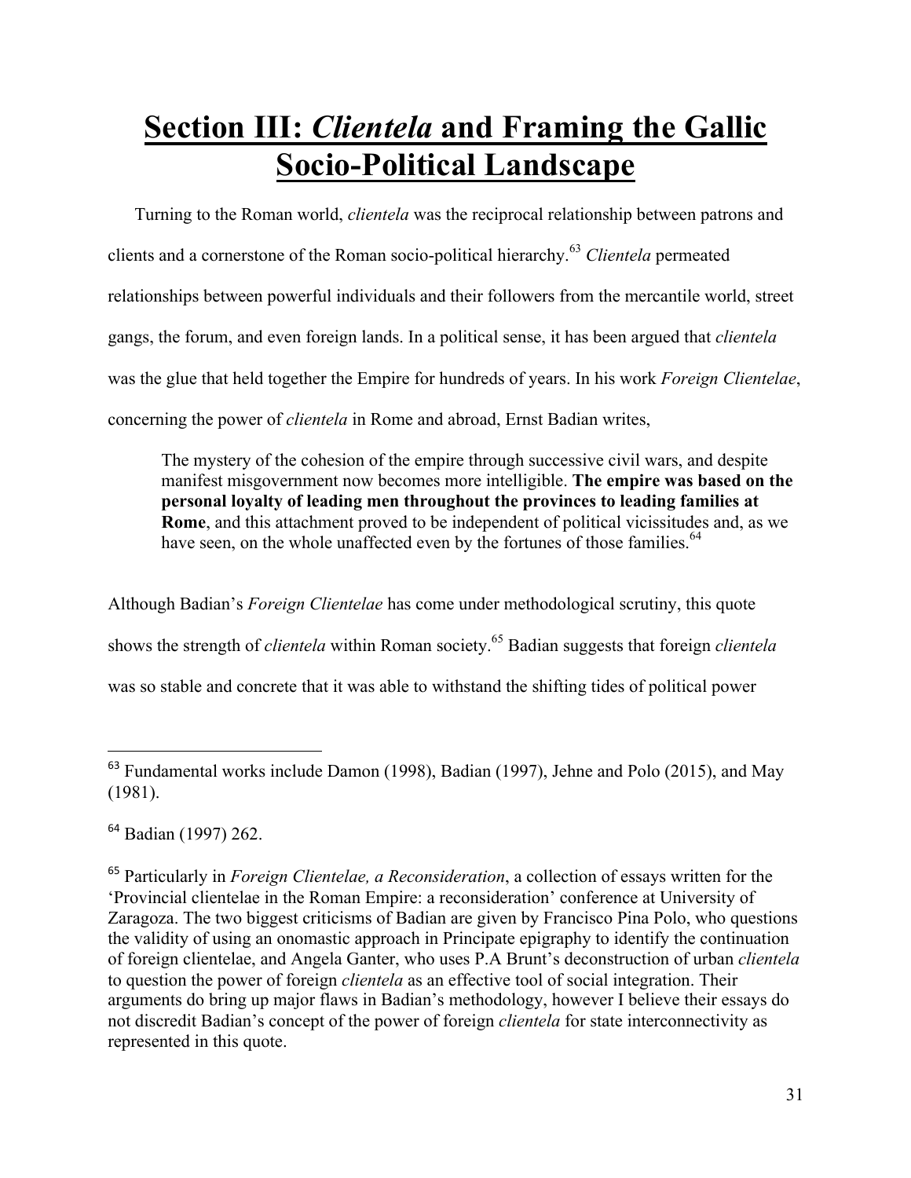# Section III: *Clientela* and Framing the Gallic Socio-Political Landscape

Turning to the Roman world, *clientela* was the reciprocal relationship between patrons and clients and a cornerstone of the Roman socio-political hierarchy.[63] *Clientela* permeated relationships between powerful individuals and their followers from the mercantile world, street gangs, the forum, and even foreign lands. In a political sense, it has been argued that *clientela* was the glue that held together the Empire for hundreds of years. In his work *Foreign Clientelae*, concerning the power of *clientela* in Rome and abroad, Ernst Badian writes,

> The mystery of the cohesion of the empire through successive civil wars, and despite manifest misgovernment now becomes more intelligible. **The empire was based on the personal loyalty of leading men throughout the provinces to leading families at Rome**, and this attachment proved to be independent of political vicissitudes and, as we have seen, on the whole unaffected even by the fortunes of those families.[64]

Although Badian's *Foreign Clientelae* has come under methodological scrutiny, this quote shows the strength of *clientela* within Roman society.[65] Badian suggests that foreign *clientela* was so stable and concrete that it was able to withstand the shifting tides of political power

---

[63] Fundamental works include Damon (1998), Badian (1997), Jehne and Polo (2015), and May (1981).

[64] Badian (1997) 262.

[65] Particularly in *Foreign Clientelae, a Reconsideration*, a collection of essays written for the 'Provincial clientelae in the Roman Empire: a reconsideration' conference at University of Zaragoza. The two biggest criticisms of Badian are given by Francisco Pina Polo, who questions the validity of using an onomastic approach in Principate epigraphy to identify the continuation of foreign clientelae, and Angela Ganter, who uses P.A Brunt's deconstruction of urban *clientela* to question the power of foreign *clientela* as an effective tool of social integration. Their arguments do bring up major flaws in Badian's methodology, however I believe their essays do not discredit Badian's concept of the power of foreign *clientela* for state interconnectivity as represented in this quote.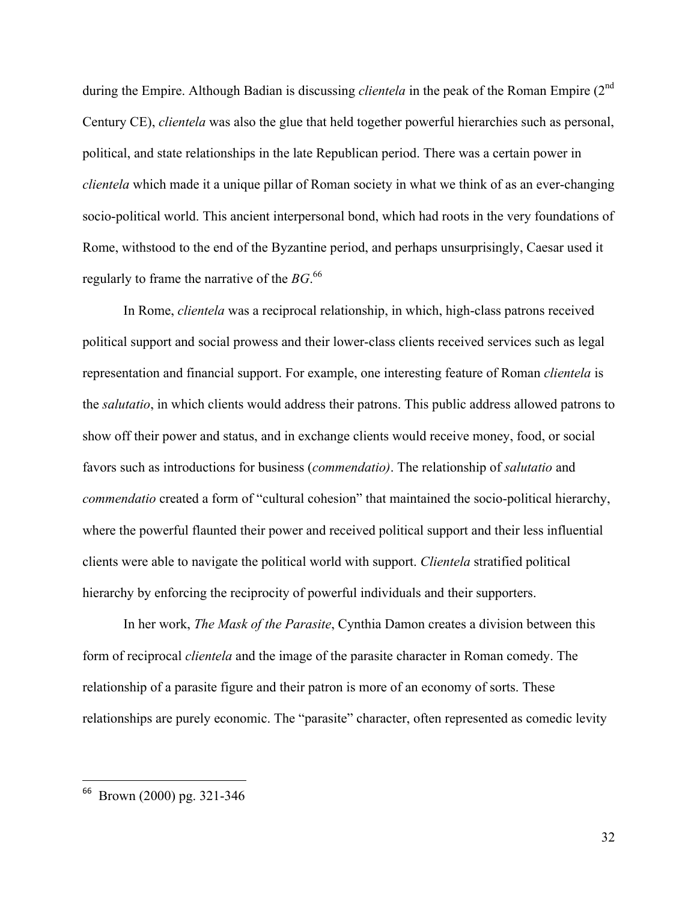during the Empire. Although Badian is discussing *clientela* in the peak of the Roman Empire (2nd Century CE), *clientela* was also the glue that held together powerful hierarchies such as personal, political, and state relationships in the late Republican period. There was a certain power in *clientela* which made it a unique pillar of Roman society in what we think of as an ever-changing socio-political world. This ancient interpersonal bond, which had roots in the very foundations of Rome, withstood to the end of the Byzantine period, and perhaps unsurprisingly, Caesar used it regularly to frame the narrative of the *BG*.[66]

In Rome, *clientela* was a reciprocal relationship, in which, high-class patrons received political support and social prowess and their lower-class clients received services such as legal representation and financial support. For example, one interesting feature of Roman *clientela* is the *salutatio*, in which clients would address their patrons. This public address allowed patrons to show off their power and status, and in exchange clients would receive money, food, or social favors such as introductions for business (*commendatio)*. The relationship of *salutatio* and *commendatio* created a form of "cultural cohesion" that maintained the socio-political hierarchy, where the powerful flaunted their power and received political support and their less influential clients were able to navigate the political world with support. *Clientela* stratified political hierarchy by enforcing the reciprocity of powerful individuals and their supporters.

In her work, *The Mask of the Parasite*, Cynthia Damon creates a division between this form of reciprocal *clientela* and the image of the parasite character in Roman comedy. The relationship of a parasite figure and their patron is more of an economy of sorts. These relationships are purely economic. The "parasite" character, often represented as comedic levity

---

[66] Brown (2000) pg. 321-346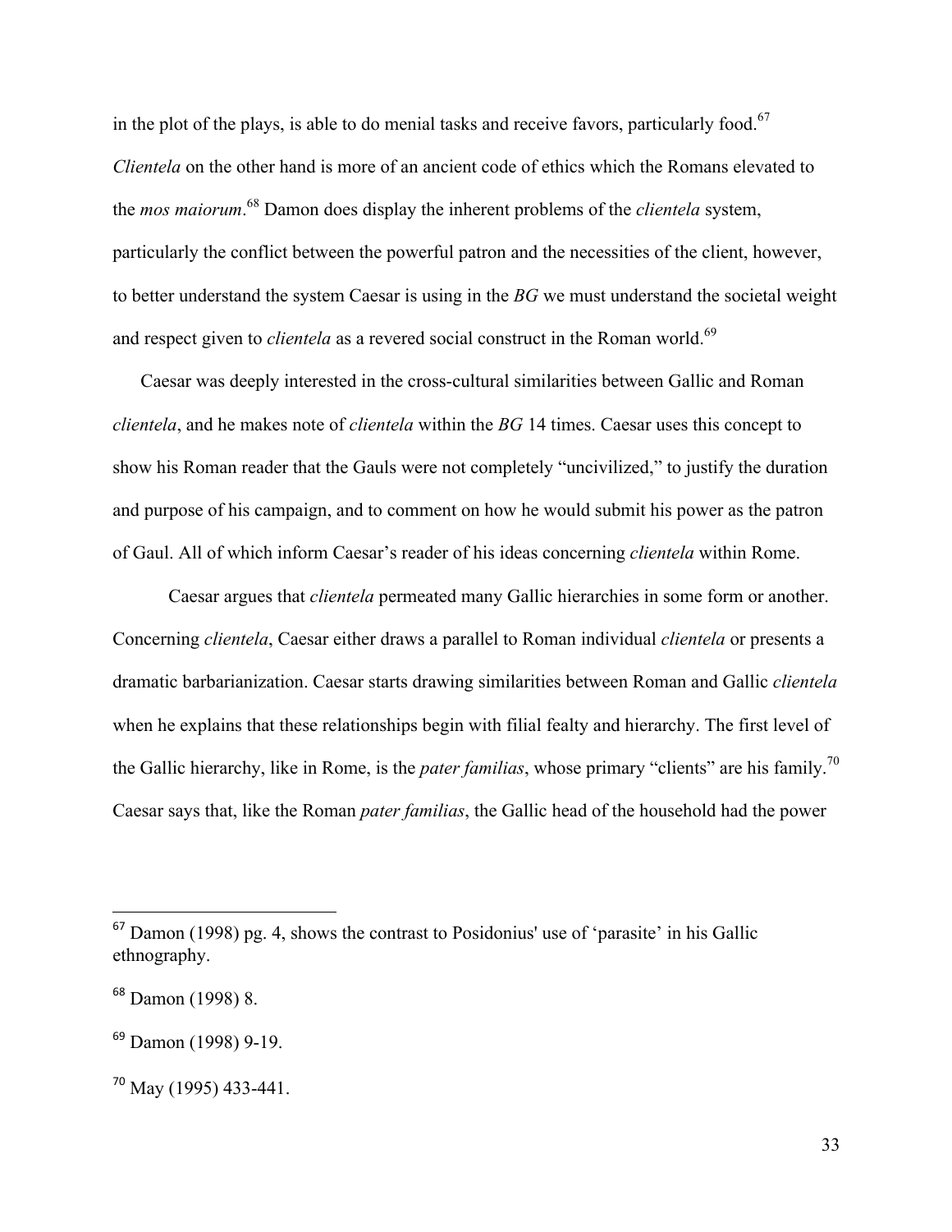in the plot of the plays, is able to do menial tasks and receive favors, particularly food.[67] *Clientela* on the other hand is more of an ancient code of ethics which the Romans elevated to the *mos maiorum*.[68] Damon does display the inherent problems of the *clientela* system, particularly the conflict between the powerful patron and the necessities of the client, however, to better understand the system Caesar is using in the *BG* we must understand the societal weight and respect given to *clientela* as a revered social construct in the Roman world.[69]

Caesar was deeply interested in the cross-cultural similarities between Gallic and Roman *clientela*, and he makes note of *clientela* within the *BG* 14 times. Caesar uses this concept to show his Roman reader that the Gauls were not completely "uncivilized," to justify the duration and purpose of his campaign, and to comment on how he would submit his power as the patron of Gaul. All of which inform Caesar's reader of his ideas concerning *clientela* within Rome.

Caesar argues that *clientela* permeated many Gallic hierarchies in some form or another. Concerning *clientela*, Caesar either draws a parallel to Roman individual *clientela* or presents a dramatic barbarianization. Caesar starts drawing similarities between Roman and Gallic *clientela* when he explains that these relationships begin with filial fealty and hierarchy. The first level of the Gallic hierarchy, like in Rome, is the *pater familias*, whose primary "clients" are his family.[70] Caesar says that, like the Roman *pater familias*, the Gallic head of the household had the power

---

[67] Damon (1998) pg. 4, shows the contrast to Posidonius' use of 'parasite' in his Gallic ethnography.

[68] Damon (1998) 8.

[69] Damon (1998) 9-19.

[70] May (1995) 433-441.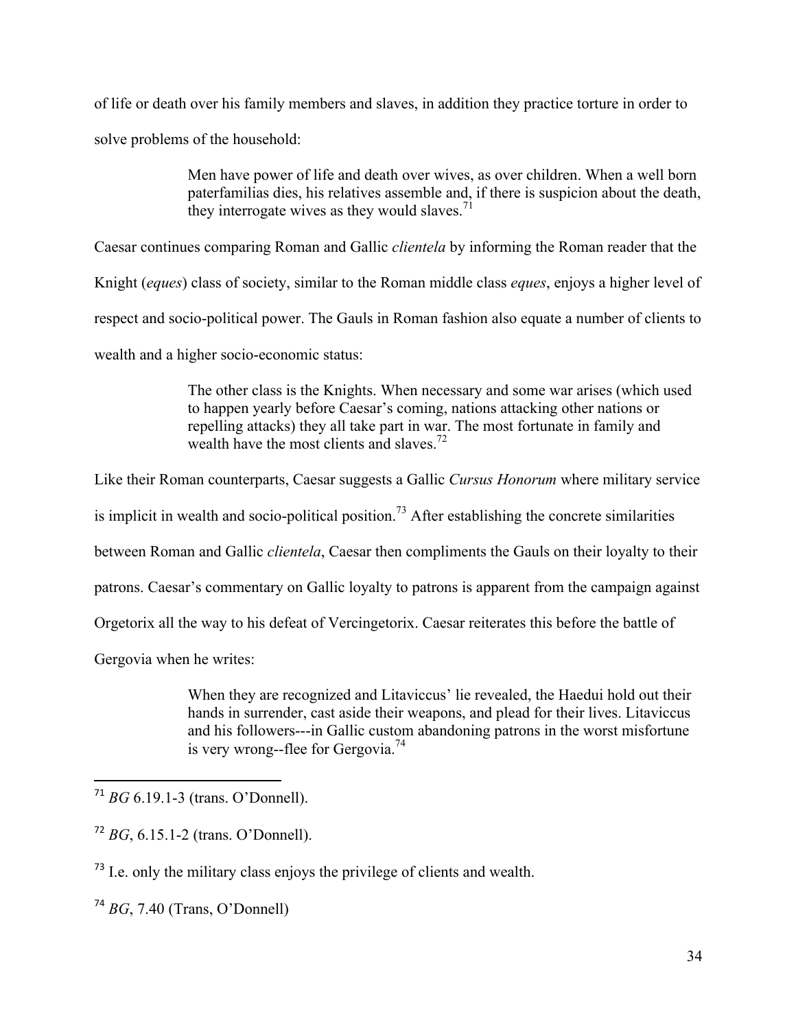of life or death over his family members and slaves, in addition they practice torture in order to solve problems of the household:

> Men have power of life and death over wives, as over children. When a well born paterfamilias dies, his relatives assemble and, if there is suspicion about the death, they interrogate wives as they would slaves.[71]

Caesar continues comparing Roman and Gallic *clientela* by informing the Roman reader that the Knight (*eques*) class of society, similar to the Roman middle class *eques*, enjoys a higher level of respect and socio-political power. The Gauls in Roman fashion also equate a number of clients to wealth and a higher socio-economic status:

> The other class is the Knights. When necessary and some war arises (which used to happen yearly before Caesar's coming, nations attacking other nations or repelling attacks) they all take part in war. The most fortunate in family and wealth have the most clients and slaves.[72]

Like their Roman counterparts, Caesar suggests a Gallic *Cursus Honorum* where military service is implicit in wealth and socio-political position.[73] After establishing the concrete similarities between Roman and Gallic *clientela*, Caesar then compliments the Gauls on their loyalty to their patrons. Caesar's commentary on Gallic loyalty to patrons is apparent from the campaign against Orgetorix all the way to his defeat of Vercingetorix. Caesar reiterates this before the battle of Gergovia when he writes:

> When they are recognized and Litaviccus' lie revealed, the Haedui hold out their hands in surrender, cast aside their weapons, and plead for their lives. Litaviccus and his followers---in Gallic custom abandoning patrons in the worst misfortune is very wrong--flee for Gergovia.[74]

---

[71] *BG* 6.19.1-3 (trans. O'Donnell).

[72] *BG*, 6.15.1-2 (trans. O'Donnell).

[73] I.e. only the military class enjoys the privilege of clients and wealth.

[74] *BG*, 7.40 (Trans, O'Donnell)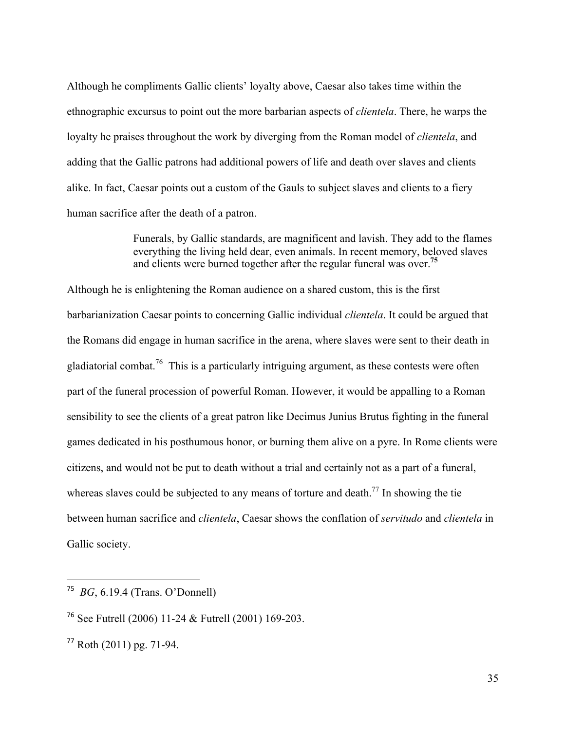Although he compliments Gallic clients' loyalty above, Caesar also takes time within the ethnographic excursus to point out the more barbarian aspects of *clientela*. There, he warps the loyalty he praises throughout the work by diverging from the Roman model of *clientela*, and adding that the Gallic patrons had additional powers of life and death over slaves and clients alike. In fact, Caesar points out a custom of the Gauls to subject slaves and clients to a fiery human sacrifice after the death of a patron.

> Funerals, by Gallic standards, are magnificent and lavish. They add to the flames everything the living held dear, even animals. In recent memory, beloved slaves and clients were burned together after the regular funeral was over.[75]

Although he is enlightening the Roman audience on a shared custom, this is the first barbarianization Caesar points to concerning Gallic individual *clientela*. It could be argued that the Romans did engage in human sacrifice in the arena, where slaves were sent to their death in gladiatorial combat.[76] This is a particularly intriguing argument, as these contests were often part of the funeral procession of powerful Roman. However, it would be appalling to a Roman sensibility to see the clients of a great patron like Decimus Junius Brutus fighting in the funeral games dedicated in his posthumous honor, or burning them alive on a pyre. In Rome clients were citizens, and would not be put to death without a trial and certainly not as a part of a funeral, whereas slaves could be subjected to any means of torture and death.[77] In showing the tie between human sacrifice and *clientela*, Caesar shows the conflation of *servitudo* and *clientela* in Gallic society.

---

[75] *BG*, 6.19.4 (Trans. O'Donnell)

[76] See Futrell (2006) 11-24 & Futrell (2001) 169-203.

[77] Roth (2011) pg. 71-94.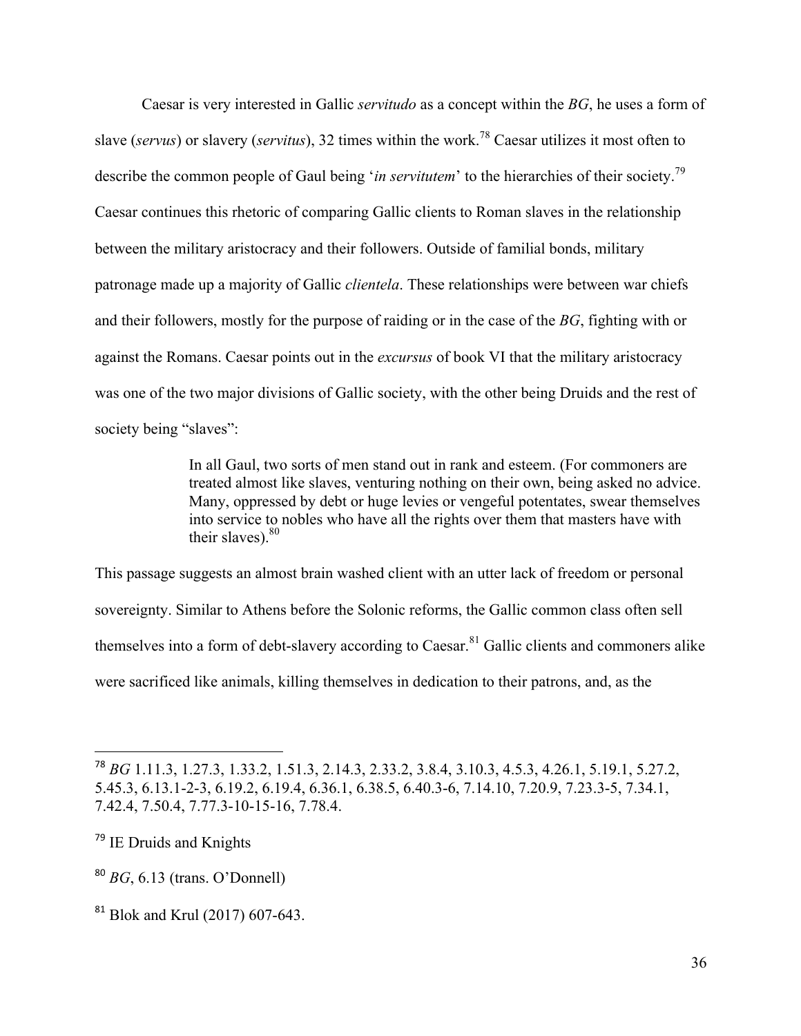Caesar is very interested in Gallic *servitudo* as a concept within the *BG*, he uses a form of slave (*servus*) or slavery (*servitus*), 32 times within the work.[78] Caesar utilizes it most often to describe the common people of Gaul being '*in servitutem*' to the hierarchies of their society.[79] Caesar continues this rhetoric of comparing Gallic clients to Roman slaves in the relationship between the military aristocracy and their followers. Outside of familial bonds, military patronage made up a majority of Gallic *clientela*. These relationships were between war chiefs and their followers, mostly for the purpose of raiding or in the case of the *BG*, fighting with or against the Romans. Caesar points out in the *excursus* of book VI that the military aristocracy was one of the two major divisions of Gallic society, with the other being Druids and the rest of society being "slaves":

> In all Gaul, two sorts of men stand out in rank and esteem. (For commoners are treated almost like slaves, venturing nothing on their own, being asked no advice. Many, oppressed by debt or huge levies or vengeful potentates, swear themselves into service to nobles who have all the rights over them that masters have with their slaves).[80]

This passage suggests an almost brain washed client with an utter lack of freedom or personal sovereignty. Similar to Athens before the Solonic reforms, the Gallic common class often sell themselves into a form of debt-slavery according to Caesar.[81] Gallic clients and commoners alike were sacrificed like animals, killing themselves in dedication to their patrons, and, as the

---

[78] *BG* 1.11.3, 1.27.3, 1.33.2, 1.51.3, 2.14.3, 2.33.2, 3.8.4, 3.10.3, 4.5.3, 4.26.1, 5.19.1, 5.27.2, 5.45.3, 6.13.1-2-3, 6.19.2, 6.19.4, 6.36.1, 6.38.5, 6.40.3-6, 7.14.10, 7.20.9, 7.23.3-5, 7.34.1, 7.42.4, 7.50.4, 7.77.3-10-15-16, 7.78.4.

[79] IE Druids and Knights

[80] *BG*, 6.13 (trans. O'Donnell)

[81] Blok and Krul (2017) 607-643.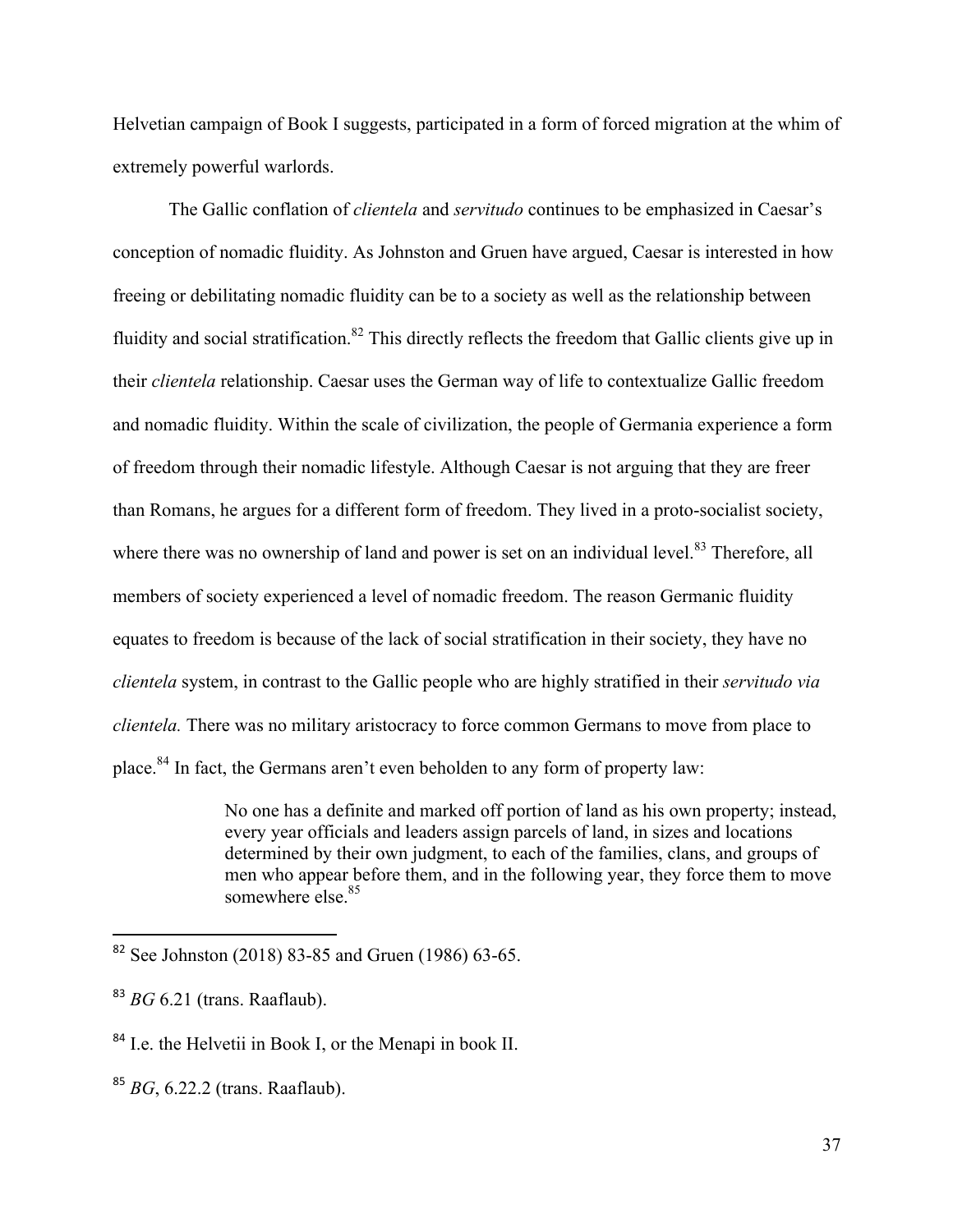Helvetian campaign of Book I suggests, participated in a form of forced migration at the whim of extremely powerful warlords.

The Gallic conflation of *clientela* and *servitudo* continues to be emphasized in Caesar's conception of nomadic fluidity. As Johnston and Gruen have argued, Caesar is interested in how freeing or debilitating nomadic fluidity can be to a society as well as the relationship between fluidity and social stratification.[82] This directly reflects the freedom that Gallic clients give up in their *clientela* relationship. Caesar uses the German way of life to contextualize Gallic freedom and nomadic fluidity. Within the scale of civilization, the people of Germania experience a form of freedom through their nomadic lifestyle. Although Caesar is not arguing that they are freer than Romans, he argues for a different form of freedom. They lived in a proto-socialist society, where there was no ownership of land and power is set on an individual level.[83] Therefore, all members of society experienced a level of nomadic freedom. The reason Germanic fluidity equates to freedom is because of the lack of social stratification in their society, they have no *clientela* system, in contrast to the Gallic people who are highly stratified in their *servitudo via clientela.* There was no military aristocracy to force common Germans to move from place to place.[84] In fact, the Germans aren't even beholden to any form of property law:

> No one has a definite and marked off portion of land as his own property; instead, every year officials and leaders assign parcels of land, in sizes and locations determined by their own judgment, to each of the families, clans, and groups of men who appear before them, and in the following year, they force them to move somewhere else.[85]

---

[82] See Johnston (2018) 83-85 and Gruen (1986) 63-65.

[83] *BG* 6.21 (trans. Raaflaub).

[84] I.e. the Helvetii in Book I, or the Menapi in book II.

[85] *BG*, 6.22.2 (trans. Raaflaub).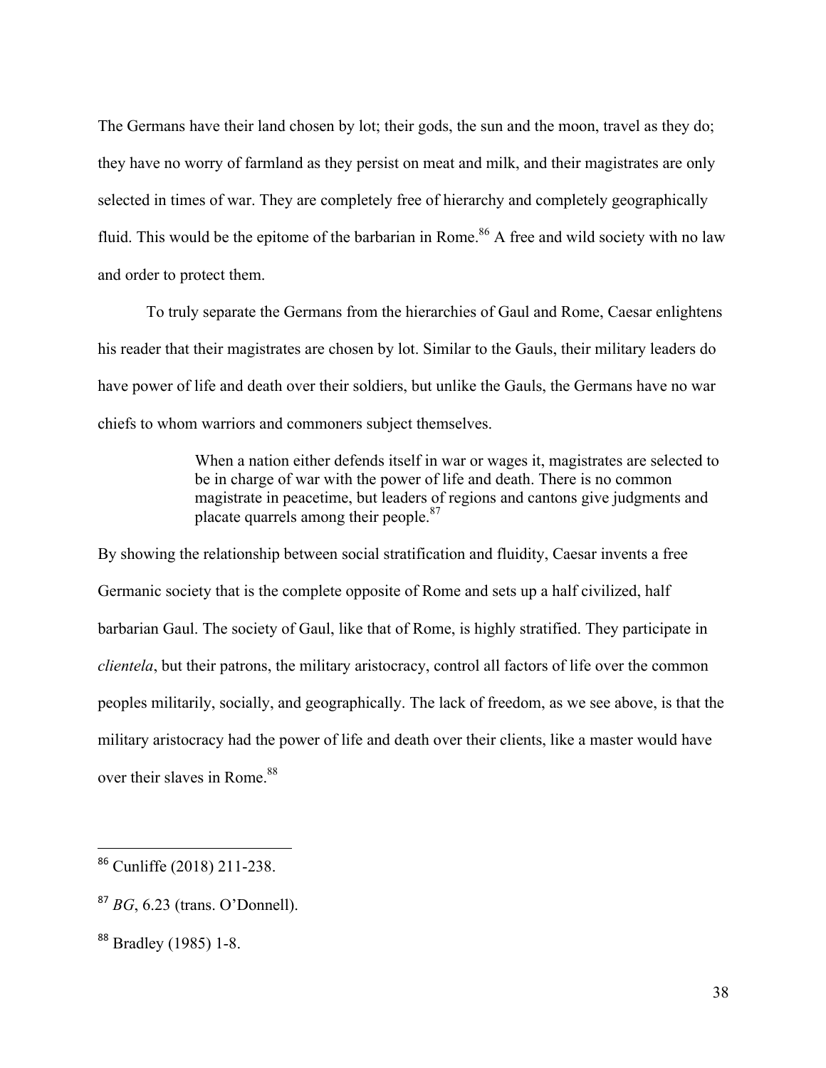The Germans have their land chosen by lot; their gods, the sun and the moon, travel as they do; they have no worry of farmland as they persist on meat and milk, and their magistrates are only selected in times of war. They are completely free of hierarchy and completely geographically fluid. This would be the epitome of the barbarian in Rome.[86] A free and wild society with no law and order to protect them.

To truly separate the Germans from the hierarchies of Gaul and Rome, Caesar enlightens his reader that their magistrates are chosen by lot. Similar to the Gauls, their military leaders do have power of life and death over their soldiers, but unlike the Gauls, the Germans have no war chiefs to whom warriors and commoners subject themselves.

> When a nation either defends itself in war or wages it, magistrates are selected to be in charge of war with the power of life and death. There is no common magistrate in peacetime, but leaders of regions and cantons give judgments and placate quarrels among their people.[87]

By showing the relationship between social stratification and fluidity, Caesar invents a free Germanic society that is the complete opposite of Rome and sets up a half civilized, half barbarian Gaul. The society of Gaul, like that of Rome, is highly stratified. They participate in *clientela*, but their patrons, the military aristocracy, control all factors of life over the common peoples militarily, socially, and geographically. The lack of freedom, as we see above, is that the military aristocracy had the power of life and death over their clients, like a master would have over their slaves in Rome.[88]

---

[86] Cunliffe (2018) 211-238.

[87] *BG*, 6.23 (trans. O'Donnell).

[88] Bradley (1985) 1-8.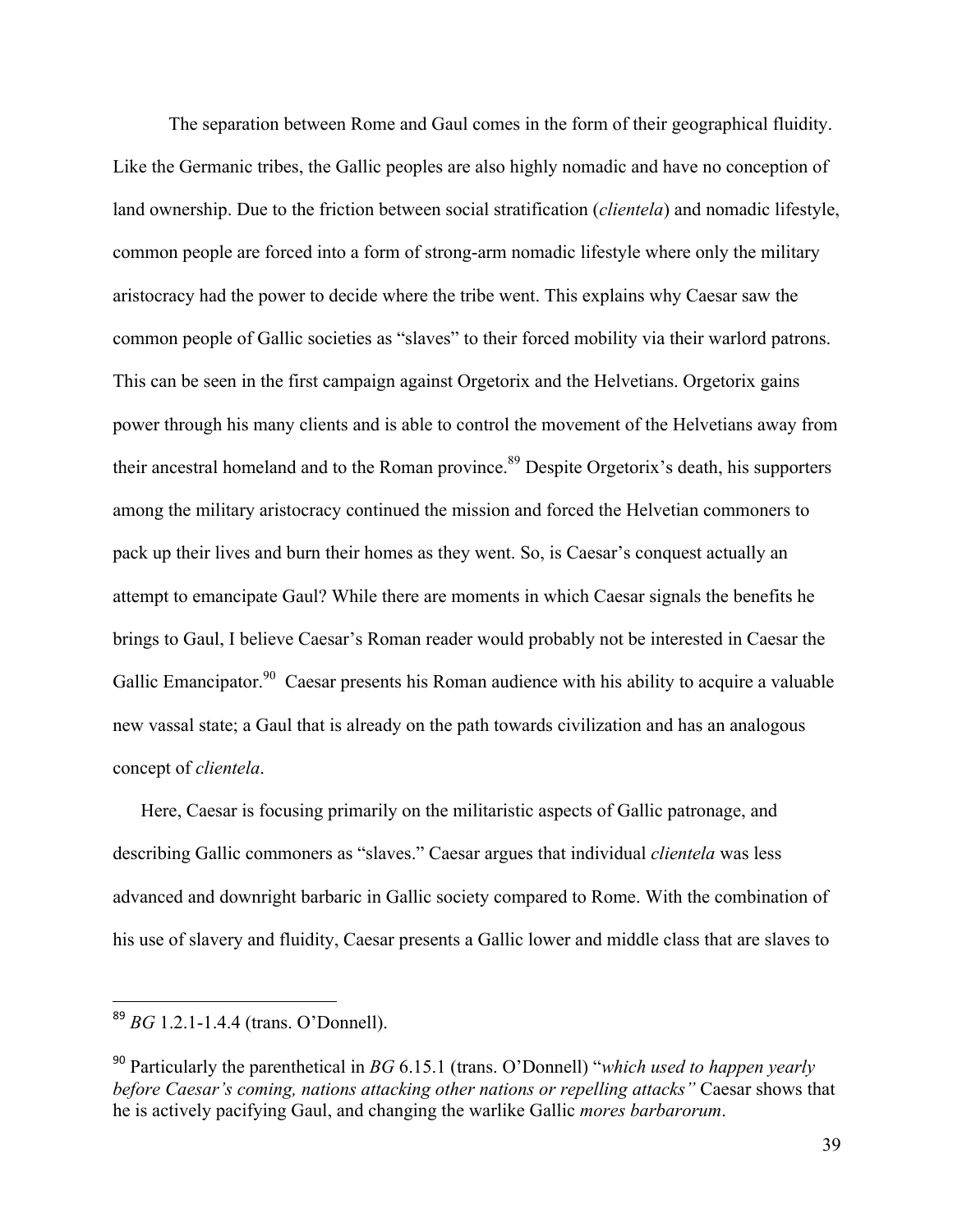The separation between Rome and Gaul comes in the form of their geographical fluidity. Like the Germanic tribes, the Gallic peoples are also highly nomadic and have no conception of land ownership. Due to the friction between social stratification (*clientela*) and nomadic lifestyle, common people are forced into a form of strong-arm nomadic lifestyle where only the military aristocracy had the power to decide where the tribe went. This explains why Caesar saw the common people of Gallic societies as "slaves" to their forced mobility via their warlord patrons. This can be seen in the first campaign against Orgetorix and the Helvetians. Orgetorix gains power through his many clients and is able to control the movement of the Helvetians away from their ancestral homeland and to the Roman province.[89] Despite Orgetorix's death, his supporters among the military aristocracy continued the mission and forced the Helvetian commoners to pack up their lives and burn their homes as they went. So, is Caesar's conquest actually an attempt to emancipate Gaul? While there are moments in which Caesar signals the benefits he brings to Gaul, I believe Caesar's Roman reader would probably not be interested in Caesar the Gallic Emancipator.[90] Caesar presents his Roman audience with his ability to acquire a valuable new vassal state; a Gaul that is already on the path towards civilization and has an analogous concept of *clientela*.

Here, Caesar is focusing primarily on the militaristic aspects of Gallic patronage, and describing Gallic commoners as "slaves." Caesar argues that individual *clientela* was less advanced and downright barbaric in Gallic society compared to Rome. With the combination of his use of slavery and fluidity, Caesar presents a Gallic lower and middle class that are slaves to

---

[89] *BG* 1.2.1-1.4.4 (trans. O'Donnell).

[90] Particularly the parenthetical in *BG* 6.15.1 (trans. O'Donnell) "*which used to happen yearly before Caesar's coming, nations attacking other nations or repelling attacks"* Caesar shows that he is actively pacifying Gaul, and changing the warlike Gallic *mores barbarorum*.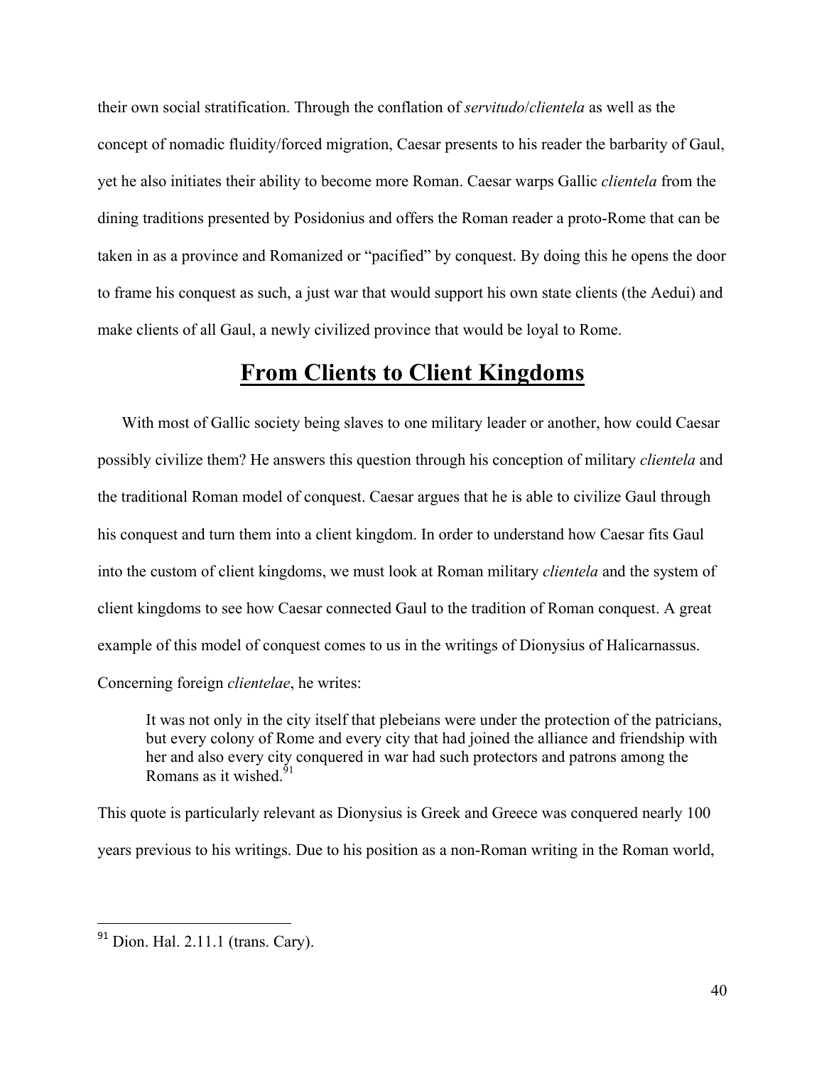their own social stratification. Through the conflation of *servitudo*/*clientela* as well as the concept of nomadic fluidity/forced migration, Caesar presents to his reader the barbarity of Gaul, yet he also initiates their ability to become more Roman. Caesar warps Gallic *clientela* from the dining traditions presented by Posidonius and offers the Roman reader a proto-Rome that can be taken in as a province and Romanized or "pacified" by conquest. By doing this he opens the door to frame his conquest as such, a just war that would support his own state clients (the Aedui) and make clients of all Gaul, a newly civilized province that would be loyal to Rome.

## From Clients to Client Kingdoms

With most of Gallic society being slaves to one military leader or another, how could Caesar possibly civilize them? He answers this question through his conception of military *clientela* and the traditional Roman model of conquest. Caesar argues that he is able to civilize Gaul through his conquest and turn them into a client kingdom. In order to understand how Caesar fits Gaul into the custom of client kingdoms, we must look at Roman military *clientela* and the system of client kingdoms to see how Caesar connected Gaul to the tradition of Roman conquest. A great example of this model of conquest comes to us in the writings of Dionysius of Halicarnassus. Concerning foreign *clientelae*, he writes:

> It was not only in the city itself that plebeians were under the protection of the patricians, but every colony of Rome and every city that had joined the alliance and friendship with her and also every city conquered in war had such protectors and patrons among the Romans as it wished.[91]

This quote is particularly relevant as Dionysius is Greek and Greece was conquered nearly 100 years previous to his writings. Due to his position as a non-Roman writing in the Roman world,

---

[91] Dion. Hal. 2.11.1 (trans. Cary).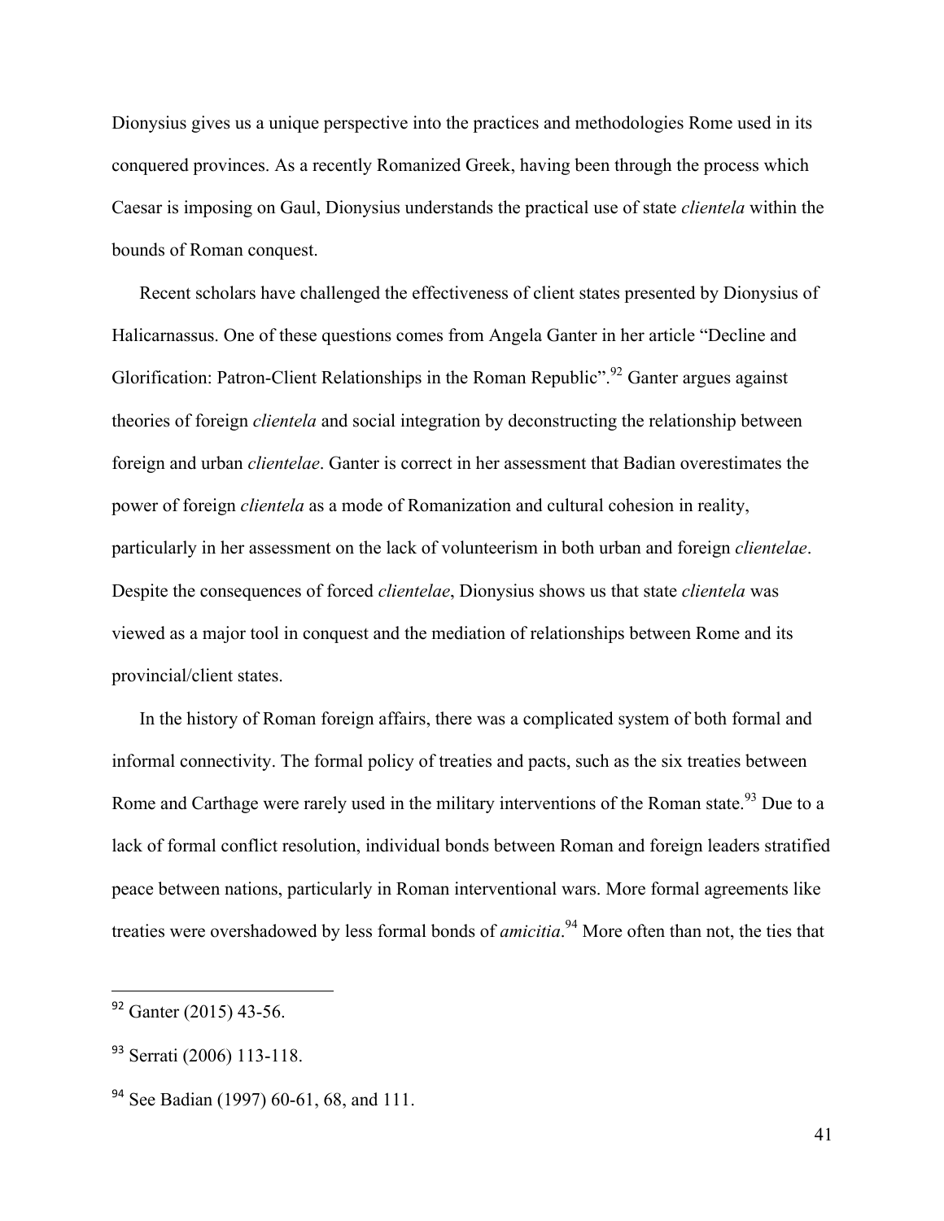Dionysius gives us a unique perspective into the practices and methodologies Rome used in its conquered provinces. As a recently Romanized Greek, having been through the process which Caesar is imposing on Gaul, Dionysius understands the practical use of state *clientela* within the bounds of Roman conquest.

Recent scholars have challenged the effectiveness of client states presented by Dionysius of Halicarnassus. One of these questions comes from Angela Ganter in her article "Decline and Glorification: Patron-Client Relationships in the Roman Republic".[92] Ganter argues against theories of foreign *clientela* and social integration by deconstructing the relationship between foreign and urban *clientelae*. Ganter is correct in her assessment that Badian overestimates the power of foreign *clientela* as a mode of Romanization and cultural cohesion in reality, particularly in her assessment on the lack of volunteerism in both urban and foreign *clientelae*. Despite the consequences of forced *clientelae*, Dionysius shows us that state *clientela* was viewed as a major tool in conquest and the mediation of relationships between Rome and its provincial/client states.

In the history of Roman foreign affairs, there was a complicated system of both formal and informal connectivity. The formal policy of treaties and pacts, such as the six treaties between Rome and Carthage were rarely used in the military interventions of the Roman state.[93] Due to a lack of formal conflict resolution, individual bonds between Roman and foreign leaders stratified peace between nations, particularly in Roman interventional wars. More formal agreements like treaties were overshadowed by less formal bonds of *amicitia*.[94] More often than not, the ties that

---

[92] Ganter (2015) 43-56.

[93] Serrati (2006) 113-118.

[94] See Badian (1997) 60-61, 68, and 111.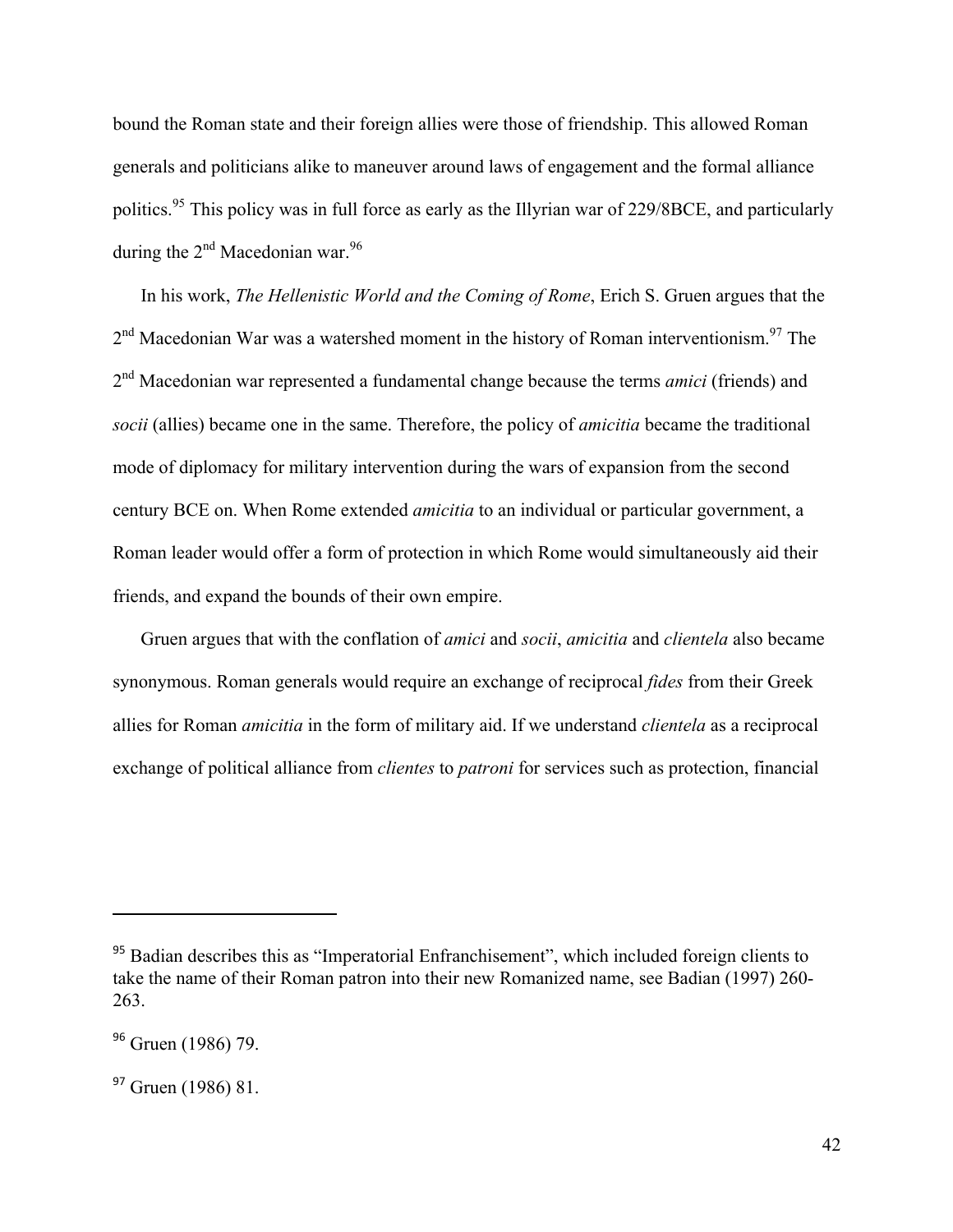bound the Roman state and their foreign allies were those of friendship. This allowed Roman generals and politicians alike to maneuver around laws of engagement and the formal alliance politics.[95] This policy was in full force as early as the Illyrian war of 229/8BCE, and particularly during the 2nd Macedonian war.[96]

In his work, *The Hellenistic World and the Coming of Rome*, Erich S. Gruen argues that the 2nd Macedonian War was a watershed moment in the history of Roman interventionism.[97] The 2nd Macedonian war represented a fundamental change because the terms *amici* (friends) and *socii* (allies) became one in the same. Therefore, the policy of *amicitia* became the traditional mode of diplomacy for military intervention during the wars of expansion from the second century BCE on. When Rome extended *amicitia* to an individual or particular government, a Roman leader would offer a form of protection in which Rome would simultaneously aid their friends, and expand the bounds of their own empire.

Gruen argues that with the conflation of *amici* and *socii*, *amicitia* and *clientela* also became synonymous. Roman generals would require an exchange of reciprocal *fides* from their Greek allies for Roman *amicitia* in the form of military aid. If we understand *clientela* as a reciprocal exchange of political alliance from *clientes* to *patroni* for services such as protection, financial

---

[95] Badian describes this as "Imperatorial Enfranchisement", which included foreign clients to take the name of their Roman patron into their new Romanized name, see Badian (1997) 260-263.

[96] Gruen (1986) 79.

[97] Gruen (1986) 81.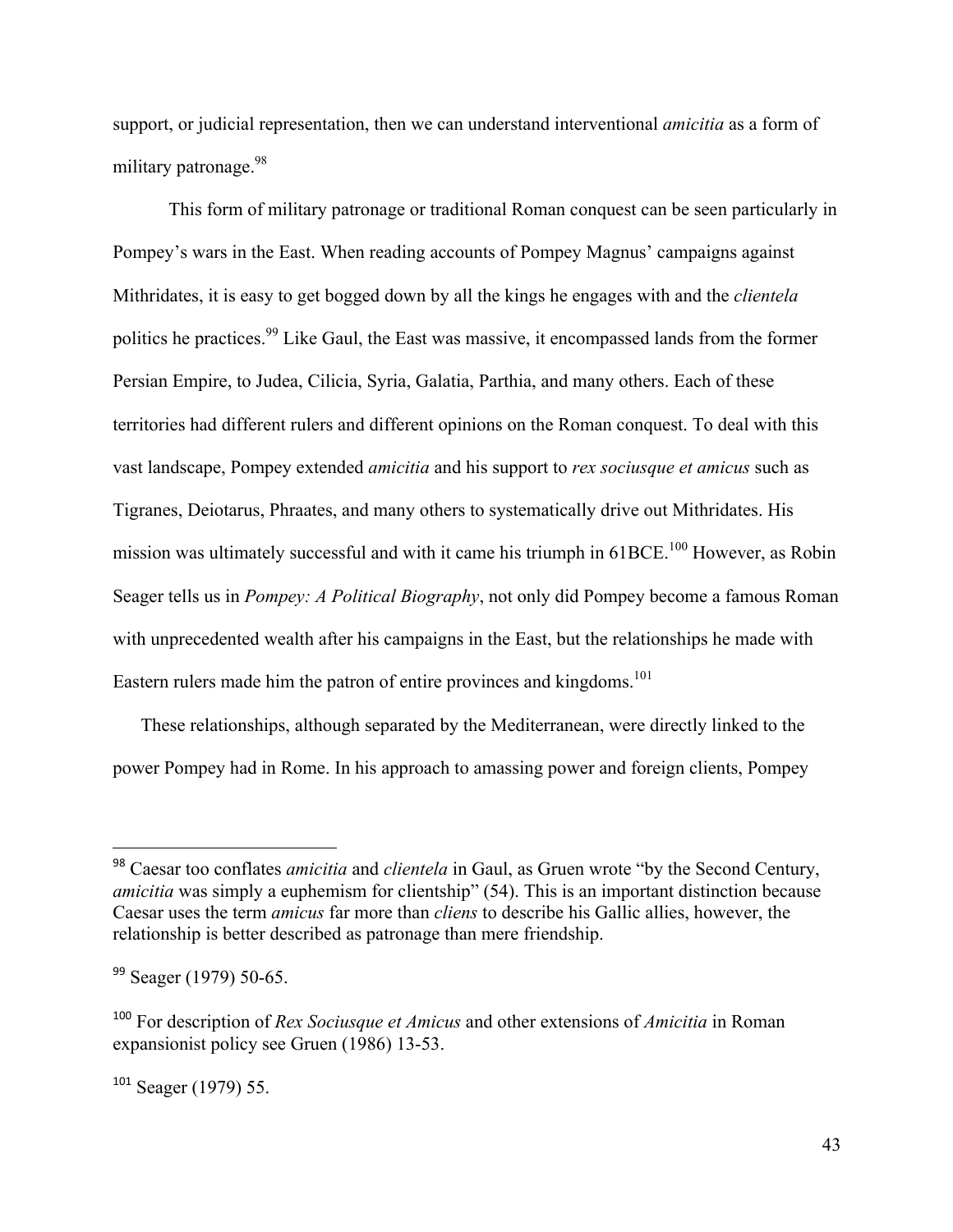support, or judicial representation, then we can understand interventional *amicitia* as a form of military patronage.[98]

This form of military patronage or traditional Roman conquest can be seen particularly in Pompey's wars in the East. When reading accounts of Pompey Magnus' campaigns against Mithridates, it is easy to get bogged down by all the kings he engages with and the *clientela* politics he practices.[99] Like Gaul, the East was massive, it encompassed lands from the former Persian Empire, to Judea, Cilicia, Syria, Galatia, Parthia, and many others. Each of these territories had different rulers and different opinions on the Roman conquest. To deal with this vast landscape, Pompey extended *amicitia* and his support to *rex sociusque et amicus* such as Tigranes, Deiotarus, Phraates, and many others to systematically drive out Mithridates. His mission was ultimately successful and with it came his triumph in 61BCE.[100] However, as Robin Seager tells us in *Pompey: A Political Biography*, not only did Pompey become a famous Roman with unprecedented wealth after his campaigns in the East, but the relationships he made with Eastern rulers made him the patron of entire provinces and kingdoms.[101]

These relationships, although separated by the Mediterranean, were directly linked to the power Pompey had in Rome. In his approach to amassing power and foreign clients, Pompey

---

[98] Caesar too conflates *amicitia* and *clientela* in Gaul, as Gruen wrote "by the Second Century, *amicitia* was simply a euphemism for clientship" (54). This is an important distinction because Caesar uses the term *amicus* far more than *cliens* to describe his Gallic allies, however, the relationship is better described as patronage than mere friendship.

[99] Seager (1979) 50-65.

[100] For description of *Rex Sociusque et Amicus* and other extensions of *Amicitia* in Roman expansionist policy see Gruen (1986) 13-53.

[101] Seager (1979) 55.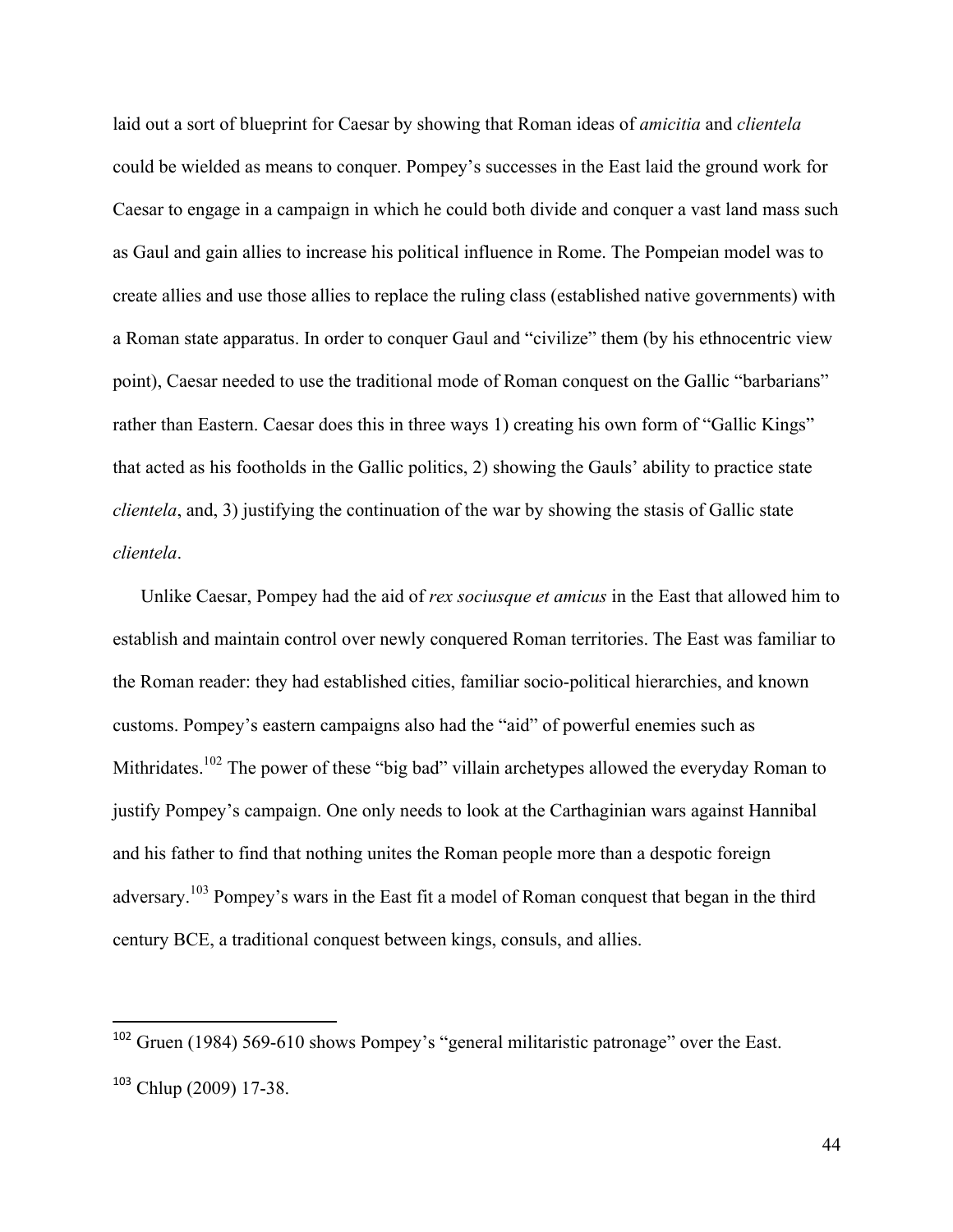laid out a sort of blueprint for Caesar by showing that Roman ideas of *amicitia* and *clientela* could be wielded as means to conquer. Pompey's successes in the East laid the ground work for Caesar to engage in a campaign in which he could both divide and conquer a vast land mass such as Gaul and gain allies to increase his political influence in Rome. The Pompeian model was to create allies and use those allies to replace the ruling class (established native governments) with a Roman state apparatus. In order to conquer Gaul and "civilize" them (by his ethnocentric view point), Caesar needed to use the traditional mode of Roman conquest on the Gallic "barbarians" rather than Eastern. Caesar does this in three ways 1) creating his own form of "Gallic Kings" that acted as his footholds in the Gallic politics, 2) showing the Gauls' ability to practice state *clientela*, and, 3) justifying the continuation of the war by showing the stasis of Gallic state *clientela*.

Unlike Caesar, Pompey had the aid of *rex sociusque et amicus* in the East that allowed him to establish and maintain control over newly conquered Roman territories. The East was familiar to the Roman reader: they had established cities, familiar socio-political hierarchies, and known customs. Pompey's eastern campaigns also had the "aid" of powerful enemies such as Mithridates.[102] The power of these "big bad" villain archetypes allowed the everyday Roman to justify Pompey's campaign. One only needs to look at the Carthaginian wars against Hannibal and his father to find that nothing unites the Roman people more than a despotic foreign adversary.[103] Pompey's wars in the East fit a model of Roman conquest that began in the third century BCE, a traditional conquest between kings, consuls, and allies.

---

[102] Gruen (1984) 569-610 shows Pompey's "general militaristic patronage" over the East.

[103] Chlup (2009) 17-38.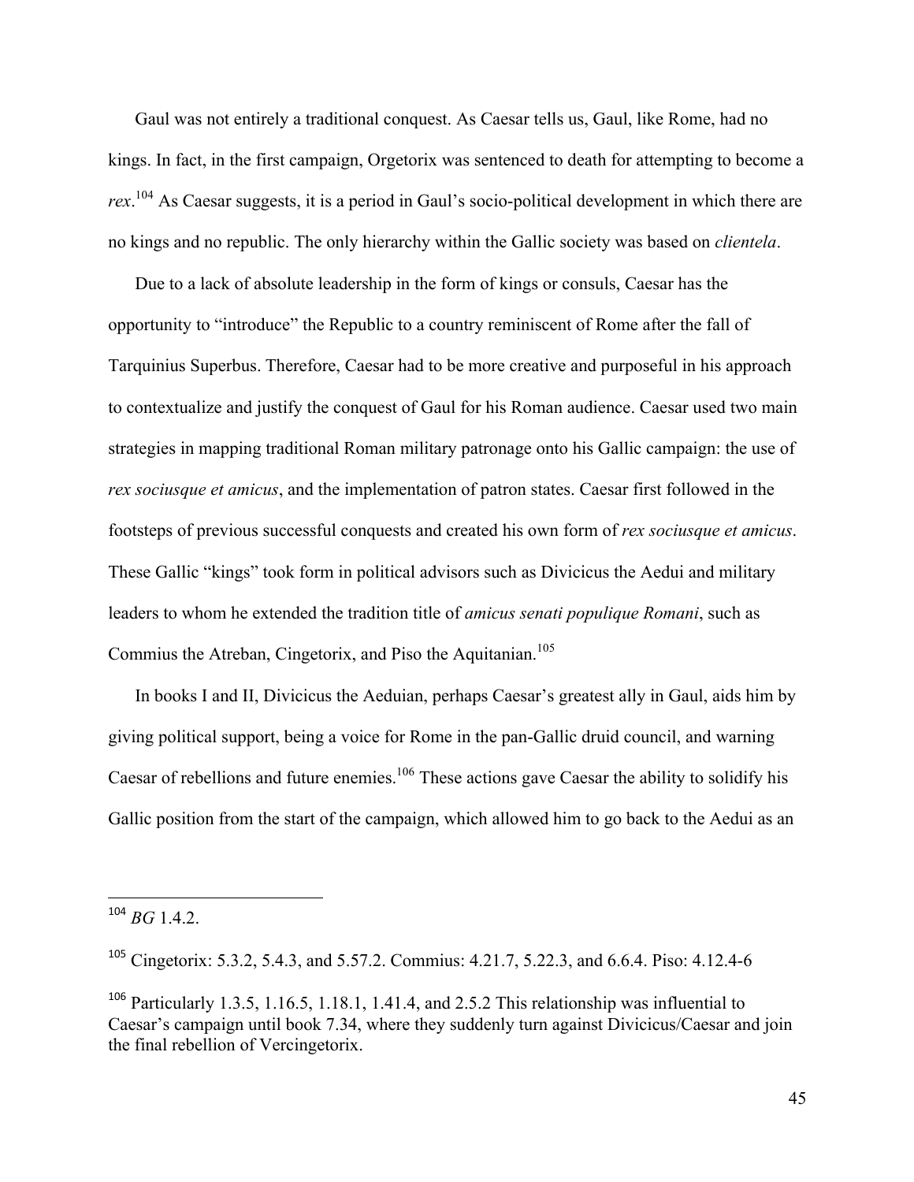Gaul was not entirely a traditional conquest. As Caesar tells us, Gaul, like Rome, had no kings. In fact, in the first campaign, Orgetorix was sentenced to death for attempting to become a *rex*.[104] As Caesar suggests, it is a period in Gaul's socio-political development in which there are no kings and no republic. The only hierarchy within the Gallic society was based on *clientela*.

Due to a lack of absolute leadership in the form of kings or consuls, Caesar has the opportunity to "introduce" the Republic to a country reminiscent of Rome after the fall of Tarquinius Superbus. Therefore, Caesar had to be more creative and purposeful in his approach to contextualize and justify the conquest of Gaul for his Roman audience. Caesar used two main strategies in mapping traditional Roman military patronage onto his Gallic campaign: the use of *rex sociusque et amicus*, and the implementation of patron states. Caesar first followed in the footsteps of previous successful conquests and created his own form of *rex sociusque et amicus*. These Gallic "kings" took form in political advisors such as Divicicus the Aedui and military leaders to whom he extended the tradition title of *amicus senati populique Romani*, such as Commius the Atreban, Cingetorix, and Piso the Aquitanian.[105]

In books I and II, Divicicus the Aeduian, perhaps Caesar's greatest ally in Gaul, aids him by giving political support, being a voice for Rome in the pan-Gallic druid council, and warning Caesar of rebellions and future enemies.[106] These actions gave Caesar the ability to solidify his Gallic position from the start of the campaign, which allowed him to go back to the Aedui as an

---

[104] *BG* 1.4.2.

[105] Cingetorix: 5.3.2, 5.4.3, and 5.57.2. Commius: 4.21.7, 5.22.3, and 6.6.4. Piso: 4.12.4-6

[106] Particularly 1.3.5, 1.16.5, 1.18.1, 1.41.4, and 2.5.2 This relationship was influential to Caesar's campaign until book 7.34, where they suddenly turn against Divicicus/Caesar and join the final rebellion of Vercingetorix.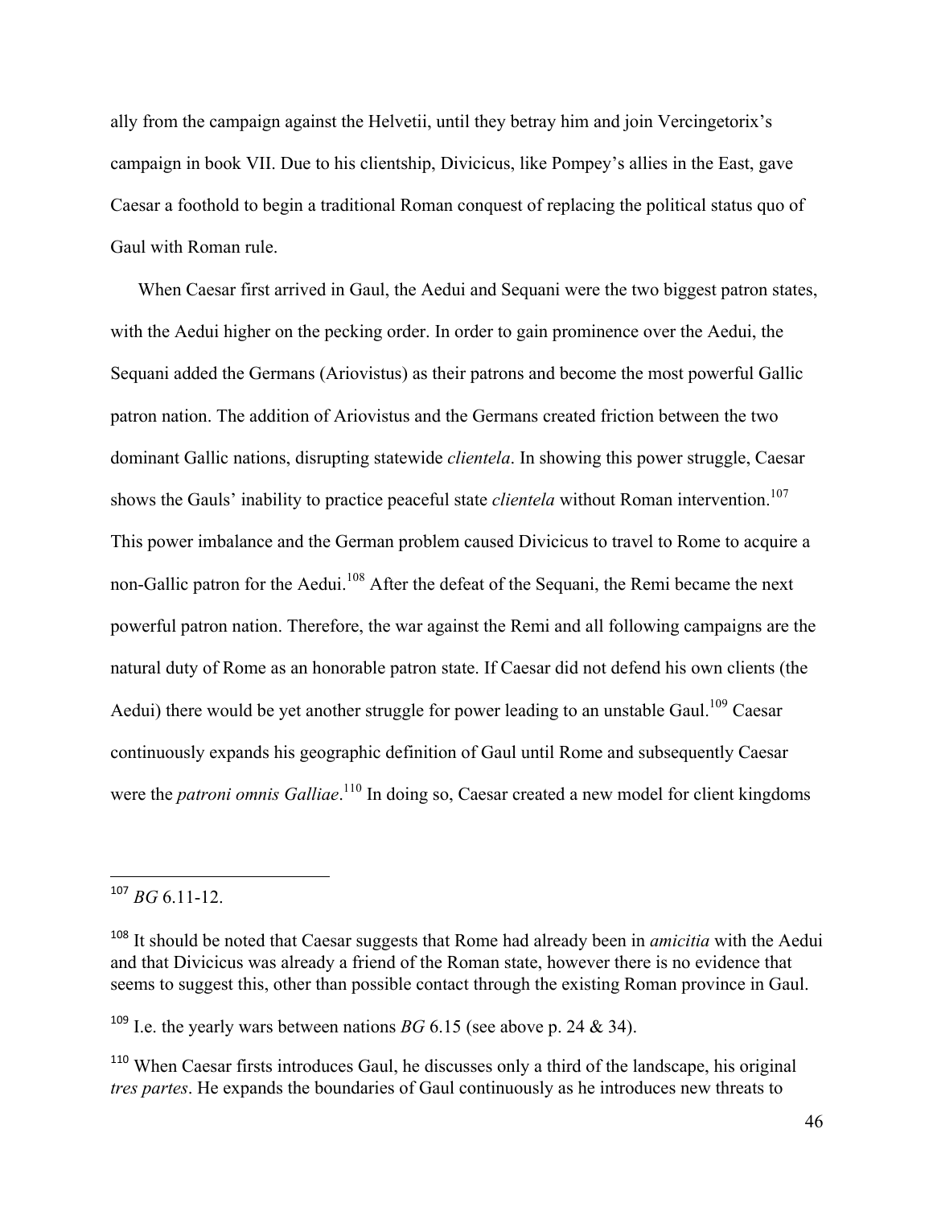ally from the campaign against the Helvetii, until they betray him and join Vercingetorix's campaign in book VII. Due to his clientship, Divicicus, like Pompey's allies in the East, gave Caesar a foothold to begin a traditional Roman conquest of replacing the political status quo of Gaul with Roman rule.

When Caesar first arrived in Gaul, the Aedui and Sequani were the two biggest patron states, with the Aedui higher on the pecking order. In order to gain prominence over the Aedui, the Sequani added the Germans (Ariovistus) as their patrons and become the most powerful Gallic patron nation. The addition of Ariovistus and the Germans created friction between the two dominant Gallic nations, disrupting statewide *clientela*. In showing this power struggle, Caesar shows the Gauls' inability to practice peaceful state *clientela* without Roman intervention.[107] This power imbalance and the German problem caused Divicicus to travel to Rome to acquire a non-Gallic patron for the Aedui.[108] After the defeat of the Sequani, the Remi became the next powerful patron nation. Therefore, the war against the Remi and all following campaigns are the natural duty of Rome as an honorable patron state. If Caesar did not defend his own clients (the Aedui) there would be yet another struggle for power leading to an unstable Gaul.[109] Caesar continuously expands his geographic definition of Gaul until Rome and subsequently Caesar were the *patroni omnis Galliae*.[110] In doing so, Caesar created a new model for client kingdoms

---

[107] *BG* 6.11-12.

[108] It should be noted that Caesar suggests that Rome had already been in *amicitia* with the Aedui and that Divicicus was already a friend of the Roman state, however there is no evidence that seems to suggest this, other than possible contact through the existing Roman province in Gaul.

[109] I.e. the yearly wars between nations *BG* 6.15 (see above p. 24 & 34).

[110] When Caesar firsts introduces Gaul, he discusses only a third of the landscape, his original *tres partes*. He expands the boundaries of Gaul continuously as he introduces new threats to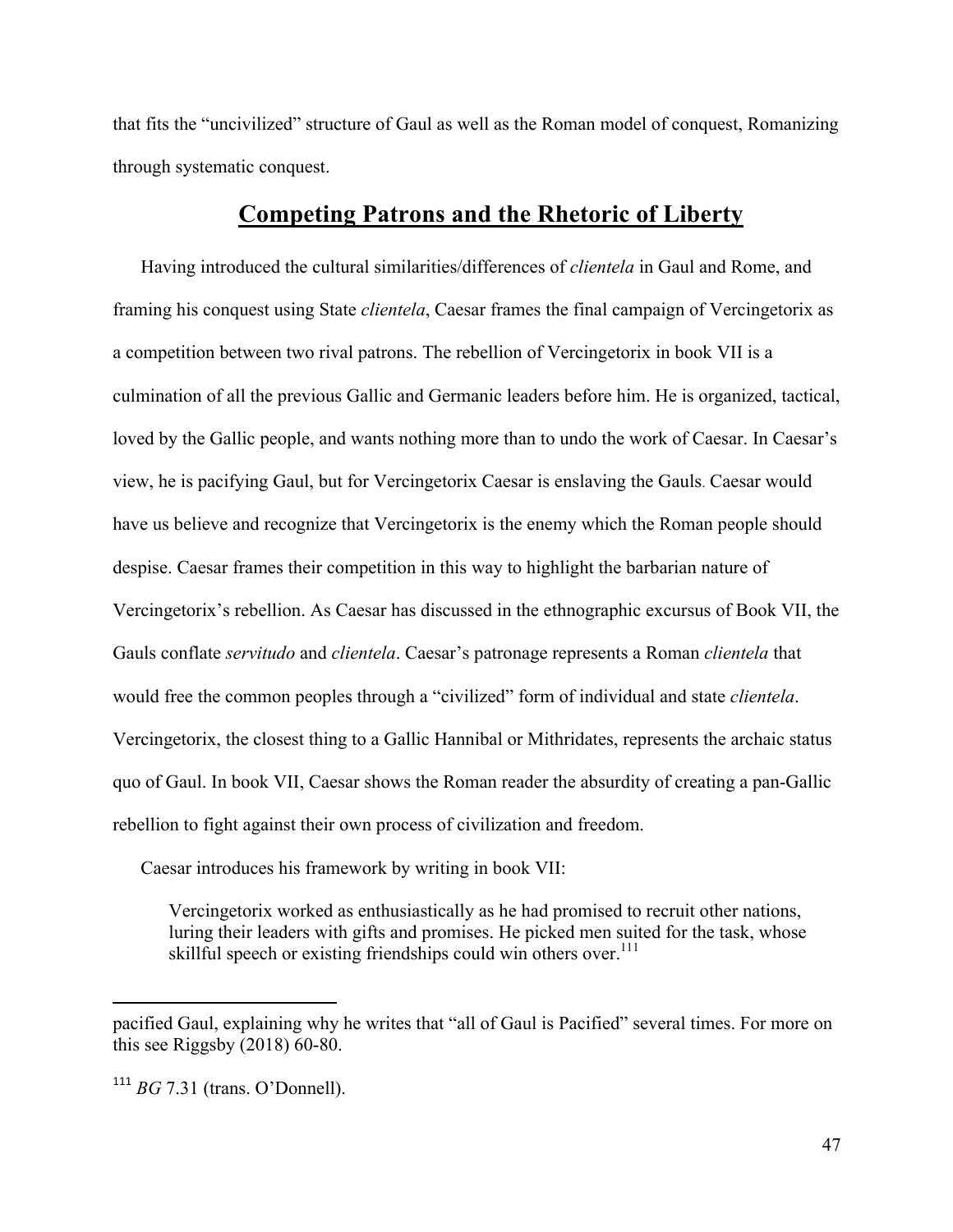that fits the "uncivilized" structure of Gaul as well as the Roman model of conquest, Romanizing through systematic conquest.

## Competing Patrons and the Rhetoric of Liberty

Having introduced the cultural similarities/differences of *clientela* in Gaul and Rome, and framing his conquest using State *clientela*, Caesar frames the final campaign of Vercingetorix as a competition between two rival patrons. The rebellion of Vercingetorix in book VII is a culmination of all the previous Gallic and Germanic leaders before him. He is organized, tactical, loved by the Gallic people, and wants nothing more than to undo the work of Caesar. In Caesar's view, he is pacifying Gaul, but for Vercingetorix Caesar is enslaving the Gauls. Caesar would have us believe and recognize that Vercingetorix is the enemy which the Roman people should despise. Caesar frames their competition in this way to highlight the barbarian nature of Vercingetorix's rebellion. As Caesar has discussed in the ethnographic excursus of Book VII, the Gauls conflate *servitudo* and *clientela*. Caesar's patronage represents a Roman *clientela* that would free the common peoples through a "civilized" form of individual and state *clientela*. Vercingetorix, the closest thing to a Gallic Hannibal or Mithridates, represents the archaic status quo of Gaul. In book VII, Caesar shows the Roman reader the absurdity of creating a pan-Gallic rebellion to fight against their own process of civilization and freedom.

Caesar introduces his framework by writing in book VII:

> Vercingetorix worked as enthusiastically as he had promised to recruit other nations, luring their leaders with gifts and promises. He picked men suited for the task, whose skillful speech or existing friendships could win others over.[111]

---

pacified Gaul, explaining why he writes that "all of Gaul is Pacified" several times. For more on this see Riggsby (2018) 60-80.

[111] *BG* 7.31 (trans. O'Donnell).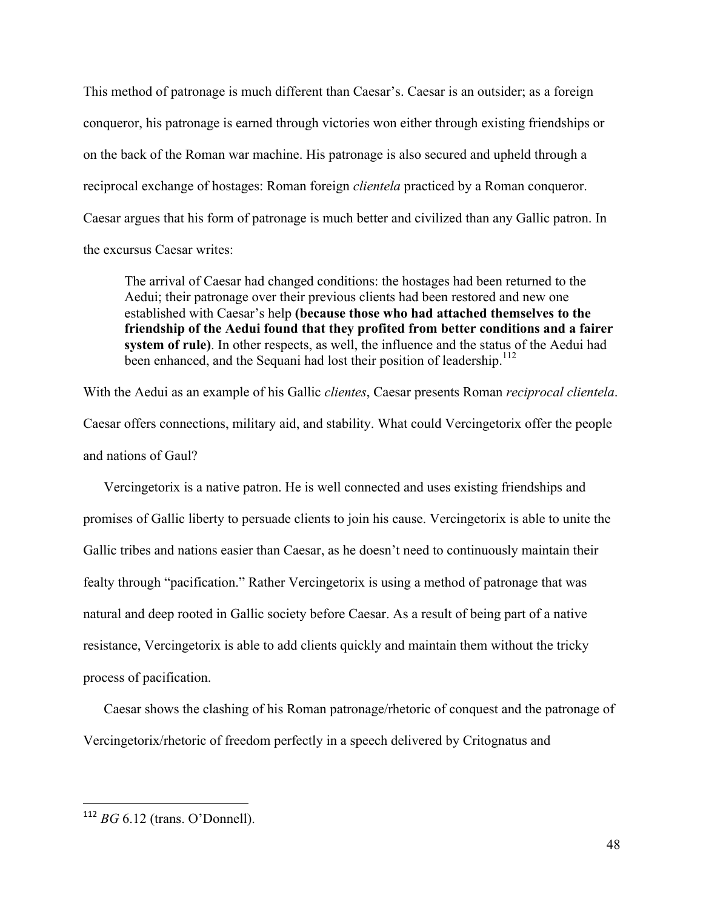This method of patronage is much different than Caesar's. Caesar is an outsider; as a foreign conqueror, his patronage is earned through victories won either through existing friendships or on the back of the Roman war machine. His patronage is also secured and upheld through a reciprocal exchange of hostages: Roman foreign *clientela* practiced by a Roman conqueror. Caesar argues that his form of patronage is much better and civilized than any Gallic patron. In the excursus Caesar writes:

> The arrival of Caesar had changed conditions: the hostages had been returned to the Aedui; their patronage over their previous clients had been restored and new one established with Caesar's help **(because those who had attached themselves to the friendship of the Aedui found that they profited from better conditions and a fairer system of rule)**. In other respects, as well, the influence and the status of the Aedui had been enhanced, and the Sequani had lost their position of leadership.[112]

With the Aedui as an example of his Gallic *clientes*, Caesar presents Roman *reciprocal clientela*. Caesar offers connections, military aid, and stability. What could Vercingetorix offer the people and nations of Gaul?

Vercingetorix is a native patron. He is well connected and uses existing friendships and promises of Gallic liberty to persuade clients to join his cause. Vercingetorix is able to unite the Gallic tribes and nations easier than Caesar, as he doesn't need to continuously maintain their fealty through "pacification." Rather Vercingetorix is using a method of patronage that was natural and deep rooted in Gallic society before Caesar. As a result of being part of a native resistance, Vercingetorix is able to add clients quickly and maintain them without the tricky process of pacification.

Caesar shows the clashing of his Roman patronage/rhetoric of conquest and the patronage of Vercingetorix/rhetoric of freedom perfectly in a speech delivered by Critognatus and

---

[112] *BG* 6.12 (trans. O'Donnell).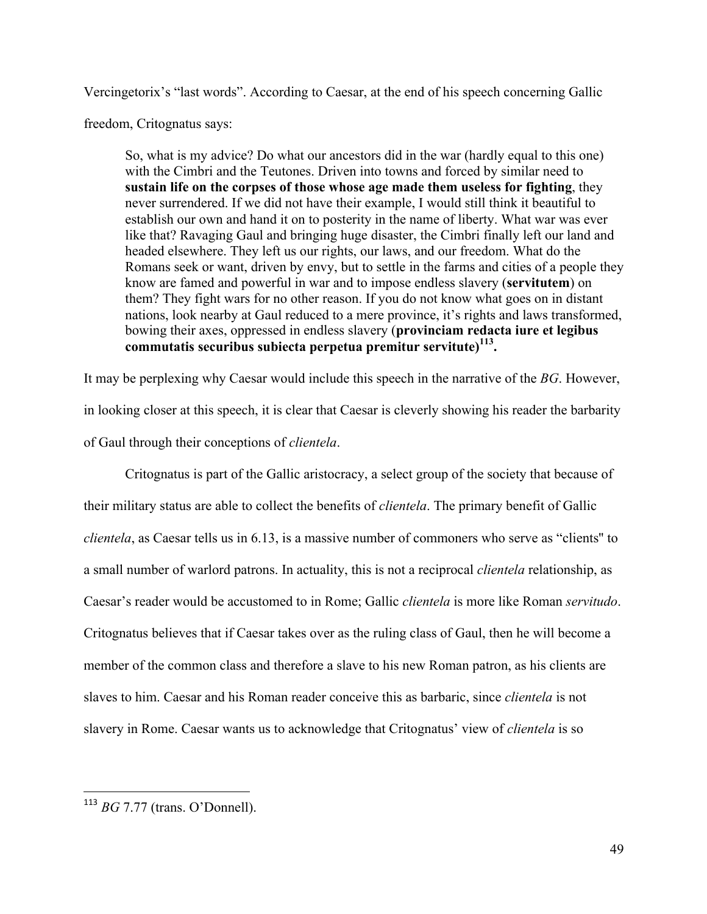Vercingetorix's "last words". According to Caesar, at the end of his speech concerning Gallic freedom, Critognatus says:

> So, what is my advice? Do what our ancestors did in the war (hardly equal to this one) with the Cimbri and the Teutones. Driven into towns and forced by similar need to **sustain life on the corpses of those whose age made them useless for fighting**, they never surrendered. If we did not have their example, I would still think it beautiful to establish our own and hand it on to posterity in the name of liberty. What war was ever like that? Ravaging Gaul and bringing huge disaster, the Cimbri finally left our land and headed elsewhere. They left us our rights, our laws, and our freedom. What do the Romans seek or want, driven by envy, but to settle in the farms and cities of a people they know are famed and powerful in war and to impose endless slavery (**servitutem**) on them? They fight wars for no other reason. If you do not know what goes on in distant nations, look nearby at Gaul reduced to a mere province, it's rights and laws transformed, bowing their axes, oppressed in endless slavery (**provinciam redacta iure et legibus commutatis securibus subiecta perpetua premitur servitute)**[113]**.**

It may be perplexing why Caesar would include this speech in the narrative of the *BG*. However, in looking closer at this speech, it is clear that Caesar is cleverly showing his reader the barbarity of Gaul through their conceptions of *clientela*.

Critognatus is part of the Gallic aristocracy, a select group of the society that because of their military status are able to collect the benefits of *clientela*. The primary benefit of Gallic *clientela*, as Caesar tells us in 6.13, is a massive number of commoners who serve as "clients" to a small number of warlord patrons. In actuality, this is not a reciprocal *clientela* relationship, as Caesar's reader would be accustomed to in Rome; Gallic *clientela* is more like Roman *servitudo*. Critognatus believes that if Caesar takes over as the ruling class of Gaul, then he will become a member of the common class and therefore a slave to his new Roman patron, as his clients are slaves to him. Caesar and his Roman reader conceive this as barbaric, since *clientela* is not slavery in Rome. Caesar wants us to acknowledge that Critognatus' view of *clientela* is so

---

[113] *BG* 7.77 (trans. O'Donnell).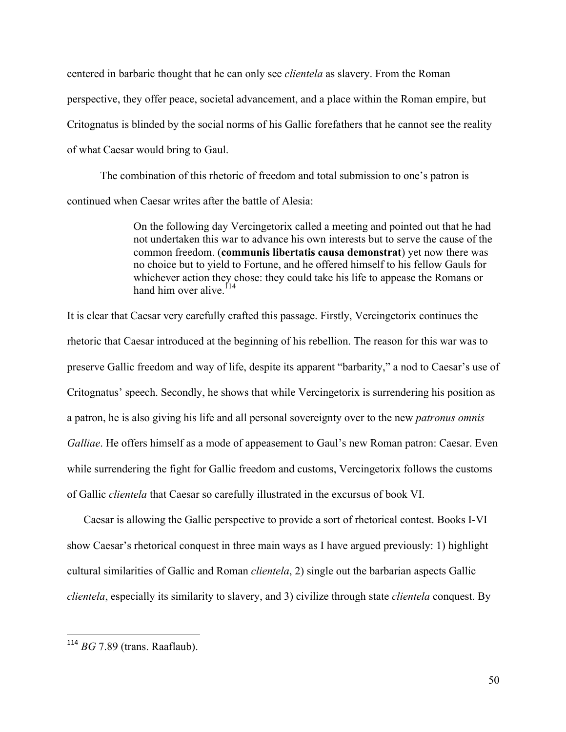centered in barbaric thought that he can only see *clientela* as slavery. From the Roman perspective, they offer peace, societal advancement, and a place within the Roman empire, but Critognatus is blinded by the social norms of his Gallic forefathers that he cannot see the reality of what Caesar would bring to Gaul.

The combination of this rhetoric of freedom and total submission to one's patron is continued when Caesar writes after the battle of Alesia:

> On the following day Vercingetorix called a meeting and pointed out that he had not undertaken this war to advance his own interests but to serve the cause of the common freedom. (**communis libertatis causa demonstrat**) yet now there was no choice but to yield to Fortune, and he offered himself to his fellow Gauls for whichever action they chose: they could take his life to appease the Romans or hand him over alive.[114]

It is clear that Caesar very carefully crafted this passage. Firstly, Vercingetorix continues the rhetoric that Caesar introduced at the beginning of his rebellion. The reason for this war was to preserve Gallic freedom and way of life, despite its apparent "barbarity," a nod to Caesar's use of Critognatus' speech. Secondly, he shows that while Vercingetorix is surrendering his position as a patron, he is also giving his life and all personal sovereignty over to the new *patronus omnis Galliae*. He offers himself as a mode of appeasement to Gaul's new Roman patron: Caesar. Even while surrendering the fight for Gallic freedom and customs, Vercingetorix follows the customs of Gallic *clientela* that Caesar so carefully illustrated in the excursus of book VI.

Caesar is allowing the Gallic perspective to provide a sort of rhetorical contest. Books I-VI show Caesar's rhetorical conquest in three main ways as I have argued previously: 1) highlight cultural similarities of Gallic and Roman *clientela*, 2) single out the barbarian aspects Gallic *clientela*, especially its similarity to slavery, and 3) civilize through state *clientela* conquest. By

---

[114] *BG* 7.89 (trans. Raaflaub).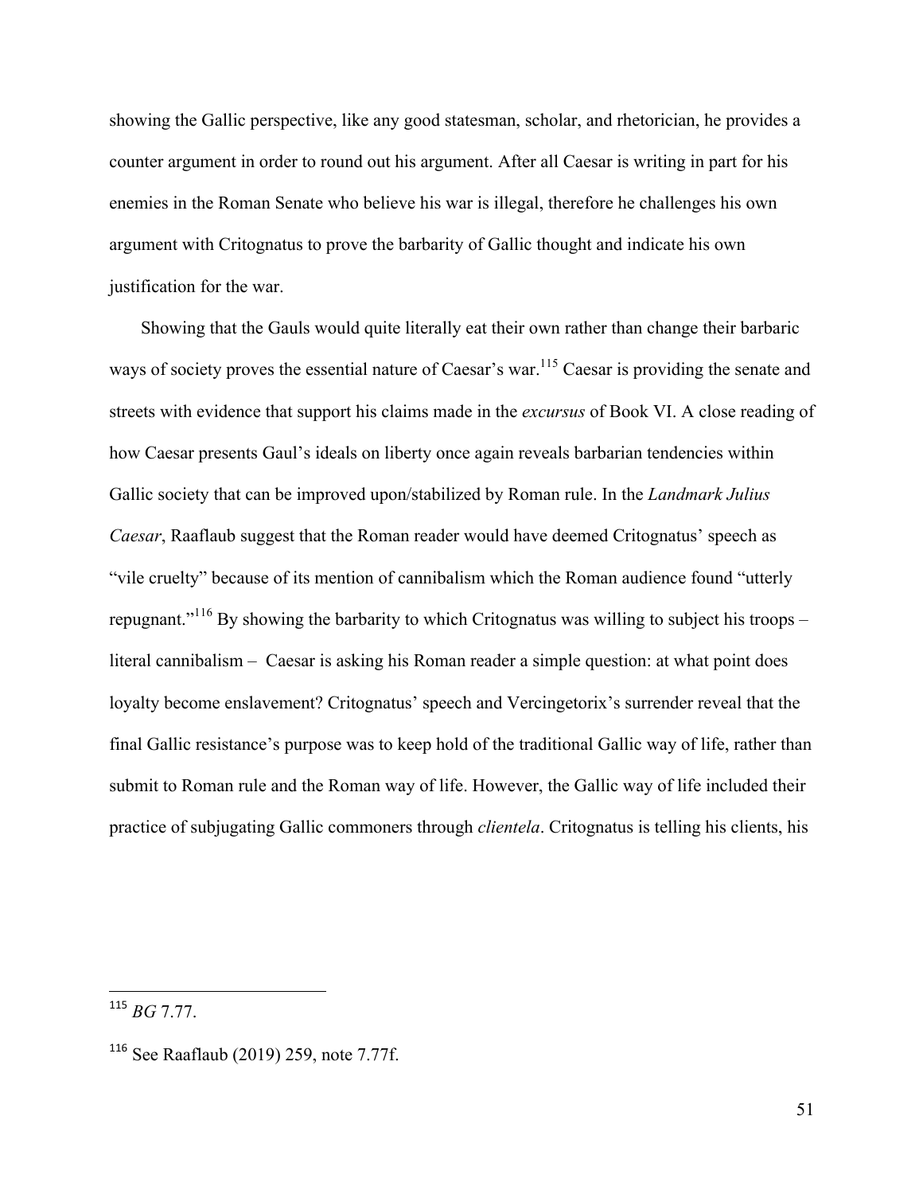showing the Gallic perspective, like any good statesman, scholar, and rhetorician, he provides a counter argument in order to round out his argument. After all Caesar is writing in part for his enemies in the Roman Senate who believe his war is illegal, therefore he challenges his own argument with Critognatus to prove the barbarity of Gallic thought and indicate his own justification for the war.

Showing that the Gauls would quite literally eat their own rather than change their barbaric ways of society proves the essential nature of Caesar's war.[115] Caesar is providing the senate and streets with evidence that support his claims made in the *excursus* of Book VI. A close reading of how Caesar presents Gaul's ideals on liberty once again reveals barbarian tendencies within Gallic society that can be improved upon/stabilized by Roman rule. In the *Landmark Julius Caesar*, Raaflaub suggest that the Roman reader would have deemed Critognatus' speech as "vile cruelty" because of its mention of cannibalism which the Roman audience found "utterly repugnant."[116] By showing the barbarity to which Critognatus was willing to subject his troops – literal cannibalism – Caesar is asking his Roman reader a simple question: at what point does loyalty become enslavement? Critognatus' speech and Vercingetorix's surrender reveal that the final Gallic resistance's purpose was to keep hold of the traditional Gallic way of life, rather than submit to Roman rule and the Roman way of life. However, the Gallic way of life included their practice of subjugating Gallic commoners through *clientela*. Critognatus is telling his clients, his

---

[115] *BG* 7.77.

[116] See Raaflaub (2019) 259, note 7.77f.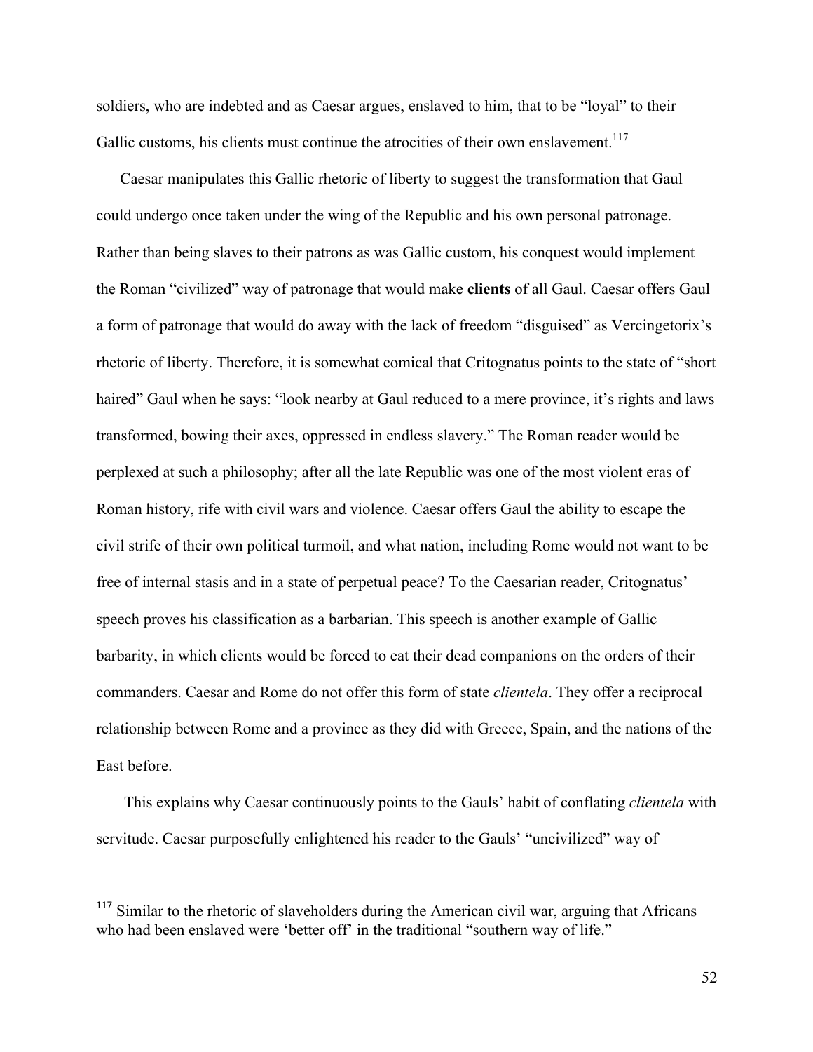soldiers, who are indebted and as Caesar argues, enslaved to him, that to be "loyal" to their Gallic customs, his clients must continue the atrocities of their own enslavement.[117]

Caesar manipulates this Gallic rhetoric of liberty to suggest the transformation that Gaul could undergo once taken under the wing of the Republic and his own personal patronage. Rather than being slaves to their patrons as was Gallic custom, his conquest would implement the Roman "civilized" way of patronage that would make **clients** of all Gaul. Caesar offers Gaul a form of patronage that would do away with the lack of freedom "disguised" as Vercingetorix's rhetoric of liberty. Therefore, it is somewhat comical that Critognatus points to the state of "short haired" Gaul when he says: "look nearby at Gaul reduced to a mere province, it's rights and laws transformed, bowing their axes, oppressed in endless slavery." The Roman reader would be perplexed at such a philosophy; after all the late Republic was one of the most violent eras of Roman history, rife with civil wars and violence. Caesar offers Gaul the ability to escape the civil strife of their own political turmoil, and what nation, including Rome would not want to be free of internal stasis and in a state of perpetual peace? To the Caesarian reader, Critognatus' speech proves his classification as a barbarian. This speech is another example of Gallic barbarity, in which clients would be forced to eat their dead companions on the orders of their commanders. Caesar and Rome do not offer this form of state *clientela*. They offer a reciprocal relationship between Rome and a province as they did with Greece, Spain, and the nations of the East before.

This explains why Caesar continuously points to the Gauls' habit of conflating *clientela* with servitude. Caesar purposefully enlightened his reader to the Gauls' "uncivilized" way of

---

[117] Similar to the rhetoric of slaveholders during the American civil war, arguing that Africans who had been enslaved were 'better off' in the traditional "southern way of life."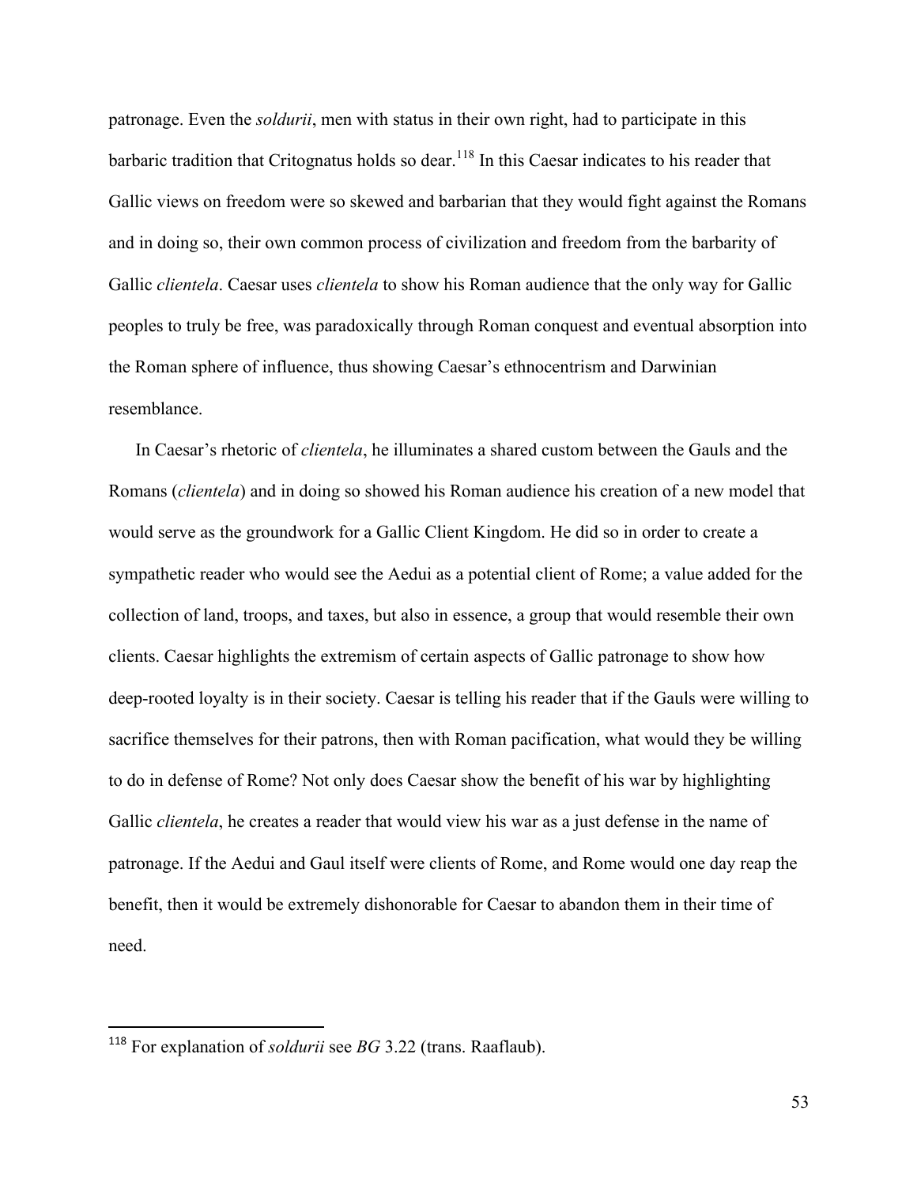patronage. Even the *soldurii*, men with status in their own right, had to participate in this barbaric tradition that Critognatus holds so dear.[118] In this Caesar indicates to his reader that Gallic views on freedom were so skewed and barbarian that they would fight against the Romans and in doing so, their own common process of civilization and freedom from the barbarity of Gallic *clientela*. Caesar uses *clientela* to show his Roman audience that the only way for Gallic peoples to truly be free, was paradoxically through Roman conquest and eventual absorption into the Roman sphere of influence, thus showing Caesar's ethnocentrism and Darwinian resemblance.

In Caesar's rhetoric of *clientela*, he illuminates a shared custom between the Gauls and the Romans (*clientela*) and in doing so showed his Roman audience his creation of a new model that would serve as the groundwork for a Gallic Client Kingdom. He did so in order to create a sympathetic reader who would see the Aedui as a potential client of Rome; a value added for the collection of land, troops, and taxes, but also in essence, a group that would resemble their own clients. Caesar highlights the extremism of certain aspects of Gallic patronage to show how deep-rooted loyalty is in their society. Caesar is telling his reader that if the Gauls were willing to sacrifice themselves for their patrons, then with Roman pacification, what would they be willing to do in defense of Rome? Not only does Caesar show the benefit of his war by highlighting Gallic *clientela*, he creates a reader that would view his war as a just defense in the name of patronage. If the Aedui and Gaul itself were clients of Rome, and Rome would one day reap the benefit, then it would be extremely dishonorable for Caesar to abandon them in their time of need.

[118] For explanation of *soldurii* see *BG* 3.22 (trans. Raaflaub).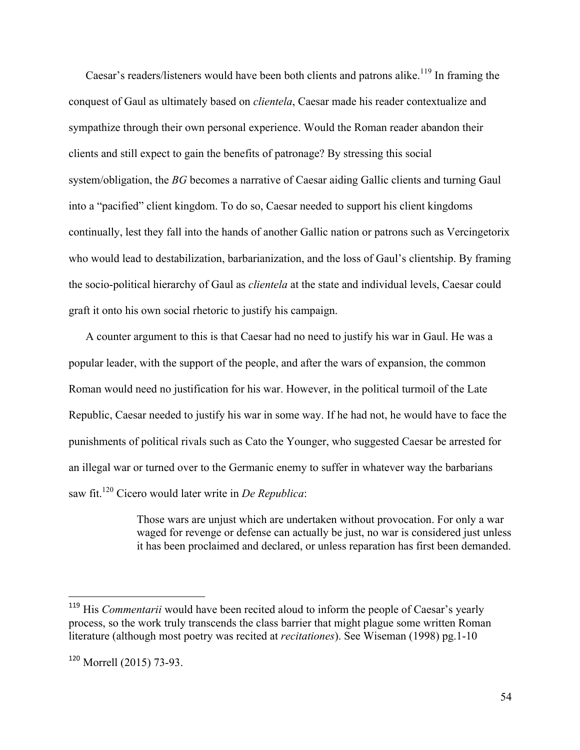Caesar's readers/listeners would have been both clients and patrons alike.[119] In framing the conquest of Gaul as ultimately based on *clientela*, Caesar made his reader contextualize and sympathize through their own personal experience. Would the Roman reader abandon their clients and still expect to gain the benefits of patronage? By stressing this social system/obligation, the *BG* becomes a narrative of Caesar aiding Gallic clients and turning Gaul into a "pacified" client kingdom. To do so, Caesar needed to support his client kingdoms continually, lest they fall into the hands of another Gallic nation or patrons such as Vercingetorix who would lead to destabilization, barbarianization, and the loss of Gaul's clientship. By framing the socio-political hierarchy of Gaul as *clientela* at the state and individual levels, Caesar could graft it onto his own social rhetoric to justify his campaign.

A counter argument to this is that Caesar had no need to justify his war in Gaul. He was a popular leader, with the support of the people, and after the wars of expansion, the common Roman would need no justification for his war. However, in the political turmoil of the Late Republic, Caesar needed to justify his war in some way. If he had not, he would have to face the punishments of political rivals such as Cato the Younger, who suggested Caesar be arrested for an illegal war or turned over to the Germanic enemy to suffer in whatever way the barbarians saw fit.[120] Cicero would later write in *De Republica*:

> Those wars are unjust which are undertaken without provocation. For only a war waged for revenge or defense can actually be just, no war is considered just unless it has been proclaimed and declared, or unless reparation has first been demanded.

---

[119] His *Commentarii* would have been recited aloud to inform the people of Caesar's yearly process, so the work truly transcends the class barrier that might plague some written Roman literature (although most poetry was recited at *recitationes*). See Wiseman (1998) pg.1-10

[120] Morrell (2015) 73-93.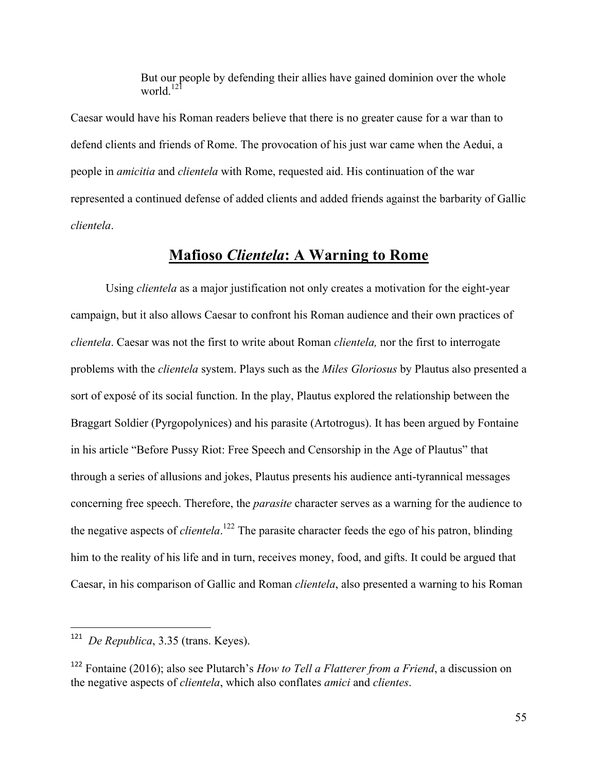> But our people by defending their allies have gained dominion over the whole world.[121]

Caesar would have his Roman readers believe that there is no greater cause for a war than to defend clients and friends of Rome. The provocation of his just war came when the Aedui, a people in *amicitia* and *clientela* with Rome, requested aid. His continuation of the war represented a continued defense of added clients and added friends against the barbarity of Gallic *clientela*.

## Mafioso *Clientela*: A Warning to Rome

Using *clientela* as a major justification not only creates a motivation for the eight-year campaign, but it also allows Caesar to confront his Roman audience and their own practices of *clientela*. Caesar was not the first to write about Roman *clientela,* nor the first to interrogate problems with the *clientela* system. Plays such as the *Miles Gloriosus* by Plautus also presented a sort of exposé of its social function. In the play, Plautus explored the relationship between the Braggart Soldier (Pyrgopolynices) and his parasite (Artotrogus). It has been argued by Fontaine in his article "Before Pussy Riot: Free Speech and Censorship in the Age of Plautus" that through a series of allusions and jokes, Plautus presents his audience anti-tyrannical messages concerning free speech. Therefore, the *parasite* character serves as a warning for the audience to the negative aspects of *clientela*.[122] The parasite character feeds the ego of his patron, blinding him to the reality of his life and in turn, receives money, food, and gifts. It could be argued that Caesar, in his comparison of Gallic and Roman *clientela*, also presented a warning to his Roman

---

[121] *De Republica*, 3.35 (trans. Keyes).

[122] Fontaine (2016); also see Plutarch's *How to Tell a Flatterer from a Friend*, a discussion on the negative aspects of *clientela*, which also conflates *amici* and *clientes*.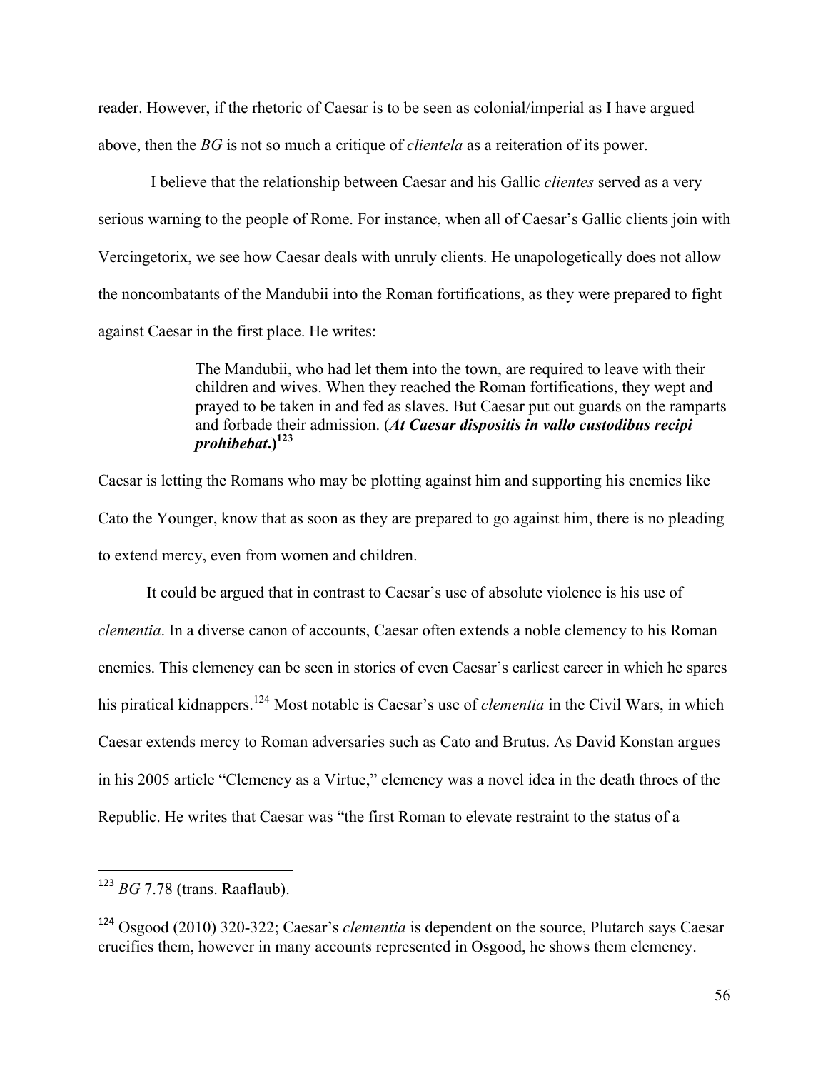reader. However, if the rhetoric of Caesar is to be seen as colonial/imperial as I have argued above, then the *BG* is not so much a critique of *clientela* as a reiteration of its power.

I believe that the relationship between Caesar and his Gallic *clientes* served as a very serious warning to the people of Rome. For instance, when all of Caesar's Gallic clients join with Vercingetorix, we see how Caesar deals with unruly clients. He unapologetically does not allow the noncombatants of the Mandubii into the Roman fortifications, as they were prepared to fight against Caesar in the first place. He writes:

> The Mandubii, who had let them into the town, are required to leave with their children and wives. When they reached the Roman fortifications, they wept and prayed to be taken in and fed as slaves. But Caesar put out guards on the ramparts and forbade their admission. (***At Caesar dispositis in vallo custodibus recipi prohibebat*.**)[123]

Caesar is letting the Romans who may be plotting against him and supporting his enemies like Cato the Younger, know that as soon as they are prepared to go against him, there is no pleading to extend mercy, even from women and children.

It could be argued that in contrast to Caesar's use of absolute violence is his use of *clementia*. In a diverse canon of accounts, Caesar often extends a noble clemency to his Roman enemies. This clemency can be seen in stories of even Caesar's earliest career in which he spares his piratical kidnappers.[124] Most notable is Caesar's use of *clementia* in the Civil Wars, in which Caesar extends mercy to Roman adversaries such as Cato and Brutus. As David Konstan argues in his 2005 article "Clemency as a Virtue," clemency was a novel idea in the death throes of the Republic. He writes that Caesar was "the first Roman to elevate restraint to the status of a

---

[123] *BG* 7.78 (trans. Raaflaub).

[124] Osgood (2010) 320-322; Caesar's *clementia* is dependent on the source, Plutarch says Caesar crucifies them, however in many accounts represented in Osgood, he shows them clemency.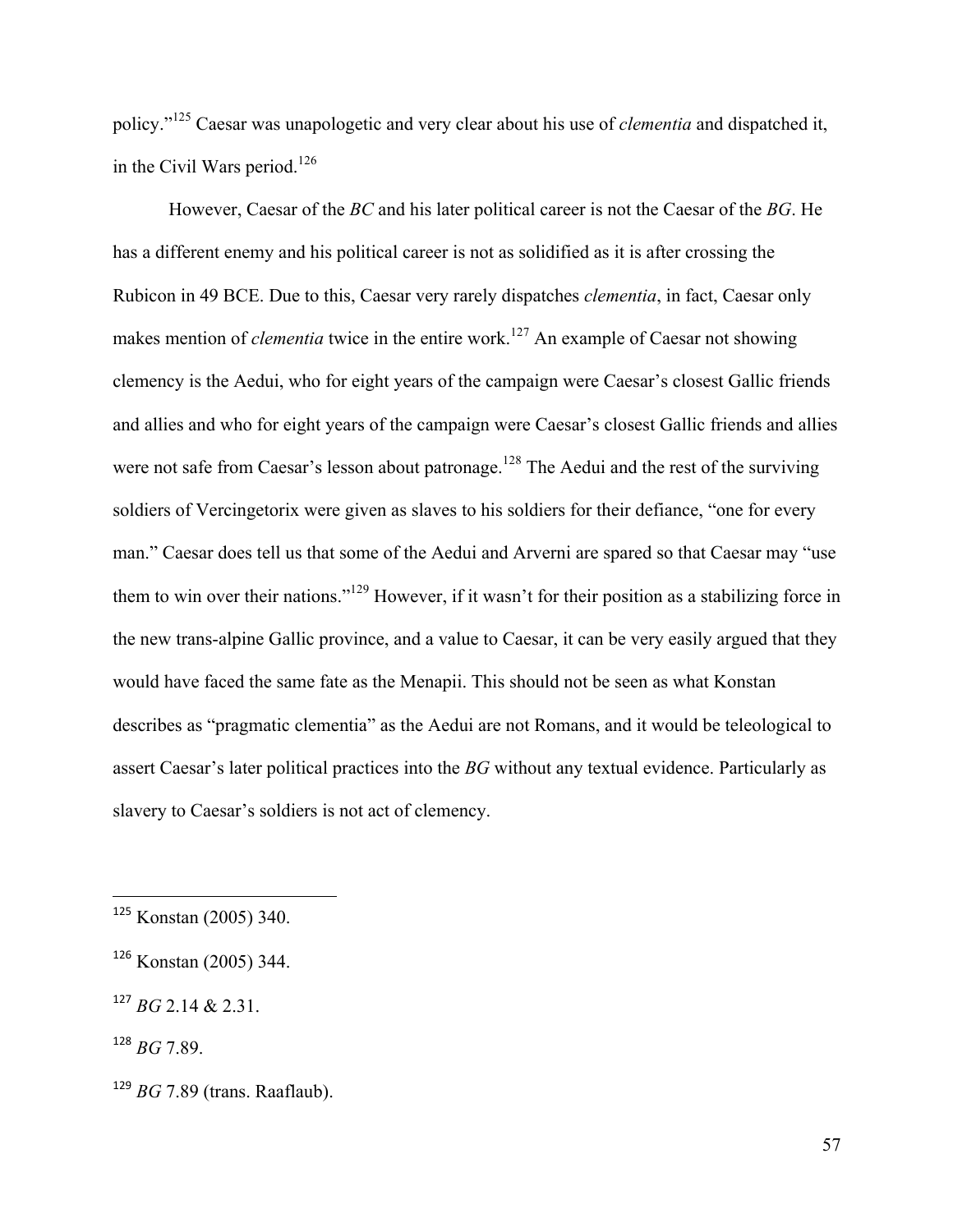policy."[125] Caesar was unapologetic and very clear about his use of *clementia* and dispatched it, in the Civil Wars period.[126]

However, Caesar of the *BC* and his later political career is not the Caesar of the *BG*. He has a different enemy and his political career is not as solidified as it is after crossing the Rubicon in 49 BCE. Due to this, Caesar very rarely dispatches *clementia*, in fact, Caesar only makes mention of *clementia* twice in the entire work.[127] An example of Caesar not showing clemency is the Aedui, who for eight years of the campaign were Caesar's closest Gallic friends and allies and who for eight years of the campaign were Caesar's closest Gallic friends and allies were not safe from Caesar's lesson about patronage.[128] The Aedui and the rest of the surviving soldiers of Vercingetorix were given as slaves to his soldiers for their defiance, "one for every man." Caesar does tell us that some of the Aedui and Arverni are spared so that Caesar may "use them to win over their nations."[129] However, if it wasn't for their position as a stabilizing force in the new trans-alpine Gallic province, and a value to Caesar, it can be very easily argued that they would have faced the same fate as the Menapii. This should not be seen as what Konstan describes as "pragmatic clementia" as the Aedui are not Romans, and it would be teleological to assert Caesar's later political practices into the *BG* without any textual evidence. Particularly as slavery to Caesar's soldiers is not act of clemency.

---

[125] Konstan (2005) 340.

[126] Konstan (2005) 344.

[127] *BG* 2.14 & 2.31.

[128] *BG* 7.89.

[129] *BG* 7.89 (trans. Raaflaub).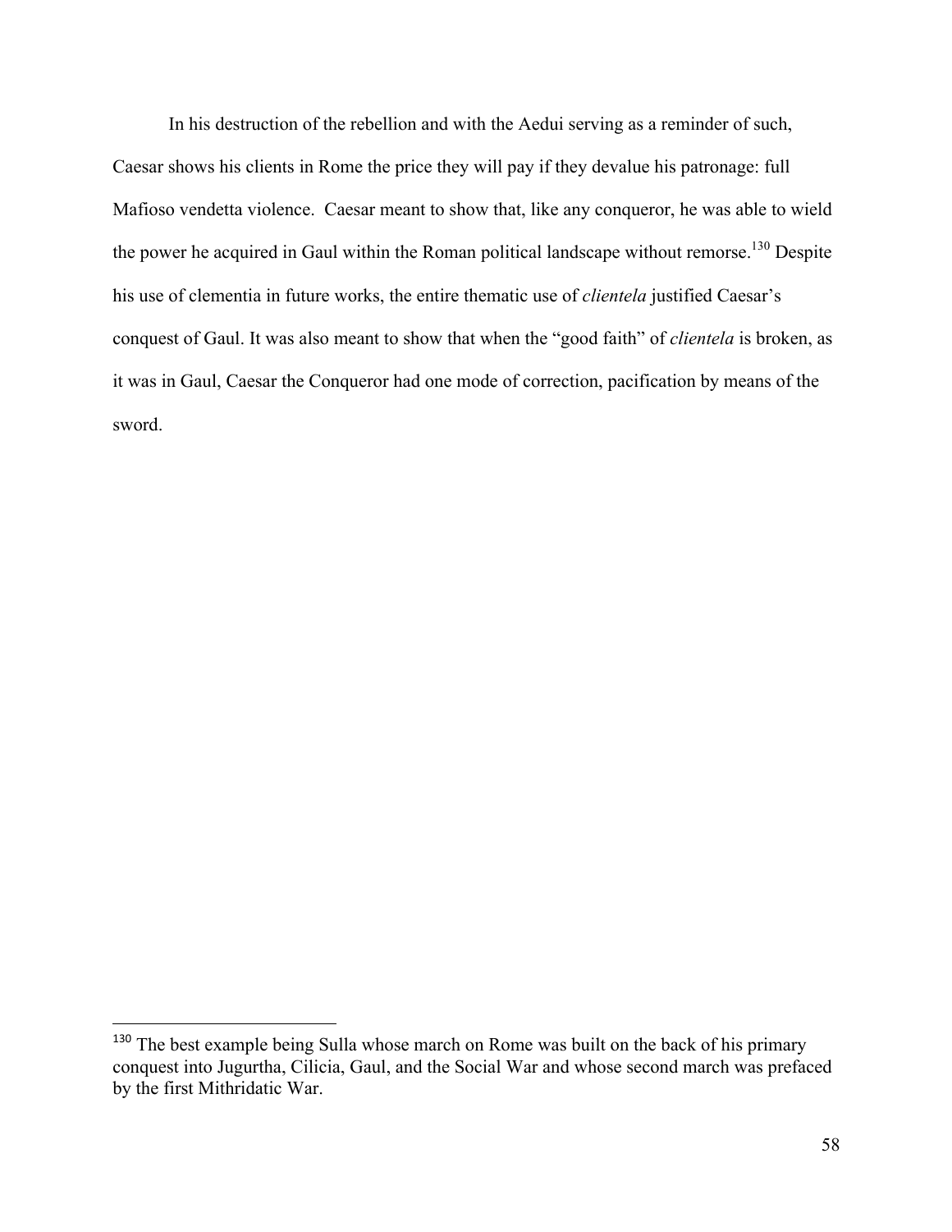In his destruction of the rebellion and with the Aedui serving as a reminder of such, Caesar shows his clients in Rome the price they will pay if they devalue his patronage: full Mafioso vendetta violence. Caesar meant to show that, like any conqueror, he was able to wield the power he acquired in Gaul within the Roman political landscape without remorse.[130] Despite his use of clementia in future works, the entire thematic use of *clientela* justified Caesar's conquest of Gaul. It was also meant to show that when the "good faith" of *clientela* is broken, as it was in Gaul, Caesar the Conqueror had one mode of correction, pacification by means of the sword.

---

[130] The best example being Sulla whose march on Rome was built on the back of his primary conquest into Jugurtha, Cilicia, Gaul, and the Social War and whose second march was prefaced by the first Mithridatic War.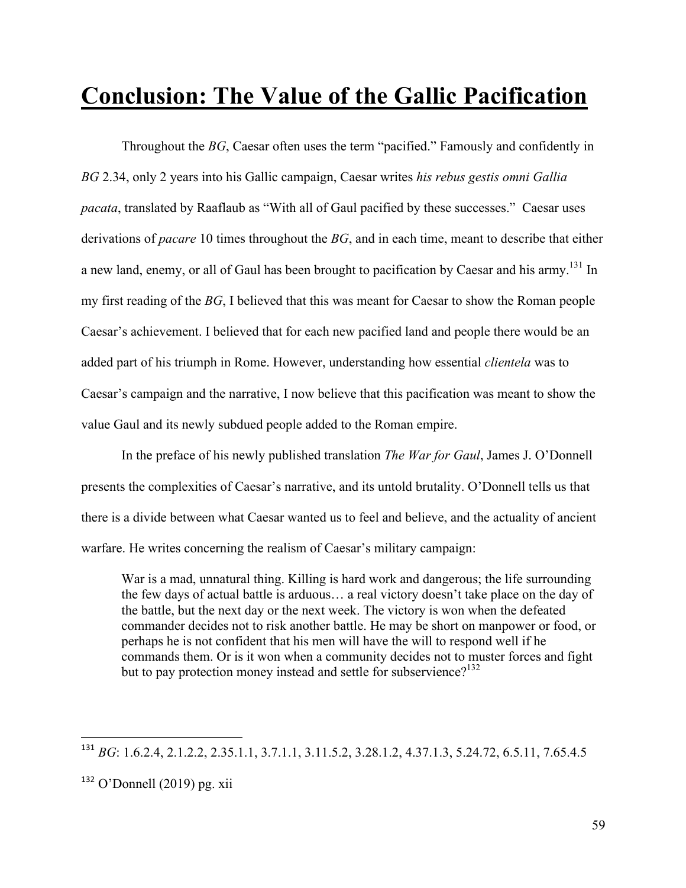# Conclusion: The Value of the Gallic Pacification

Throughout the *BG*, Caesar often uses the term "pacified." Famously and confidently in *BG* 2.34, only 2 years into his Gallic campaign, Caesar writes *his rebus gestis omni Gallia pacata*, translated by Raaflaub as "With all of Gaul pacified by these successes." Caesar uses derivations of *pacare* 10 times throughout the *BG*, and in each time, meant to describe that either a new land, enemy, or all of Gaul has been brought to pacification by Caesar and his army.[131] In my first reading of the *BG*, I believed that this was meant for Caesar to show the Roman people Caesar's achievement. I believed that for each new pacified land and people there would be an added part of his triumph in Rome. However, understanding how essential *clientela* was to Caesar's campaign and the narrative, I now believe that this pacification was meant to show the value Gaul and its newly subdued people added to the Roman empire.

In the preface of his newly published translation *The War for Gaul*, James J. O'Donnell presents the complexities of Caesar's narrative, and its untold brutality. O'Donnell tells us that there is a divide between what Caesar wanted us to feel and believe, and the actuality of ancient warfare. He writes concerning the realism of Caesar's military campaign:

> War is a mad, unnatural thing. Killing is hard work and dangerous; the life surrounding the few days of actual battle is arduous… a real victory doesn't take place on the day of the battle, but the next day or the next week. The victory is won when the defeated commander decides not to risk another battle. He may be short on manpower or food, or perhaps he is not confident that his men will have the will to respond well if he commands them. Or is it won when a community decides not to muster forces and fight but to pay protection money instead and settle for subservience?[132]

---

[131] *BG*: 1.6.2.4, 2.1.2.2, 2.35.1.1, 3.7.1.1, 3.11.5.2, 3.28.1.2, 4.37.1.3, 5.24.72, 6.5.11, 7.65.4.5

[132] O'Donnell (2019) pg. xii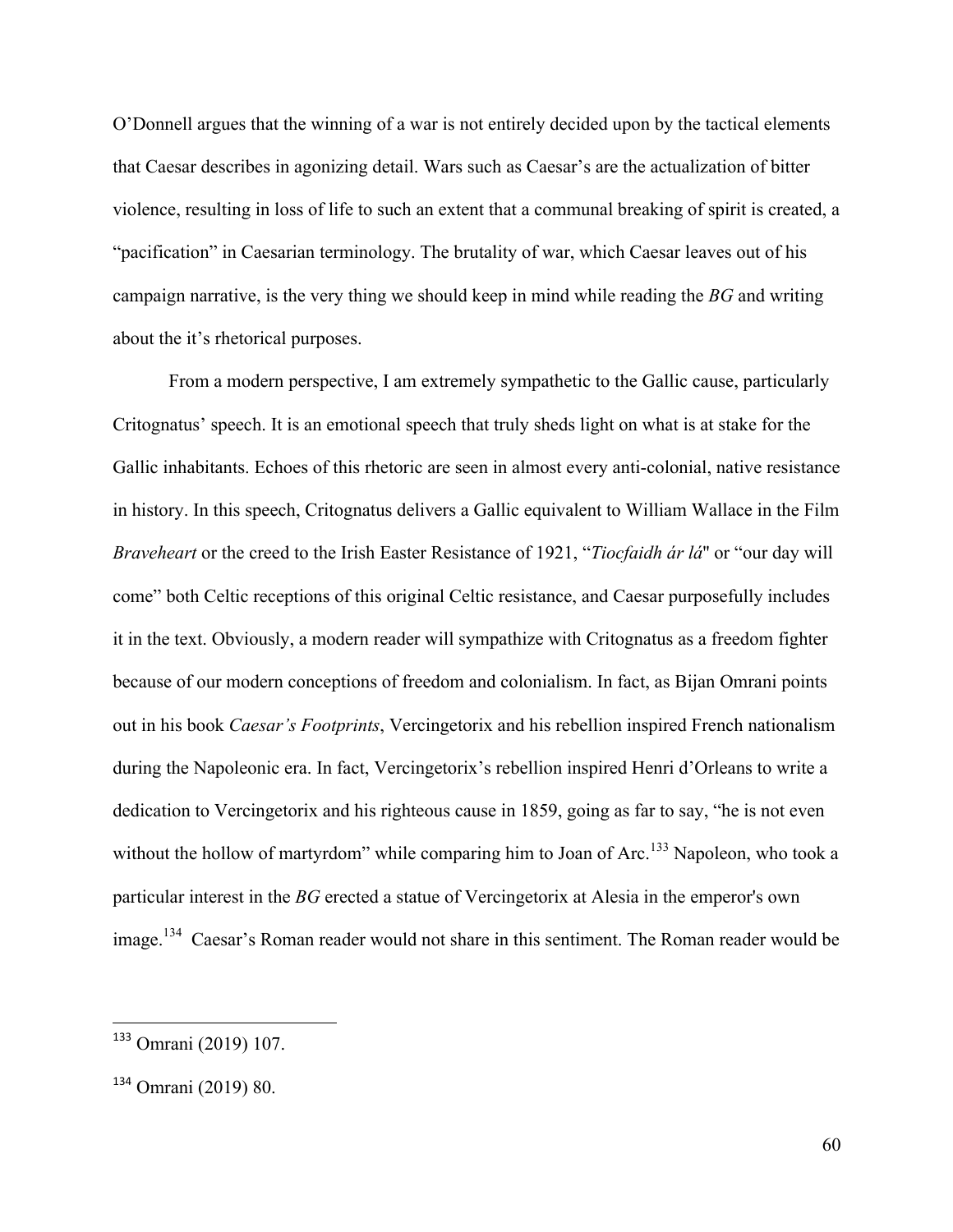O'Donnell argues that the winning of a war is not entirely decided upon by the tactical elements that Caesar describes in agonizing detail. Wars such as Caesar's are the actualization of bitter violence, resulting in loss of life to such an extent that a communal breaking of spirit is created, a "pacification" in Caesarian terminology. The brutality of war, which Caesar leaves out of his campaign narrative, is the very thing we should keep in mind while reading the *BG* and writing about the it's rhetorical purposes.

From a modern perspective, I am extremely sympathetic to the Gallic cause, particularly Critognatus' speech. It is an emotional speech that truly sheds light on what is at stake for the Gallic inhabitants. Echoes of this rhetoric are seen in almost every anti-colonial, native resistance in history. In this speech, Critognatus delivers a Gallic equivalent to William Wallace in the Film *Braveheart* or the creed to the Irish Easter Resistance of 1921, "*Tiocfaidh ár lá*" or "our day will come" both Celtic receptions of this original Celtic resistance, and Caesar purposefully includes it in the text. Obviously, a modern reader will sympathize with Critognatus as a freedom fighter because of our modern conceptions of freedom and colonialism. In fact, as Bijan Omrani points out in his book *Caesar's Footprints*, Vercingetorix and his rebellion inspired French nationalism during the Napoleonic era. In fact, Vercingetorix's rebellion inspired Henri d'Orleans to write a dedication to Vercingetorix and his righteous cause in 1859, going as far to say, "he is not even without the hollow of martyrdom" while comparing him to Joan of Arc.[133] Napoleon, who took a particular interest in the *BG* erected a statue of Vercingetorix at Alesia in the emperor's own image.[134] Caesar's Roman reader would not share in this sentiment. The Roman reader would be

---

[133] Omrani (2019) 107.

[134] Omrani (2019) 80.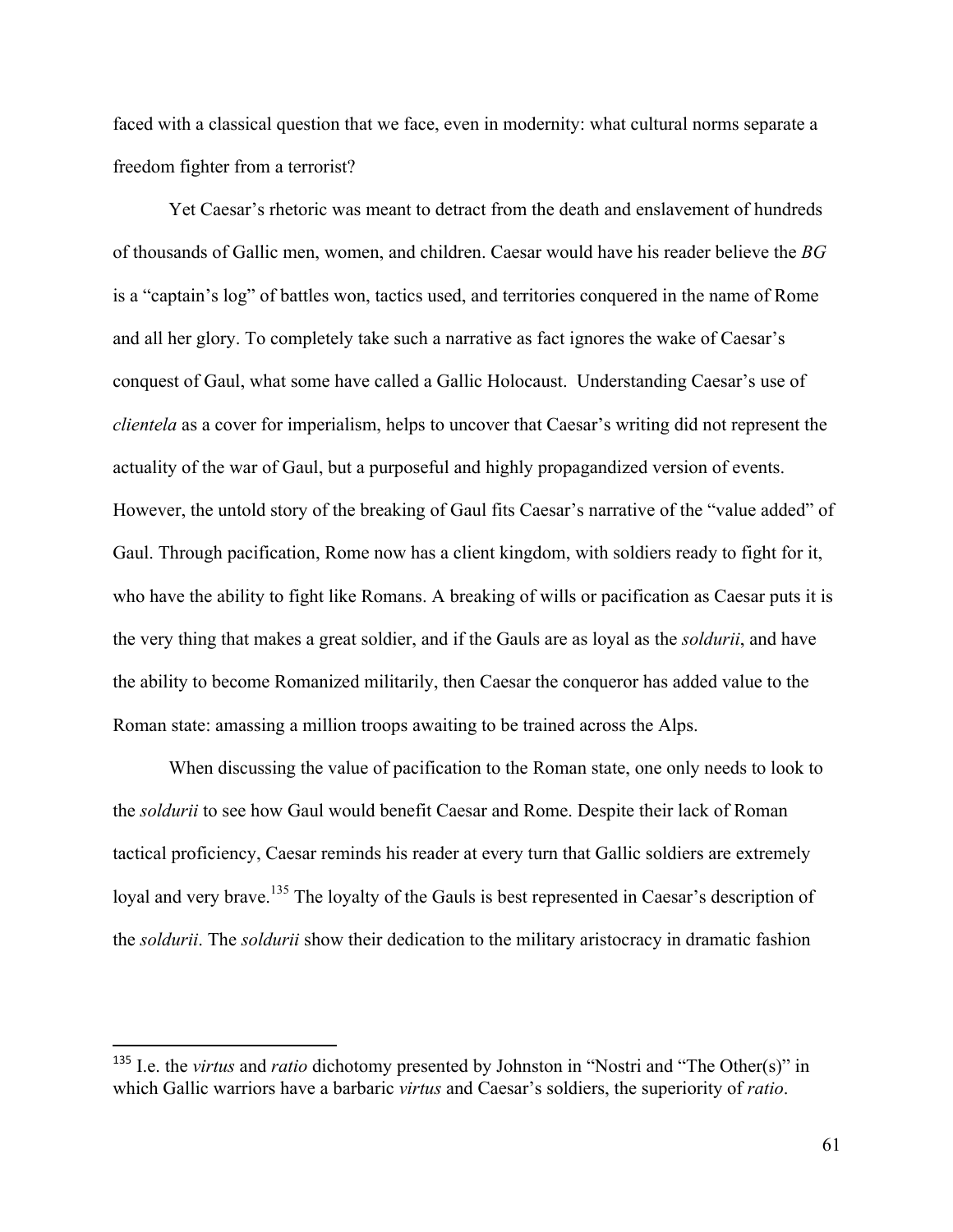faced with a classical question that we face, even in modernity: what cultural norms separate a freedom fighter from a terrorist?

Yet Caesar's rhetoric was meant to detract from the death and enslavement of hundreds of thousands of Gallic men, women, and children. Caesar would have his reader believe the *BG* is a "captain's log" of battles won, tactics used, and territories conquered in the name of Rome and all her glory. To completely take such a narrative as fact ignores the wake of Caesar's conquest of Gaul, what some have called a Gallic Holocaust. Understanding Caesar's use of *clientela* as a cover for imperialism, helps to uncover that Caesar's writing did not represent the actuality of the war of Gaul, but a purposeful and highly propagandized version of events. However, the untold story of the breaking of Gaul fits Caesar's narrative of the "value added" of Gaul. Through pacification, Rome now has a client kingdom, with soldiers ready to fight for it, who have the ability to fight like Romans. A breaking of wills or pacification as Caesar puts it is the very thing that makes a great soldier, and if the Gauls are as loyal as the *soldurii*, and have the ability to become Romanized militarily, then Caesar the conqueror has added value to the Roman state: amassing a million troops awaiting to be trained across the Alps.

When discussing the value of pacification to the Roman state, one only needs to look to the *soldurii* to see how Gaul would benefit Caesar and Rome. Despite their lack of Roman tactical proficiency, Caesar reminds his reader at every turn that Gallic soldiers are extremely loyal and very brave.[135] The loyalty of the Gauls is best represented in Caesar's description of the *soldurii*. The *soldurii* show their dedication to the military aristocracy in dramatic fashion

---

[135] I.e. the *virtus* and *ratio* dichotomy presented by Johnston in "Nostri and "The Other(s)" in which Gallic warriors have a barbaric *virtus* and Caesar's soldiers, the superiority of *ratio*.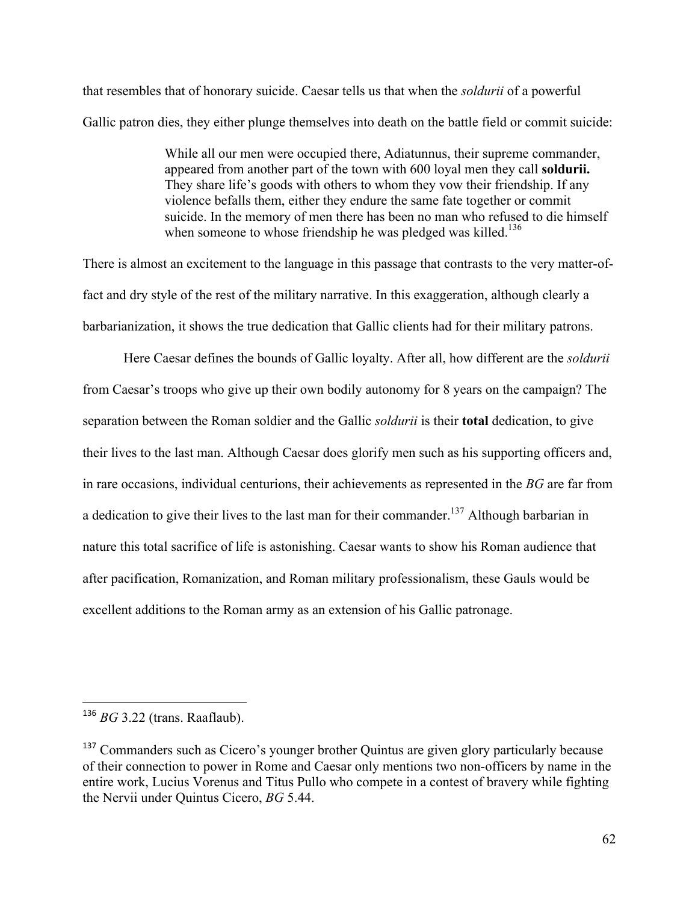that resembles that of honorary suicide. Caesar tells us that when the *soldurii* of a powerful Gallic patron dies, they either plunge themselves into death on the battle field or commit suicide:

> While all our men were occupied there, Adiatunnus, their supreme commander, appeared from another part of the town with 600 loyal men they call **soldurii.** They share life's goods with others to whom they vow their friendship. If any violence befalls them, either they endure the same fate together or commit suicide. In the memory of men there has been no man who refused to die himself when someone to whose friendship he was pledged was killed.[136]

There is almost an excitement to the language in this passage that contrasts to the very matter-of-fact and dry style of the rest of the military narrative. In this exaggeration, although clearly a barbarianization, it shows the true dedication that Gallic clients had for their military patrons.

Here Caesar defines the bounds of Gallic loyalty. After all, how different are the *soldurii* from Caesar's troops who give up their own bodily autonomy for 8 years on the campaign? The separation between the Roman soldier and the Gallic *soldurii* is their **total** dedication, to give their lives to the last man. Although Caesar does glorify men such as his supporting officers and, in rare occasions, individual centurions, their achievements as represented in the *BG* are far from a dedication to give their lives to the last man for their commander.[137] Although barbarian in nature this total sacrifice of life is astonishing. Caesar wants to show his Roman audience that after pacification, Romanization, and Roman military professionalism, these Gauls would be excellent additions to the Roman army as an extension of his Gallic patronage.

---

[136] *BG* 3.22 (trans. Raaflaub).

[137] Commanders such as Cicero's younger brother Quintus are given glory particularly because of their connection to power in Rome and Caesar only mentions two non-officers by name in the entire work, Lucius Vorenus and Titus Pullo who compete in a contest of bravery while fighting the Nervii under Quintus Cicero, *BG* 5.44.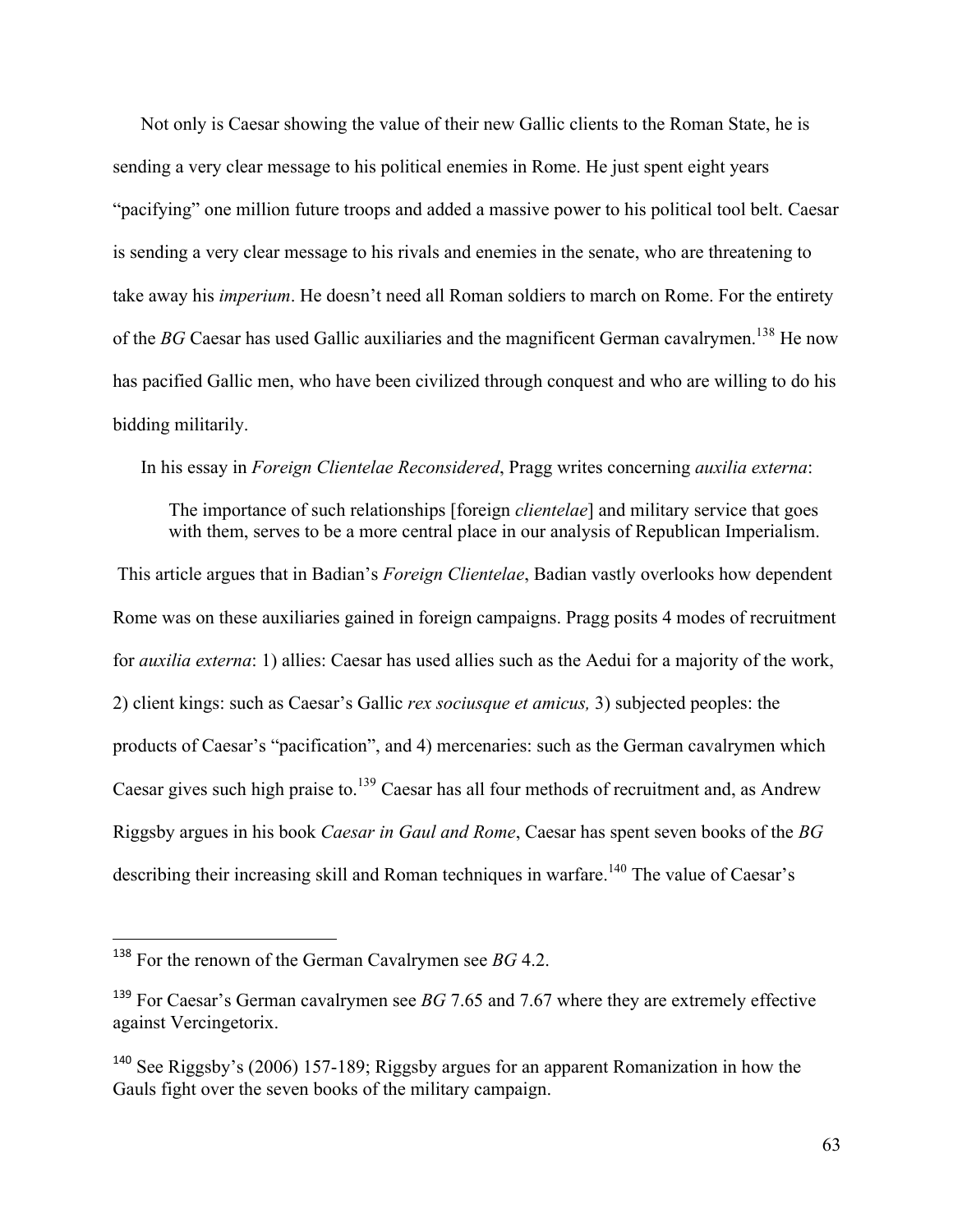Not only is Caesar showing the value of their new Gallic clients to the Roman State, he is sending a very clear message to his political enemies in Rome. He just spent eight years "pacifying" one million future troops and added a massive power to his political tool belt. Caesar is sending a very clear message to his rivals and enemies in the senate, who are threatening to take away his *imperium*. He doesn't need all Roman soldiers to march on Rome. For the entirety of the *BG* Caesar has used Gallic auxiliaries and the magnificent German cavalrymen.[138] He now has pacified Gallic men, who have been civilized through conquest and who are willing to do his bidding militarily.

In his essay in *Foreign Clientelae Reconsidered*, Pragg writes concerning *auxilia externa*:

> The importance of such relationships [foreign *clientelae*] and military service that goes with them, serves to be a more central place in our analysis of Republican Imperialism.

This article argues that in Badian's *Foreign Clientelae*, Badian vastly overlooks how dependent Rome was on these auxiliaries gained in foreign campaigns. Pragg posits 4 modes of recruitment for *auxilia externa*: 1) allies: Caesar has used allies such as the Aedui for a majority of the work, 2) client kings: such as Caesar's Gallic *rex sociusque et amicus,* 3) subjected peoples: the products of Caesar's "pacification", and 4) mercenaries: such as the German cavalrymen which Caesar gives such high praise to.[139] Caesar has all four methods of recruitment and, as Andrew Riggsby argues in his book *Caesar in Gaul and Rome*, Caesar has spent seven books of the *BG* describing their increasing skill and Roman techniques in warfare.[140] The value of Caesar's

---

[138] For the renown of the German Cavalrymen see *BG* 4.2.

[139] For Caesar's German cavalrymen see *BG* 7.65 and 7.67 where they are extremely effective against Vercingetorix.

[140] See Riggsby's (2006) 157-189; Riggsby argues for an apparent Romanization in how the Gauls fight over the seven books of the military campaign.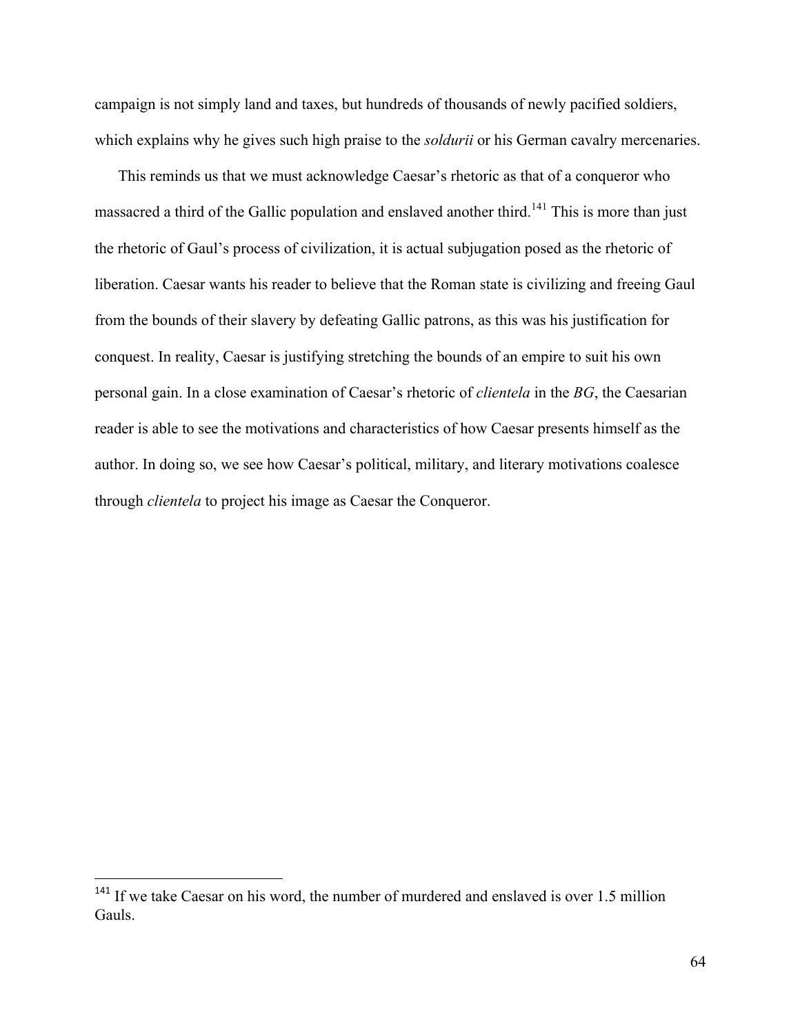campaign is not simply land and taxes, but hundreds of thousands of newly pacified soldiers, which explains why he gives such high praise to the *soldurii* or his German cavalry mercenaries.

This reminds us that we must acknowledge Caesar's rhetoric as that of a conqueror who massacred a third of the Gallic population and enslaved another third.[141] This is more than just the rhetoric of Gaul's process of civilization, it is actual subjugation posed as the rhetoric of liberation. Caesar wants his reader to believe that the Roman state is civilizing and freeing Gaul from the bounds of their slavery by defeating Gallic patrons, as this was his justification for conquest. In reality, Caesar is justifying stretching the bounds of an empire to suit his own personal gain. In a close examination of Caesar's rhetoric of *clientela* in the *BG*, the Caesarian reader is able to see the motivations and characteristics of how Caesar presents himself as the author. In doing so, we see how Caesar's political, military, and literary motivations coalesce through *clientela* to project his image as Caesar the Conqueror.

[141] If we take Caesar on his word, the number of murdered and enslaved is over 1.5 million Gauls.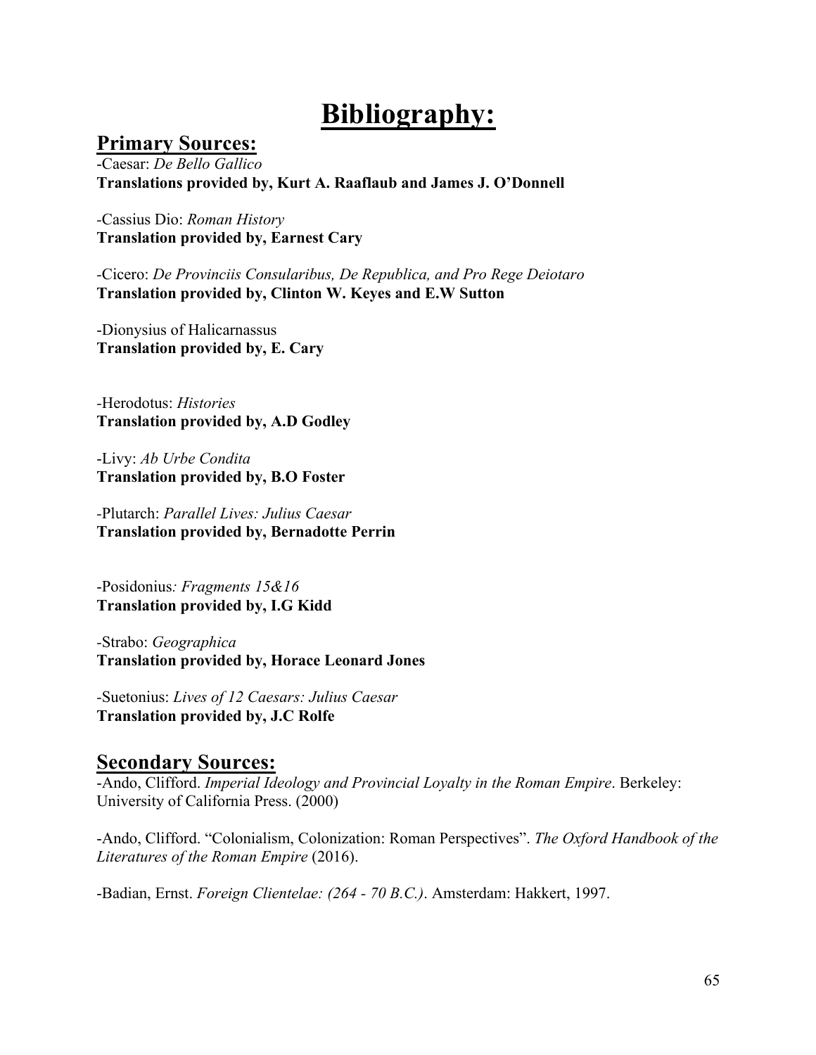# Bibliography:

## Primary Sources:

-Caesar: *De Bello Gallico*
**Translations provided by, Kurt A. Raaflaub and James J. O'Donnell**

-Cassius Dio: *Roman History*
**Translation provided by, Earnest Cary**

-Cicero: *De Provinciis Consularibus, De Republica, and Pro Rege Deiotaro*
**Translation provided by, Clinton W. Keyes and E.W Sutton**

-Dionysius of Halicarnassus
**Translation provided by, E. Cary**

-Herodotus: *Histories*
**Translation provided by, A.D Godley**

-Livy: *Ab Urbe Condita*
**Translation provided by, B.O Foster**

-Plutarch: *Parallel Lives: Julius Caesar*
**Translation provided by, Bernadotte Perrin**

-Posidonius*: Fragments 15&16*
**Translation provided by, I.G Kidd**

-Strabo: *Geographica*
**Translation provided by, Horace Leonard Jones**

-Suetonius: *Lives of 12 Caesars: Julius Caesar*
**Translation provided by, J.C Rolfe**

## Secondary Sources:

-Ando, Clifford. *Imperial Ideology and Provincial Loyalty in the Roman Empire*. Berkeley: University of California Press. (2000)

-Ando, Clifford. "Colonialism, Colonization: Roman Perspectives". *The Oxford Handbook of the Literatures of the Roman Empire* (2016).

-Badian, Ernst. *Foreign Clientelae: (264 - 70 B.C.)*. Amsterdam: Hakkert, 1997.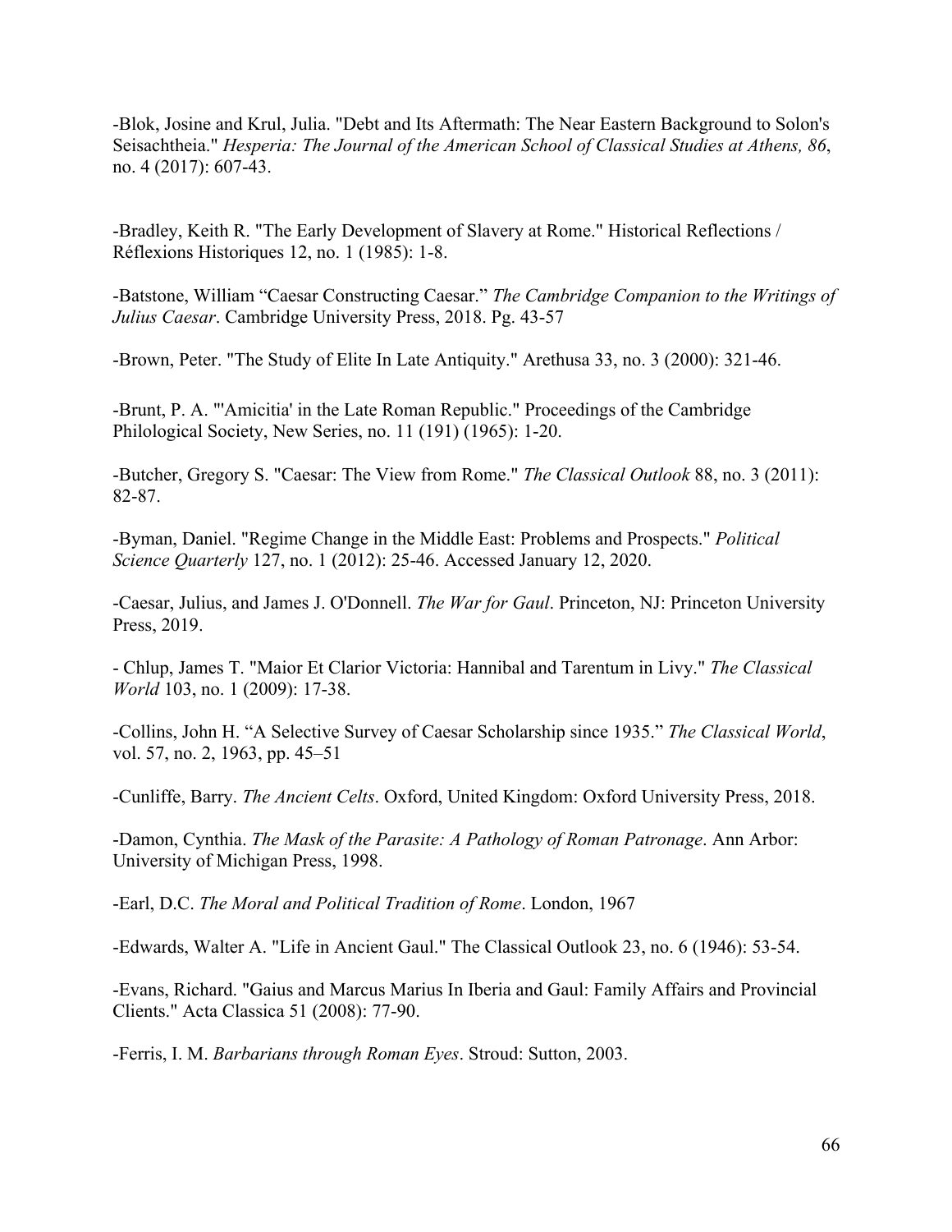-Blok, Josine and Krul, Julia. "Debt and Its Aftermath: The Near Eastern Background to Solon's Seisachtheia." *Hesperia: The Journal of the American School of Classical Studies at Athens, 86*, no. 4 (2017): 607-43.

-Bradley, Keith R. "The Early Development of Slavery at Rome." Historical Reflections / Réflexions Historiques 12, no. 1 (1985): 1-8.

-Batstone, William "Caesar Constructing Caesar." *The Cambridge Companion to the Writings of Julius Caesar*. Cambridge University Press, 2018. Pg. 43-57

-Brown, Peter. "The Study of Elite In Late Antiquity." Arethusa 33, no. 3 (2000): 321-46.

-Brunt, P. A. "'Amicitia' in the Late Roman Republic." Proceedings of the Cambridge Philological Society, New Series, no. 11 (191) (1965): 1-20.

-Butcher, Gregory S. "Caesar: The View from Rome." *The Classical Outlook* 88, no. 3 (2011): 82-87.

-Byman, Daniel. "Regime Change in the Middle East: Problems and Prospects." *Political Science Quarterly* 127, no. 1 (2012): 25-46. Accessed January 12, 2020.

-Caesar, Julius, and James J. O'Donnell. *The War for Gaul*. Princeton, NJ: Princeton University Press, 2019.

- Chlup, James T. "Maior Et Clarior Victoria: Hannibal and Tarentum in Livy." *The Classical World* 103, no. 1 (2009): 17-38.

-Collins, John H. "A Selective Survey of Caesar Scholarship since 1935." *The Classical World*, vol. 57, no. 2, 1963, pp. 45–51

-Cunliffe, Barry. *The Ancient Celts*. Oxford, United Kingdom: Oxford University Press, 2018.

-Damon, Cynthia. *The Mask of the Parasite: A Pathology of Roman Patronage*. Ann Arbor: University of Michigan Press, 1998.

-Earl, D.C. *The Moral and Political Tradition of Rome*. London, 1967

-Edwards, Walter A. "Life in Ancient Gaul." The Classical Outlook 23, no. 6 (1946): 53-54.

-Evans, Richard. "Gaius and Marcus Marius In Iberia and Gaul: Family Affairs and Provincial Clients." Acta Classica 51 (2008): 77-90.

-Ferris, I. M. *Barbarians through Roman Eyes*. Stroud: Sutton, 2003.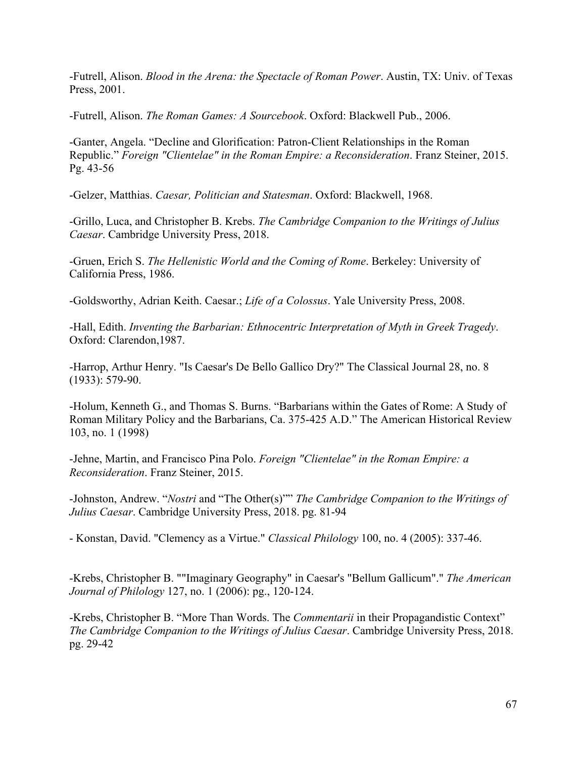-Futrell, Alison. *Blood in the Arena: the Spectacle of Roman Power*. Austin, TX: Univ. of Texas Press, 2001.

-Futrell, Alison. *The Roman Games: A Sourcebook*. Oxford: Blackwell Pub., 2006.

-Ganter, Angela. "Decline and Glorification: Patron-Client Relationships in the Roman Republic." *Foreign "Clientelae" in the Roman Empire: a Reconsideration*. Franz Steiner, 2015. Pg. 43-56

-Gelzer, Matthias. *Caesar, Politician and Statesman*. Oxford: Blackwell, 1968.

-Grillo, Luca, and Christopher B. Krebs. *The Cambridge Companion to the Writings of Julius Caesar*. Cambridge University Press, 2018.

-Gruen, Erich S. *The Hellenistic World and the Coming of Rome*. Berkeley: University of California Press, 1986.

-Goldsworthy, Adrian Keith. Caesar.; *Life of a Colossus*. Yale University Press, 2008.

-Hall, Edith. *Inventing the Barbarian: Ethnocentric Interpretation of Myth in Greek Tragedy*. Oxford: Clarendon,1987.

-Harrop, Arthur Henry. "Is Caesar's De Bello Gallico Dry?" The Classical Journal 28, no. 8 (1933): 579-90.

-Holum, Kenneth G., and Thomas S. Burns. "Barbarians within the Gates of Rome: A Study of Roman Military Policy and the Barbarians, Ca. 375-425 A.D." The American Historical Review 103, no. 1 (1998)

-Jehne, Martin, and Francisco Pina Polo. *Foreign "Clientelae" in the Roman Empire: a Reconsideration*. Franz Steiner, 2015.

-Johnston, Andrew. "*Nostri* and "The Other(s)"" *The Cambridge Companion to the Writings of Julius Caesar*. Cambridge University Press, 2018. pg. 81-94

- Konstan, David. "Clemency as a Virtue." *Classical Philology* 100, no. 4 (2005): 337-46.

-Krebs, Christopher B. ""Imaginary Geography" in Caesar's "Bellum Gallicum"." *The American Journal of Philology* 127, no. 1 (2006): pg., 120-124.

-Krebs, Christopher B. "More Than Words. The *Commentarii* in their Propagandistic Context" *The Cambridge Companion to the Writings of Julius Caesar*. Cambridge University Press, 2018. pg. 29-42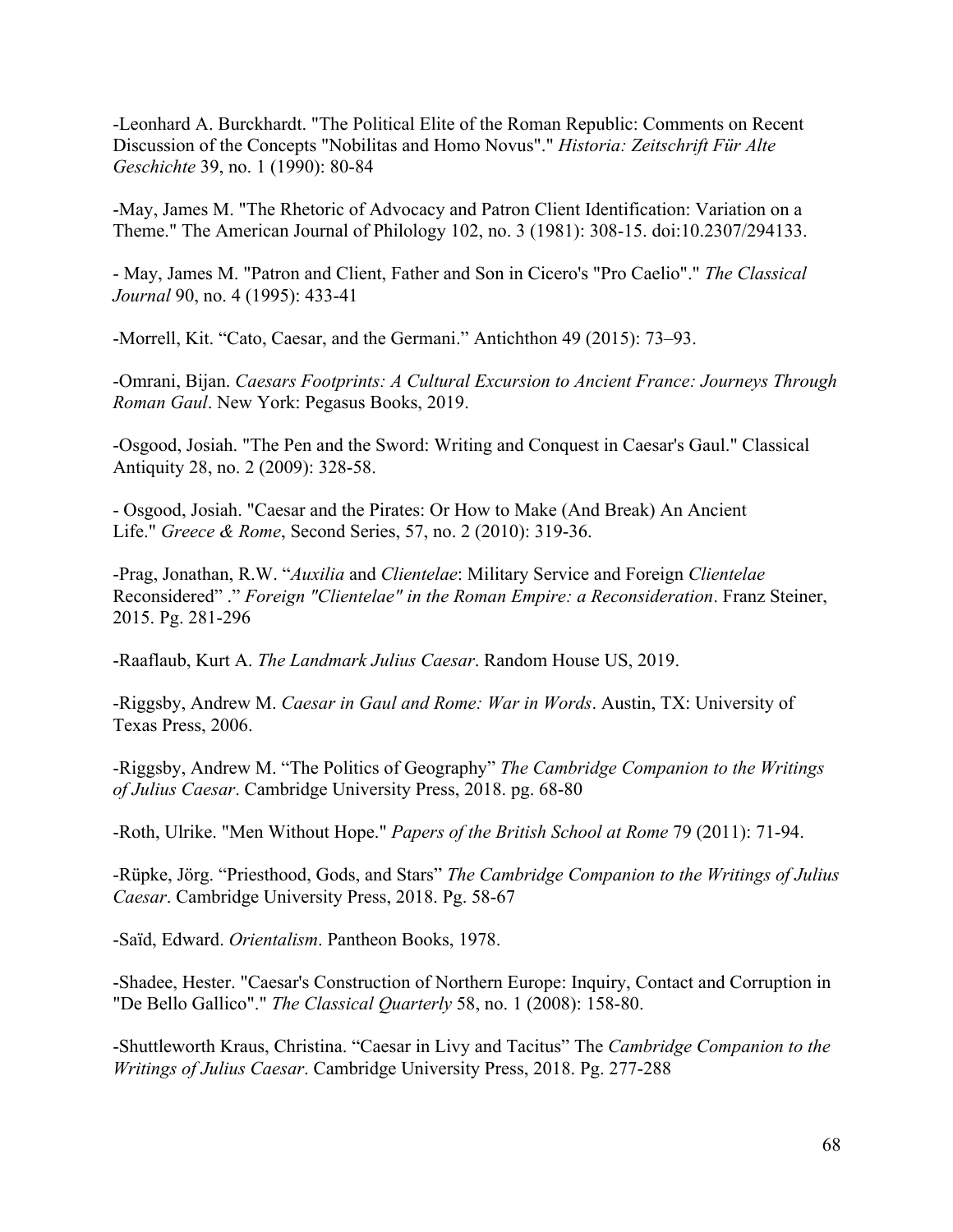-Leonhard A. Burckhardt. "The Political Elite of the Roman Republic: Comments on Recent Discussion of the Concepts "Nobilitas and Homo Novus"." *Historia: Zeitschrift Für Alte Geschichte* 39, no. 1 (1990): 80-84

-May, James M. "The Rhetoric of Advocacy and Patron Client Identification: Variation on a Theme." The American Journal of Philology 102, no. 3 (1981): 308-15. doi:10.2307/294133.

- May, James M. "Patron and Client, Father and Son in Cicero's "Pro Caelio"." *The Classical Journal* 90, no. 4 (1995): 433-41

-Morrell, Kit. “Cato, Caesar, and the Germani.” Antichthon 49 (2015): 73–93.

-Omrani, Bijan. *Caesars Footprints: A Cultural Excursion to Ancient France: Journeys Through Roman Gaul*. New York: Pegasus Books, 2019.

-Osgood, Josiah. "The Pen and the Sword: Writing and Conquest in Caesar's Gaul." Classical Antiquity 28, no. 2 (2009): 328-58.

- Osgood, Josiah. "Caesar and the Pirates: Or How to Make (And Break) An Ancient Life." *Greece & Rome*, Second Series, 57, no. 2 (2010): 319-36.

-Prag, Jonathan, R.W. “*Auxilia* and *Clientelae*: Military Service and Foreign *Clientelae* Reconsidered” .” *Foreign "Clientelae" in the Roman Empire: a Reconsideration*. Franz Steiner, 2015. Pg. 281-296

-Raaflaub, Kurt A. *The Landmark Julius Caesar*. Random House US, 2019.

-Riggsby, Andrew M. *Caesar in Gaul and Rome: War in Words*. Austin, TX: University of Texas Press, 2006.

-Riggsby, Andrew M. “The Politics of Geography” *The Cambridge Companion to the Writings of Julius Caesar*. Cambridge University Press, 2018. pg. 68-80

-Roth, Ulrike. "Men Without Hope." *Papers of the British School at Rome* 79 (2011): 71-94.

-Rüpke, Jörg. “Priesthood, Gods, and Stars” *The Cambridge Companion to the Writings of Julius Caesar*. Cambridge University Press, 2018. Pg. 58-67

-Saïd, Edward. *Orientalism*. Pantheon Books, 1978.

-Shadee, Hester. "Caesar's Construction of Northern Europe: Inquiry, Contact and Corruption in "De Bello Gallico"." *The Classical Quarterly* 58, no. 1 (2008): 158-80.

-Shuttleworth Kraus, Christina. “Caesar in Livy and Tacitus” The *Cambridge Companion to the Writings of Julius Caesar*. Cambridge University Press, 2018. Pg. 277-288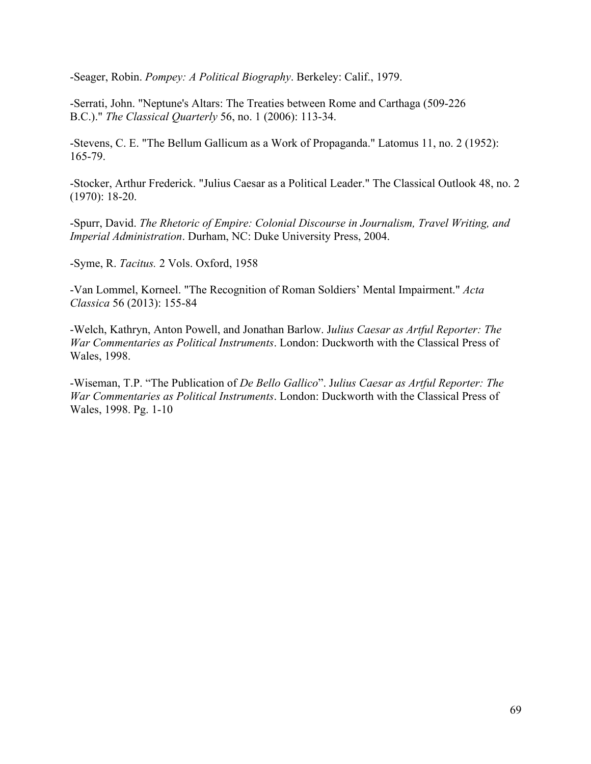-Seager, Robin. *Pompey: A Political Biography*. Berkeley: Calif., 1979.

-Serrati, John. "Neptune's Altars: The Treaties between Rome and Carthaga (509-226 B.C.)." *The Classical Quarterly* 56, no. 1 (2006): 113-34.

-Stevens, C. E. "The Bellum Gallicum as a Work of Propaganda." Latomus 11, no. 2 (1952): 165-79.

-Stocker, Arthur Frederick. "Julius Caesar as a Political Leader." The Classical Outlook 48, no. 2 (1970): 18-20.

-Spurr, David. *The Rhetoric of Empire: Colonial Discourse in Journalism, Travel Writing, and Imperial Administration*. Durham, NC: Duke University Press, 2004.

-Syme, R. *Tacitus.* 2 Vols. Oxford, 1958

-Van Lommel, Korneel. "The Recognition of Roman Soldiers' Mental Impairment." *Acta Classica* 56 (2013): 155-84

-Welch, Kathryn, Anton Powell, and Jonathan Barlow. J*ulius Caesar as Artful Reporter: The War Commentaries as Political Instruments*. London: Duckworth with the Classical Press of Wales, 1998.

-Wiseman, T.P. "The Publication of *De Bello Gallico*". J*ulius Caesar as Artful Reporter: The War Commentaries as Political Instruments*. London: Duckworth with the Classical Press of Wales, 1998. Pg. 1-10